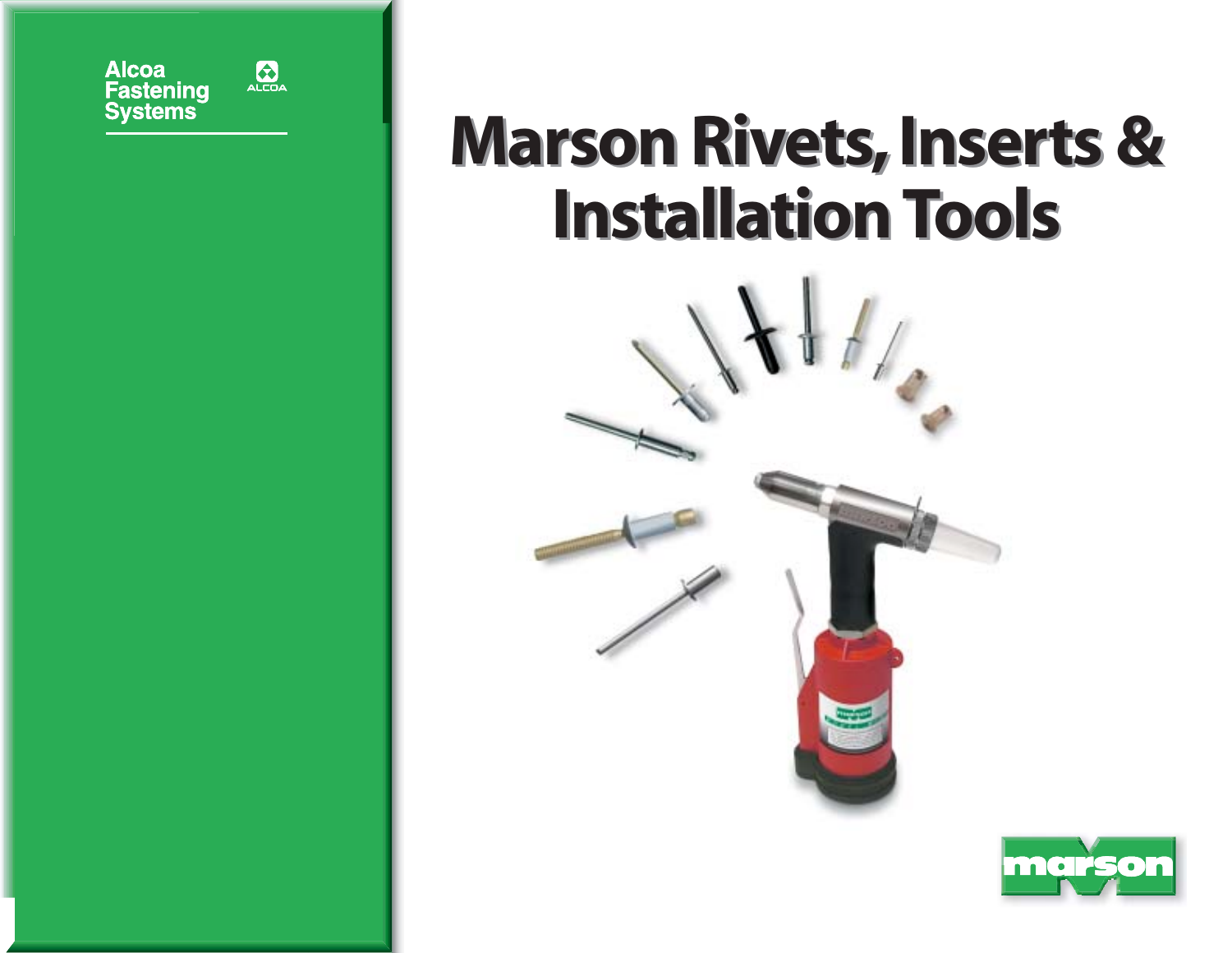Alcoa Fastening Systems

ALCOA

# Marson Rivets, Inserts & Installation Tools

marson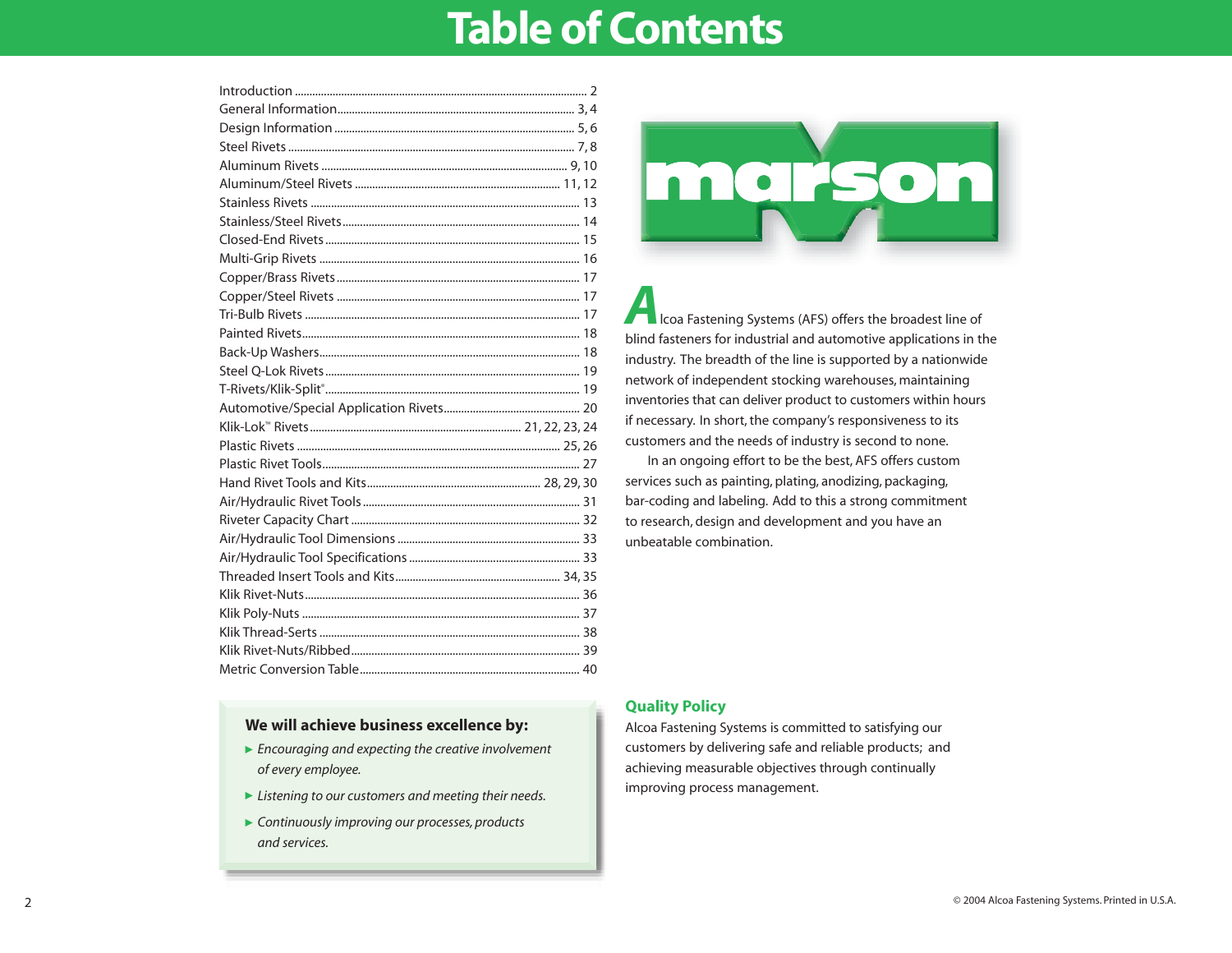# Table of Contents

| Section | Page |
|---|---|
| Introduction | 2 |
| General Information | 3, 4 |
| Design Information | 5, 6 |
| Steel Rivets | 7, 8 |
| Aluminum Rivets | 9, 10 |
| Aluminum/Steel Rivets | 11, 12 |
| Stainless Rivets | 13 |
| Stainless/Steel Rivets | 14 |
| Closed-End Rivets | 15 |
| Multi-Grip Rivets | 16 |
| Copper/Brass Rivets | 17 |
| Copper/Steel Rivets | 17 |
| Tri-Bulb Rivets | 17 |
| Painted Rivets | 18 |
| Back-Up Washers | 18 |
| Steel Q-Lok Rivets | 19 |
| T-Rivets/Klik-Split® | 19 |
| Automotive/Special Application Rivets | 20 |
| Klik-Lok™ Rivets | 21, 22, 23, 24 |
| Plastic Rivets | 25, 26 |
| Plastic Rivet Tools | 27 |
| Hand Rivet Tools and Kits | 28, 29, 30 |
| Air/Hydraulic Rivet Tools | 31 |
| Riveter Capacity Chart | 32 |
| Air/Hydraulic Tool Dimensions | 33 |
| Air/Hydraulic Tool Specifications | 33 |
| Threaded Insert Tools and Kits | 34, 35 |
| Klik Rivet-Nuts | 36 |
| Klik Poly-Nuts | 37 |
| Klik Thread-Serts | 38 |
| Klik Rivet-Nuts/Ribbed | 39 |
| Metric Conversion Table | 40 |

**We will achieve business excellence by:**

- *Encouraging and expecting the creative involvement of every employee.*
- *Listening to our customers and meeting their needs.*
- *Continuously improving our processes, products and services.*

marson

Alcoa Fastening Systems (AFS) offers the broadest line of blind fasteners for industrial and automotive applications in the industry. The breadth of the line is supported by a nationwide network of independent stocking warehouses, maintaining inventories that can deliver product to customers within hours if necessary. In short, the company's responsiveness to its customers and the needs of industry is second to none.

In an ongoing effort to be the best, AFS offers custom services such as painting, plating, anodizing, packaging, bar-coding and labeling. Add to this a strong commitment to research, design and development and you have an unbeatable combination.

## Quality Policy

Alcoa Fastening Systems is committed to satisfying our customers by delivering safe and reliable products; and achieving measurable objectives through continually improving process management.

© 2004 Alcoa Fastening Systems. Printed in U.S.A.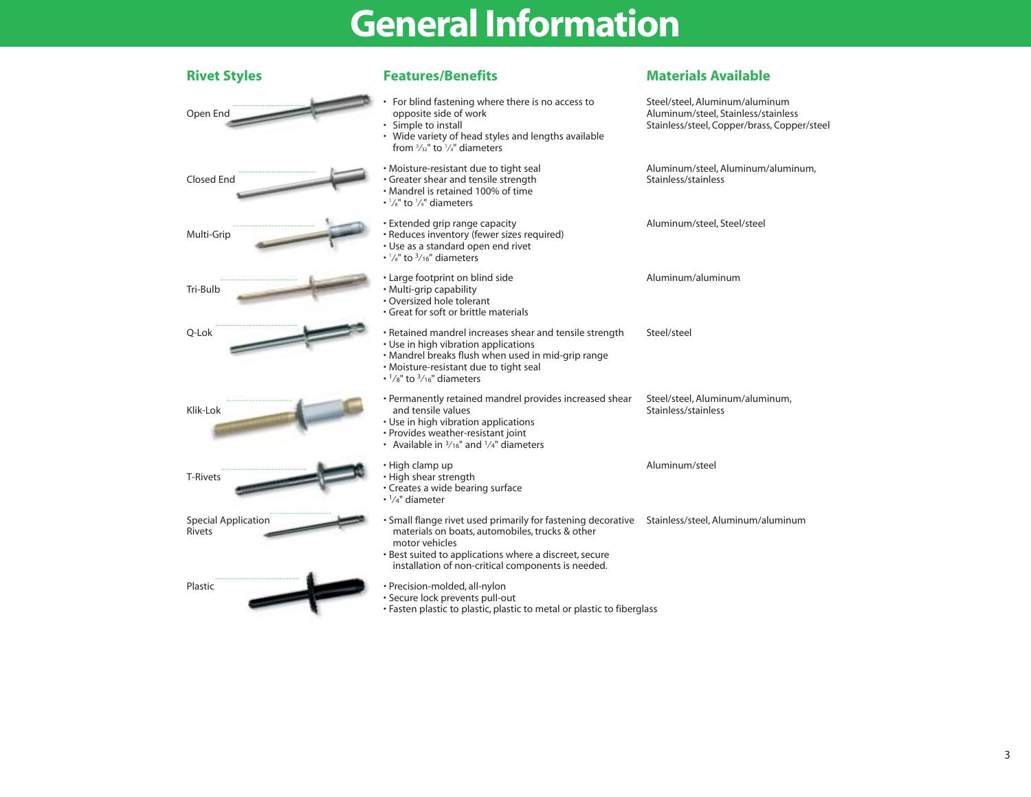# General Information

| Rivet Styles | Features/Benefits | Materials Available |
|---|---|---|
| Open End | • For blind fastening where there is no access to opposite side of work<br>• Simple to install<br>• Wide variety of head styles and lengths available from 3/32" to 1/4" diameters | Steel/steel, Aluminum/aluminum<br>Aluminum/steel, Stainless/stainless<br>Stainless/steel, Copper/brass, Copper/steel |
| Closed End | • Moisture-resistant due to tight seal<br>• Greater shear and tensile strength<br>• Mandrel is retained 100% of time<br>• 1/8" to 1/4" diameters | Aluminum/steel, Aluminum/aluminum,<br>Stainless/stainless |
| Multi-Grip | • Extended grip range capacity<br>• Reduces inventory (fewer sizes required)<br>• Use as a standard open end rivet<br>• 1/8" to 3/16" diameters | Aluminum/steel, Steel/steel |
| Tri-Bulb | • Large footprint on blind side<br>• Multi-grip capability<br>• Oversized hole tolerant<br>• Great for soft or brittle materials | Aluminum/aluminum |
| Q-Lok | • Retained mandrel increases shear and tensile strength<br>• Use in high vibration applications<br>• Mandrel breaks flush when used in mid-grip range<br>• Moisture-resistant due to tight seal<br>• 1/8" to 3/16" diameters | Steel/steel |
| Klik-Lok | • Permanently retained mandrel provides increased shear and tensile values<br>• Use in high vibration applications<br>• Provides weather-resistant joint<br>• Available in 3/16" and 1/4" diameters | Steel/steel, Aluminum/aluminum,<br>Stainless/stainless |
| T-Rivets | • High clamp up<br>• High shear strength<br>• Creates a wide bearing surface<br>• 1/4" diameter | Aluminum/steel |
| Special Application Rivets | • Small flange rivet used primarily for fastening decorative materials on boats, automobiles, trucks & other motor vehicles<br>• Best suited to applications where a discreet, secure installation of non-critical components is needed. | Stainless/steel, Aluminum/aluminum |
| Plastic | • Precision-molded, all-nylon<br>• Secure lock prevents pull-out<br>• Fasten plastic to plastic, plastic to metal or plastic to fiberglass | |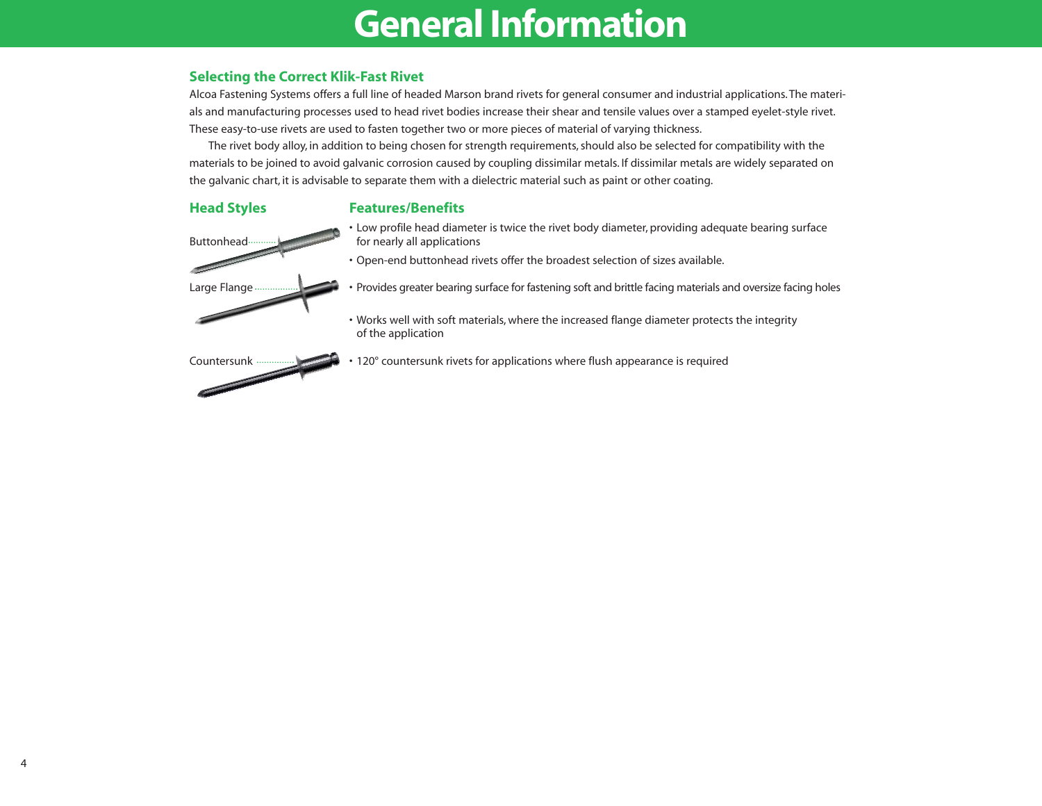# General Information

## Selecting the Correct Klik-Fast Rivet

Alcoa Fastening Systems offers a full line of headed Marson brand rivets for general consumer and industrial applications. The materials and manufacturing processes used to head rivet bodies increase their shear and tensile values over a stamped eyelet-style rivet. These easy-to-use rivets are used to fasten together two or more pieces of material of varying thickness.

The rivet body alloy, in addition to being chosen for strength requirements, should also be selected for compatibility with the materials to be joined to avoid galvanic corrosion caused by coupling dissimilar metals. If dissimilar metals are widely separated on the galvanic chart, it is advisable to separate them with a dielectric material such as paint or other coating.

| Head Styles | Features/Benefits |
|---|---|
| Buttonhead | • Low profile head diameter is twice the rivet body diameter, providing adequate bearing surface for nearly all applications<br>• Open-end buttonhead rivets offer the broadest selection of sizes available. |
| Large Flange | • Provides greater bearing surface for fastening soft and brittle facing materials and oversize facing holes<br>• Works well with soft materials, where the increased flange diameter protects the integrity of the application |
| Countersunk | • 120° countersunk rivets for applications where flush appearance is required |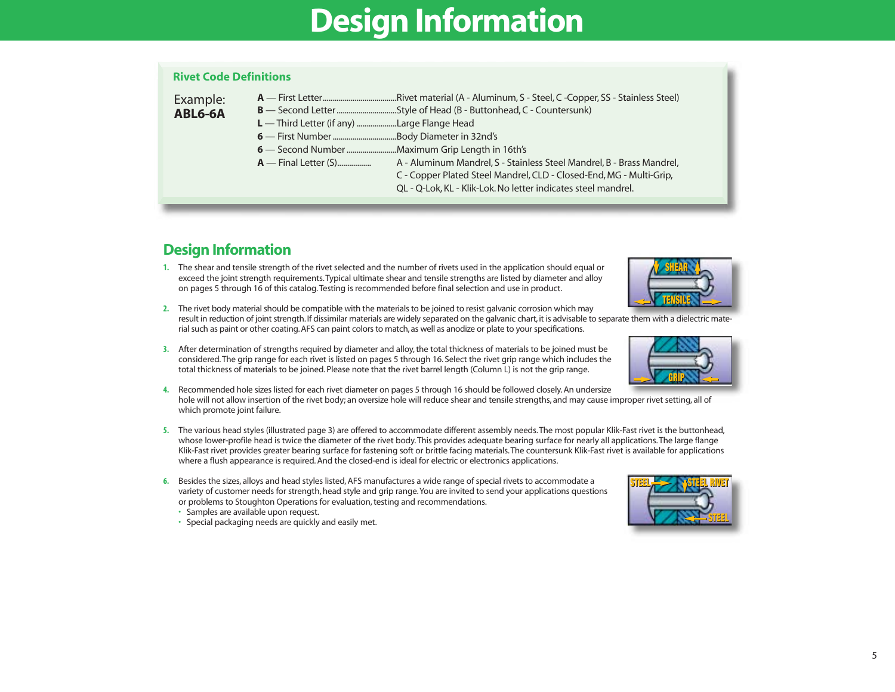# Design Information

## Rivet Code Definitions

Example:
**ABL6-6A**

| Code | Definition |
|---|---|
| **A** — First Letter | Rivet material (A - Aluminum, S - Steel, C -Copper, SS - Stainless Steel) |
| **B** — Second Letter | Style of Head (B - Buttonhead, C - Countersunk) |
| **L** — Third Letter (if any) | Large Flange Head |
| **6** — First Number | Body Diameter in 32nd's |
| **6** — Second Number | Maximum Grip Length in 16th's |
| **A** — Final Letter (S) | A - Aluminum Mandrel, S - Stainless Steel Mandrel, B - Brass Mandrel, C - Copper Plated Steel Mandrel, CLD - Closed-End, MG - Multi-Grip, QL - Q-Lok, KL - Klik-Lok. No letter indicates steel mandrel. |

## Design Information

1. The shear and tensile strength of the rivet selected and the number of rivets used in the application should equal or exceed the joint strength requirements. Typical ultimate shear and tensile strengths are listed by diameter and alloy on pages 5 through 16 of this catalog. Testing is recommended before final selection and use in product.

2. The rivet body material should be compatible with the materials to be joined to resist galvanic corrosion which may result in reduction of joint strength. If dissimilar materials are widely separated on the galvanic chart, it is advisable to separate them with a dielectric material such as paint or other coating. AFS can paint colors to match, as well as anodize or plate to your specifications.

3. After determination of strengths required by diameter and alloy, the total thickness of materials to be joined must be considered. The grip range for each rivet is listed on pages 5 through 16. Select the rivet grip range which includes the total thickness of materials to be joined. Please note that the rivet barrel length (Column L) is not the grip range.

4. Recommended hole sizes listed for each rivet diameter on pages 5 through 16 should be followed closely. An undersize hole will not allow insertion of the rivet body; an oversize hole will reduce shear and tensile strengths, and may cause improper rivet setting, all of which promote joint failure.

5. The various head styles (illustrated page 3) are offered to accommodate different assembly needs. The most popular Klik-Fast rivet is the buttonhead, whose lower-profile head is twice the diameter of the rivet body. This provides adequate bearing surface for nearly all applications. The large flange Klik-Fast rivet provides greater bearing surface for fastening soft or brittle facing materials. The countersunk Klik-Fast rivet is available for applications where a flush appearance is required. And the closed-end is ideal for electric or electronics applications.

6. Besides the sizes, alloys and head styles listed, AFS manufactures a wide range of special rivets to accommodate a variety of customer needs for strength, head style and grip range. You are invited to send your applications questions or problems to Stoughton Operations for evaluation, testing and recommendations.
   - Samples are available upon request.
   - Special packaging needs are quickly and easily met.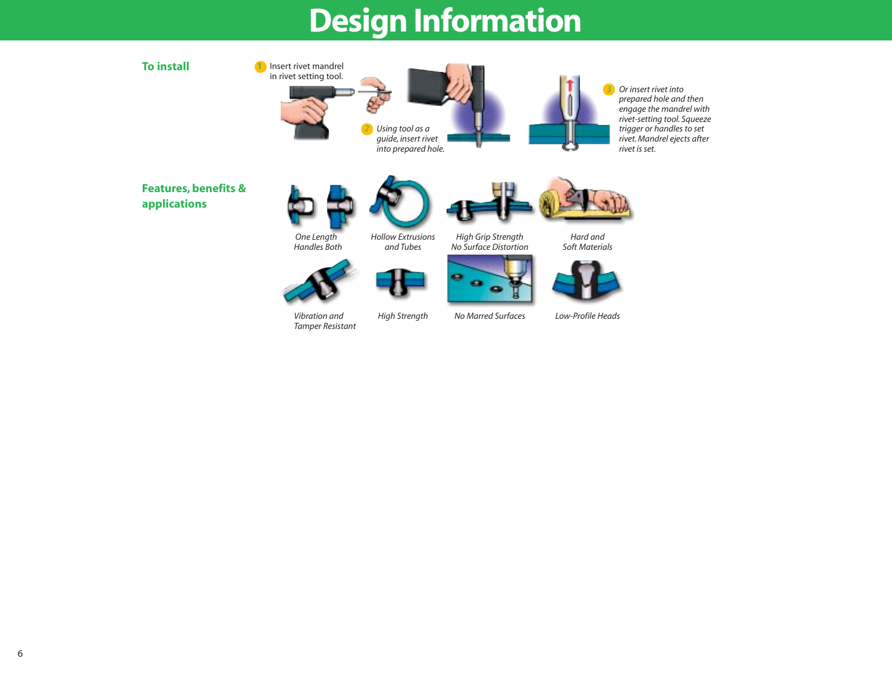# Design Information

## To install

1. Insert rivet mandrel in rivet setting tool.

2. *Using tool as a guide, insert rivet into prepared hole.*

3. *Or insert rivet into prepared hole and then engage the mandrel with rivet-setting tool. Squeeze trigger or handles to set rivet. Mandrel ejects after rivet is set.*

## Features, benefits & applications

*One Length Handles Both*

*Hollow Extrusions and Tubes*

*High Grip Strength No Surface Distortion*

*Hard and Soft Materials*

*Vibration and Tamper Resistant*

*High Strength*

*No Marred Surfaces*

*Low-Profile Heads*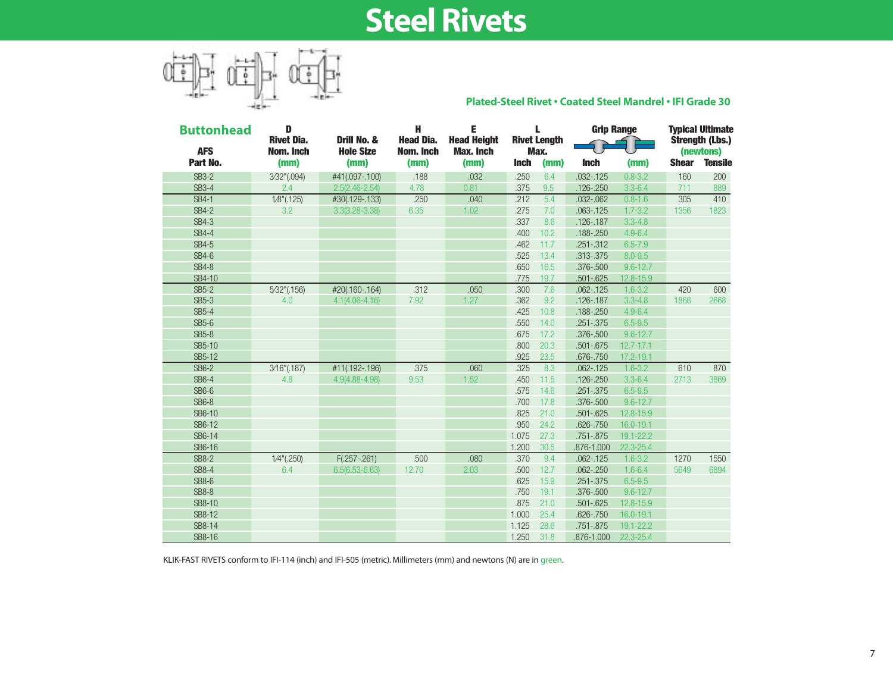# Steel Rivets

**Plated-Steel Rivet • Coated Steel Mandrel • IFI Grade 30**

| **Buttonhead** AFS Part No. | D Rivet Dia. Nom. Inch (mm) | Drill No. & Hole Size (mm) | H Head Dia. Nom. Inch (mm) | E Head Height Max. Inch (mm) | L Rivet Length Max. | | Grip Range | | Typical Ultimate Strength (Lbs.) (newtons) | |
|---|---|---|---|---|---|---|---|---|---|---|
| | | | | | Inch | (mm) | Inch | (mm) | Shear | Tensile |
| SB3-2 | 3⁄32"(.094) | #41(.097-.100) | .188 | .032 | .250 | 6.4 | .032-.125 | 0.8-3.2 | 160 | 200 |
| SB3-4 | 2.4 | 2.5(2.46-2.54) | 4.78 | 0.81 | .375 | 9.5 | .126-.250 | 3.3-6.4 | 711 | 889 |
| SB4-1 | 1⁄8"(.125) | #30(.129-.133) | .250 | .040 | .212 | 5.4 | .032-.062 | 0.8-1.6 | 305 | 410 |
| SB4-2 | 3.2 | 3.3(3.28-3.38) | 6.35 | 1.02 | .275 | 7.0 | .063-.125 | 1.7-3.2 | 1356 | 1823 |
| SB4-3 | | | | | .337 | 8.6 | .126-.187 | 3.3-4.8 | | |
| SB4-4 | | | | | .400 | 10.2 | .188-.250 | 4.9-6.4 | | |
| SB4-5 | | | | | .462 | 11.7 | .251-.312 | 6.5-7.9 | | |
| SB4-6 | | | | | .525 | 13.4 | .313-.375 | 8.0-9.5 | | |
| SB4-8 | | | | | .650 | 16.5 | .376-.500 | 9.6-12.7 | | |
| SB4-10 | | | | | .775 | 19.7 | .501-.625 | 12.8-15.9 | | |
| SB5-2 | 5⁄32"(.156) | #20(.160-.164) | .312 | .050 | .300 | 7.6 | .062-.125 | 1.6-3.2 | 420 | 600 |
| SB5-3 | 4.0 | 4.1(4.06-4.16) | 7.92 | 1.27 | .362 | 9.2 | .126-.187 | 3.3-4.8 | 1868 | 2668 |
| SB5-4 | | | | | .425 | 10.8 | .188-.250 | 4.9-6.4 | | |
| SB5-6 | | | | | .550 | 14.0 | .251-.375 | 6.5-9.5 | | |
| SB5-8 | | | | | .675 | 17.2 | .376-.500 | 9.6-12.7 | | |
| SB5-10 | | | | | .800 | 20.3 | .501-.675 | 12.7-17.1 | | |
| SB5-12 | | | | | .925 | 23.5 | .676-.750 | 17.2-19.1 | | |
| SB6-2 | 3⁄16"(.187) | #11(.192-.196) | .375 | .060 | .325 | 8.3 | .062-.125 | 1.6-3.2 | 610 | 870 |
| SB6-4 | 4.8 | 4.9(4.88-4.98) | 9.53 | 1.52 | .450 | 11.5 | .126-.250 | 3.3-6.4 | 2713 | 3869 |
| SB6-6 | | | | | .575 | 14.6 | .251-.375 | 6.5-9.5 | | |
| SB6-8 | | | | | .700 | 17.8 | .376-.500 | 9.6-12.7 | | |
| SB6-10 | | | | | .825 | 21.0 | .501-.625 | 12.8-15.9 | | |
| SB6-12 | | | | | .950 | 24.2 | .626-.750 | 16.0-19.1 | | |
| SB6-14 | | | | | 1.075 | 27.3 | .751-.875 | 19.1-22.2 | | |
| SB6-16 | | | | | 1.200 | 30.5 | .876-1.000 | 22.3-25.4 | | |
| SB8-2 | 1⁄4"(.250) | F(.257-.261) | .500 | .080 | .370 | 9.4 | .062-.125 | 1.6-3.2 | 1270 | 1550 |
| SB8-4 | 6.4 | 6.5(6.53-6.63) | 12.70 | 2.03 | .500 | 12.7 | .062-.250 | 1.6-6.4 | 5649 | 6894 |
| SB8-6 | | | | | .625 | 15.9 | .251-.375 | 6.5-9.5 | | |
| SB8-8 | | | | | .750 | 19.1 | .376-.500 | 9.6-12.7 | | |
| SB8-10 | | | | | .875 | 21.0 | .501-.625 | 12.8-15.9 | | |
| SB8-12 | | | | | 1.000 | 25.4 | .626-.750 | 16.0-19.1 | | |
| SB8-14 | | | | | 1.125 | 28.6 | .751-.875 | 19.1-22.2 | | |
| SB8-16 | | | | | 1.250 | 31.8 | .876-1.000 | 22.3-25.4 | | |

KLIK-FAST RIVETS conform to IFI-114 (inch) and IFI-505 (metric). Millimeters (mm) and newtons (N) are in green.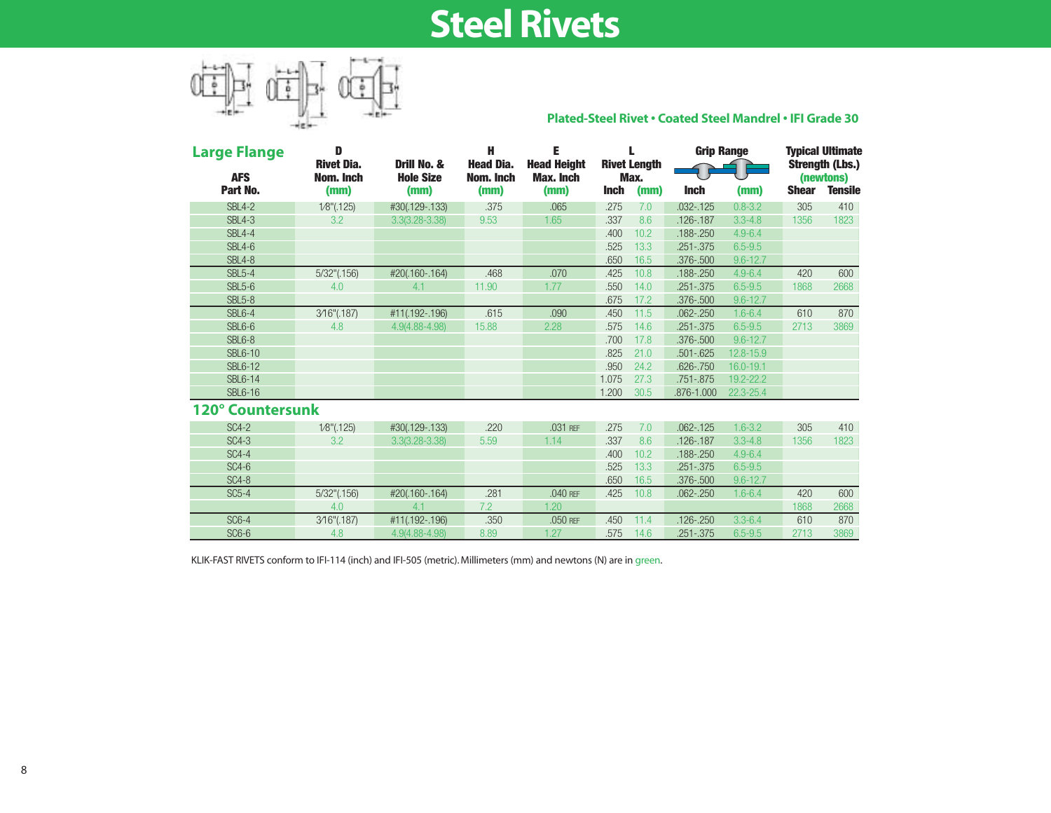# Steel Rivets

**Plated-Steel Rivet • Coated Steel Mandrel • IFI Grade 30**

| AFS Part No. | D Rivet Dia. Nom. Inch (mm) | Drill No. & Hole Size (mm) | H Head Dia. Nom. Inch (mm) | E Head Height Max. Inch (mm) | L Rivet Length Max. Inch | (mm) | Grip Range Inch | (mm) | Typical Ultimate Strength (Lbs.) (newtons) Shear | Tensile |
|---|---|---|---|---|---|---|---|---|---|---|
| **Large Flange** | | | | | | | | | | |
| SBL4-2 | 1⁄8"(.125) | #30(.129-.133) | .375 | .065 | .275 | 7.0 | .032-.125 | 0.8-3.2 | 305 | 410 |
| SBL4-3 | 3.2 | 3.3(3.28-3.38) | 9.53 | 1.65 | .337 | 8.6 | .126-.187 | 3.3-4.8 | 1356 | 1823 |
| SBL4-4 | | | | | .400 | 10.2 | .188-.250 | 4.9-6.4 | | |
| SBL4-6 | | | | | .525 | 13.3 | .251-.375 | 6.5-9.5 | | |
| SBL4-8 | | | | | .650 | 16.5 | .376-.500 | 9.6-12.7 | | |
| SBL5-4 | 5/32"(.156) | #20(.160-.164) | .468 | .070 | .425 | 10.8 | .188-.250 | 4.9-6.4 | 420 | 600 |
| SBL5-6 | 4.0 | 4.1 | 11.90 | 1.77 | .550 | 14.0 | .251-.375 | 6.5-9.5 | 1868 | 2668 |
| SBL5-8 | | | | | .675 | 17.2 | .376-.500 | 9.6-12.7 | | |
| SBL6-4 | 3⁄16"(.187) | #11(.192-.196) | .615 | .090 | .450 | 11.5 | .062-.250 | 1.6-6.4 | 610 | 870 |
| SBL6-6 | 4.8 | 4.9(4.88-4.98) | 15.88 | 2.28 | .575 | 14.6 | .251-.375 | 6.5-9.5 | 2713 | 3869 |
| SBL6-8 | | | | | .700 | 17.8 | .376-.500 | 9.6-12.7 | | |
| SBL6-10 | | | | | .825 | 21.0 | .501-.625 | 12.8-15.9 | | |
| SBL6-12 | | | | | .950 | 24.2 | .626-.750 | 16.0-19.1 | | |
| SBL6-14 | | | | | 1.075 | 27.3 | .751-.875 | 19.2-22.2 | | |
| SBL6-16 | | | | | 1.200 | 30.5 | .876-1.000 | 22.3-25.4 | | |
| **120° Countersunk** | | | | | | | | | | |
| SC4-2 | 1⁄8"(.125) | #30(.129-.133) | .220 | .031 REF | .275 | 7.0 | .062-.125 | 1.6-3.2 | 305 | 410 |
| SC4-3 | 3.2 | 3.3(3.28-3.38) | 5.59 | 1.14 | .337 | 8.6 | .126-.187 | 3.3-4.8 | 1356 | 1823 |
| SC4-4 | | | | | .400 | 10.2 | .188-.250 | 4.9-6.4 | | |
| SC4-6 | | | | | .525 | 13.3 | .251-.375 | 6.5-9.5 | | |
| SC4-8 | | | | | .650 | 16.5 | .376-.500 | 9.6-12.7 | | |
| SC5-4 | 5/32"(.156) | #20(.160-.164) | .281 | .040 REF | .425 | 10.8 | .062-.250 | 1.6-6.4 | 420 | 600 |
| | 4.0 | 4.1 | 7.2 | 1.20 | | | | | 1868 | 2668 |
| SC6-4 | 3⁄16"(.187) | #11(.192-.196) | .350 | .050 REF | .450 | 11.4 | .126-.250 | 3.3-6.4 | 610 | 870 |
| SC6-6 | 4.8 | 4.9(4.88-4.98) | 8.89 | 1.27 | .575 | 14.6 | .251-.375 | 6.5-9.5 | 2713 | 3869 |

KLIK-FAST RIVETS conform to IFI-114 (inch) and IFI-505 (metric). Millimeters (mm) and newtons (N) are in green.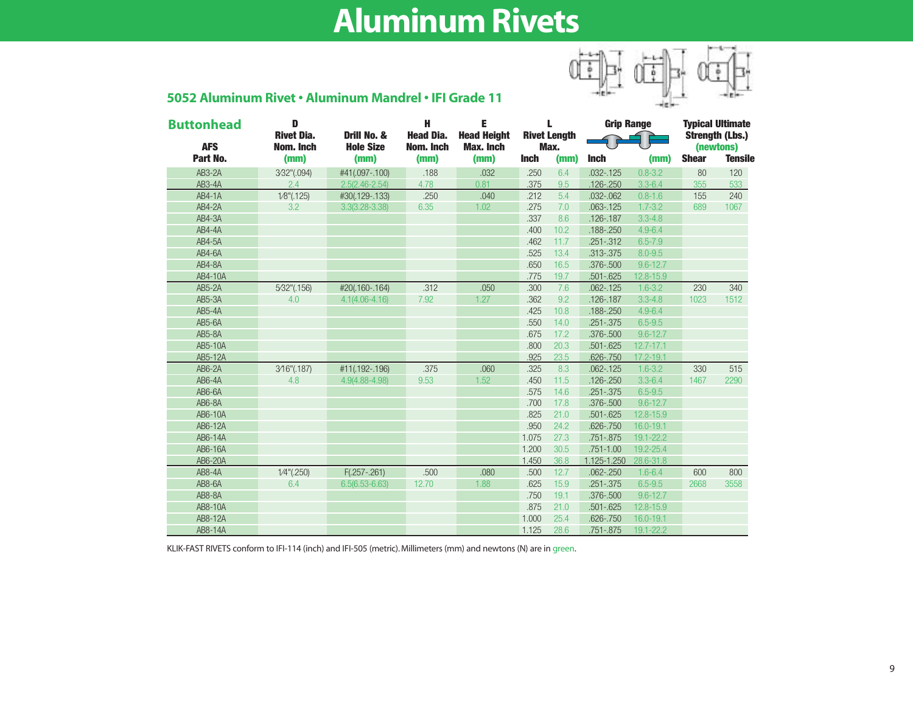# Aluminum Rivets

## 5052 Aluminum Rivet • Aluminum Mandrel • IFI Grade 11

| Buttonhead AFS Part No. | D Rivet Dia. Nom. Inch (mm) | Drill No. & Hole Size (mm) | H Head Dia. Nom. Inch (mm) | E Head Height Max. Inch (mm) | L Rivet Length Max. Inch | (mm) | Grip Range Inch | (mm) | Typical Ultimate Strength (Lbs.) (newtons) Shear | Tensile |
|---|---|---|---|---|---|---|---|---|---|---|
| AB3-2A | 3⁄32"(.094) | #41(.097-.100) | .188 | .032 | .250 | 6.4 | .032-.125 | 0.8-3.2 | 80 | 120 |
| AB3-4A | 2.4 | 2.5(2.46-2.54) | 4.78 | 0.81 | .375 | 9.5 | .126-.250 | 3.3-6.4 | 355 | 533 |
| AB4-1A | 1⁄8"(.125) | #30(.129-.133) | .250 | .040 | .212 | 5.4 | .032-.062 | 0.8-1.6 | 155 | 240 |
| AB4-2A | 3.2 | 3.3(3.28-3.38) | 6.35 | 1.02 | .275 | 7.0 | .063-.125 | 1.7-3.2 | 689 | 1067 |
| AB4-3A | | | | | .337 | 8.6 | .126-.187 | 3.3-4.8 | | |
| AB4-4A | | | | | .400 | 10.2 | .188-.250 | 4.9-6.4 | | |
| AB4-5A | | | | | .462 | 11.7 | .251-.312 | 6.5-7.9 | | |
| AB4-6A | | | | | .525 | 13.4 | .313-.375 | 8.0-9.5 | | |
| AB4-8A | | | | | .650 | 16.5 | .376-.500 | 9.6-12.7 | | |
| AB4-10A | | | | | .775 | 19.7 | .501-.625 | 12.8-15.9 | | |
| AB5-2A | 5⁄32"(.156) | #20(.160-.164) | .312 | .050 | .300 | 7.6 | .062-.125 | 1.6-3.2 | 230 | 340 |
| AB5-3A | 4.0 | 4.1(4.06-4.16) | 7.92 | 1.27 | .362 | 9.2 | .126-.187 | 3.3-4.8 | 1023 | 1512 |
| AB5-4A | | | | | .425 | 10.8 | .188-.250 | 4.9-6.4 | | |
| AB5-6A | | | | | .550 | 14.0 | .251-.375 | 6.5-9.5 | | |
| AB5-8A | | | | | .675 | 17.2 | .376-.500 | 9.6-12.7 | | |
| AB5-10A | | | | | .800 | 20.3 | .501-.625 | 12.7-17.1 | | |
| AB5-12A | | | | | .925 | 23.5 | .626-.750 | 17.2-19.1 | | |
| AB6-2A | 3⁄16"(.187) | #11(.192-.196) | .375 | .060 | .325 | 8.3 | .062-.125 | 1.6-3.2 | 330 | 515 |
| AB6-4A | 4.8 | 4.9(4.88-4.98) | 9.53 | 1.52 | .450 | 11.5 | .126-.250 | 3.3-6.4 | 1467 | 2290 |
| AB6-6A | | | | | .575 | 14.6 | .251-.375 | 6.5-9.5 | | |
| AB6-8A | | | | | .700 | 17.8 | .376-.500 | 9.6-12.7 | | |
| AB6-10A | | | | | .825 | 21.0 | .501-.625 | 12.8-15.9 | | |
| AB6-12A | | | | | .950 | 24.2 | .626-.750 | 16.0-19.1 | | |
| AB6-14A | | | | | 1.075 | 27.3 | .751-.875 | 19.1-22.2 | | |
| AB6-16A | | | | | 1.200 | 30.5 | .751-1.00 | 19.2-25.4 | | |
| AB6-20A | | | | | 1.450 | 36.8 | 1.125-1.250 | 28.6-31.8 | | |
| AB8-4A | 1⁄4"(.250) | F(.257-.261) | .500 | .080 | .500 | 12.7 | .062-.250 | 1.6-6.4 | 600 | 800 |
| AB8-6A | 6.4 | 6.5(6.53-6.63) | 12.70 | 1.88 | .625 | 15.9 | .251-.375 | 6.5-9.5 | 2668 | 3558 |
| AB8-8A | | | | | .750 | 19.1 | .376-.500 | 9.6-12.7 | | |
| AB8-10A | | | | | .875 | 21.0 | .501-.625 | 12.8-15.9 | | |
| AB8-12A | | | | | 1.000 | 25.4 | .626-.750 | 16.0-19.1 | | |
| AB8-14A | | | | | 1.125 | 28.6 | .751-.875 | 19.1-22.2 | | |

KLIK-FAST RIVETS conform to IFI-114 (inch) and IFI-505 (metric). Millimeters (mm) and newtons (N) are in green.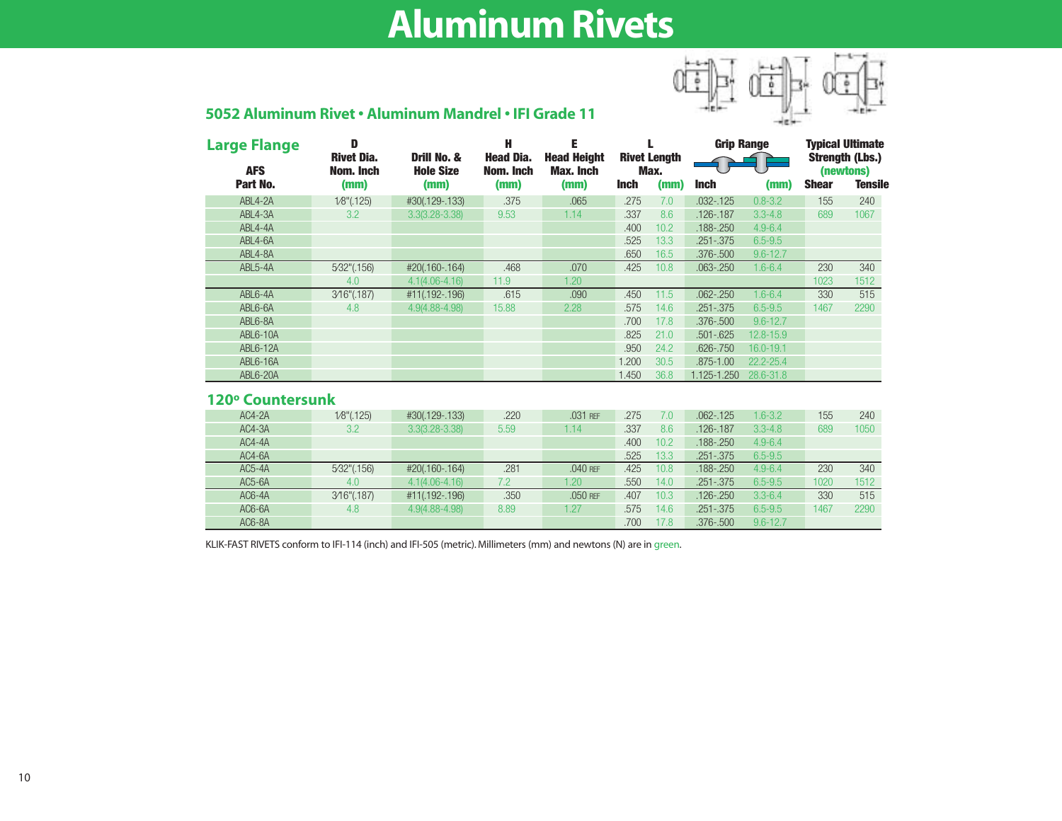# Aluminum Rivets

## 5052 Aluminum Rivet • Aluminum Mandrel • IFI Grade 11

### Large Flange

| AFS Part No. | D Rivet Dia. Nom. Inch (mm) | Drill No. & Hole Size (mm) | H Head Dia. Nom. Inch (mm) | E Head Height Max. Inch (mm) | L Rivet Length Max. Inch | (mm) | Grip Range Inch | (mm) | Typical Ultimate Strength (Lbs.) (newtons) Shear | Tensile |
|---|---|---|---|---|---|---|---|---|---|---|
| ABL4-2A | 1⁄8"(.125) | #30(.129-.133) | .375 | .065 | .275 | 7.0 | .032-.125 | 0.8-3.2 | 155 | 240 |
| ABL4-3A | 3.2 | 3.3(3.28-3.38) | 9.53 | 1.14 | .337 | 8.6 | .126-.187 | 3.3-4.8 | 689 | 1067 |
| ABL4-4A | | | | | .400 | 10.2 | .188-.250 | 4.9-6.4 | | |
| ABL4-6A | | | | | .525 | 13.3 | .251-.375 | 6.5-9.5 | | |
| ABL4-8A | | | | | .650 | 16.5 | .376-.500 | 9.6-12.7 | | |
| ABL5-4A | 5⁄32"(.156) | #20(.160-.164) | .468 | .070 | .425 | 10.8 | .063-.250 | 1.6-6.4 | 230 | 340 |
| | 4.0 | 4.1(4.06-4.16) | 11.9 | 1.20 | | | | | 1023 | 1512 |
| ABL6-4A | 3⁄16"(.187) | #11(.192-.196) | .615 | .090 | .450 | 11.5 | .062-.250 | 1.6-6.4 | 330 | 515 |
| ABL6-6A | 4.8 | 4.9(4.88-4.98) | 15.88 | 2.28 | .575 | 14.6 | .251-.375 | 6.5-9.5 | 1467 | 2290 |
| ABL6-8A | | | | | .700 | 17.8 | .376-.500 | 9.6-12.7 | | |
| ABL6-10A | | | | | .825 | 21.0 | .501-.625 | 12.8-15.9 | | |
| ABL6-12A | | | | | .950 | 24.2 | .626-.750 | 16.0-19.1 | | |
| ABL6-16A | | | | | 1.200 | 30.5 | .875-1.00 | 22.2-25.4 | | |
| ABL6-20A | | | | | 1.450 | 36.8 | 1.125-1.250 | 28.6-31.8 | | |

### 120º Countersunk

| AFS Part No. | D Rivet Dia. Nom. Inch (mm) | Drill No. & Hole Size (mm) | H Head Dia. Nom. Inch (mm) | E Head Height Max. Inch (mm) | L Rivet Length Max. Inch | (mm) | Grip Range Inch | (mm) | Shear | Tensile |
|---|---|---|---|---|---|---|---|---|---|---|
| AC4-2A | 1⁄8"(.125) | #30(.129-.133) | .220 | .031 REF | .275 | 7.0 | .062-.125 | 1.6-3.2 | 155 | 240 |
| AC4-3A | 3.2 | 3.3(3.28-3.38) | 5.59 | 1.14 | .337 | 8.6 | .126-.187 | 3.3-4.8 | 689 | 1050 |
| AC4-4A | | | | | .400 | 10.2 | .188-.250 | 4.9-6.4 | | |
| AC4-6A | | | | | .525 | 13.3 | .251-.375 | 6.5-9.5 | | |
| AC5-4A | 5⁄32"(.156) | #20(.160-.164) | .281 | .040 REF | .425 | 10.8 | .188-.250 | 4.9-6.4 | 230 | 340 |
| AC5-6A | 4.0 | 4.1(4.06-4.16) | 7.2 | 1.20 | .550 | 14.0 | .251-.375 | 6.5-9.5 | 1020 | 1512 |
| AC6-4A | 3⁄16"(.187) | #11(.192-.196) | .350 | .050 REF | .407 | 10.3 | .126-.250 | 3.3-6.4 | 330 | 515 |
| AC6-6A | 4.8 | 4.9(4.88-4.98) | 8.89 | 1.27 | .575 | 14.6 | .251-.375 | 6.5-9.5 | 1467 | 2290 |
| AC6-8A | | | | | .700 | 17.8 | .376-.500 | 9.6-12.7 | | |

KLIK-FAST RIVETS conform to IFI-114 (inch) and IFI-505 (metric). Millimeters (mm) and newtons (N) are in green.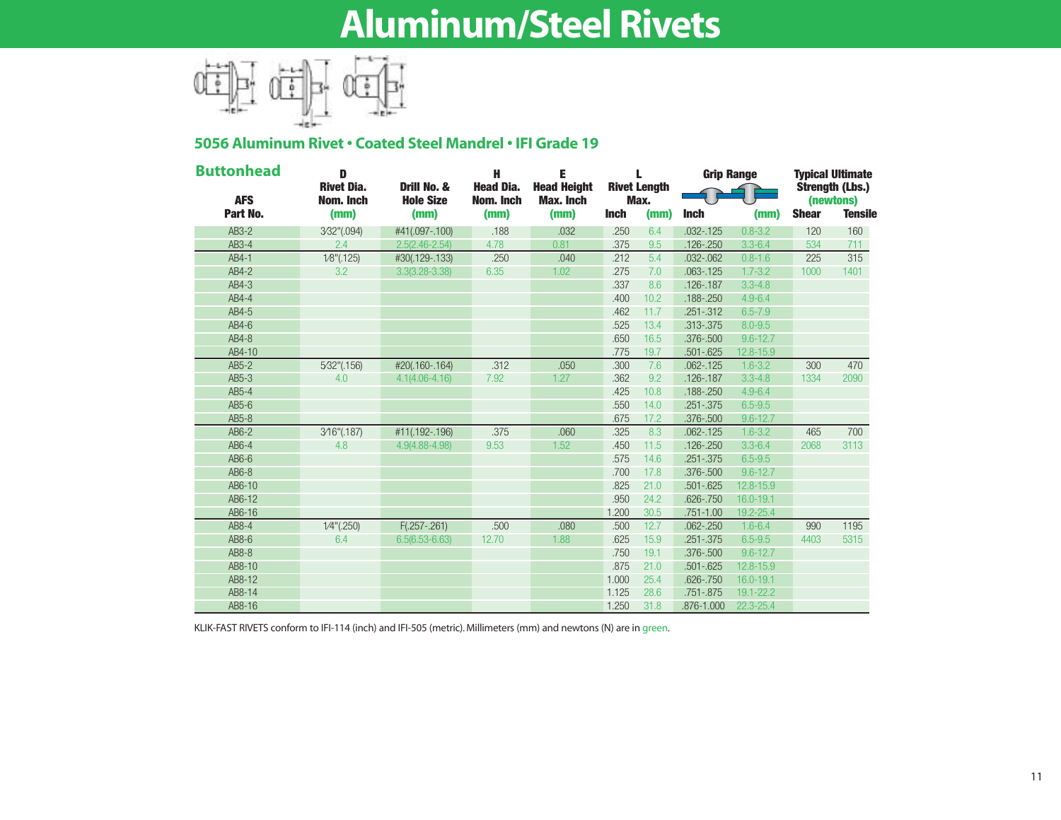# Aluminum/Steel Rivets

## 5056 Aluminum Rivet • Coated Steel Mandrel • IFI Grade 19

| Buttonhead AFS Part No. | D Rivet Dia. Nom. Inch (mm) | Drill No. & Hole Size (mm) | H Head Dia. Nom. Inch (mm) | E Head Height Max. Inch (mm) | L Rivet Length Max. Inch | (mm) | Grip Range Inch | (mm) | Typical Ultimate Strength (Lbs.) (newtons) Shear | Tensile |
|---|---|---|---|---|---|---|---|---|---|---|
| AB3-2 | 3⁄32"(.094) | #41(.097-.100) | .188 | .032 | .250 | 6.4 | .032-.125 | 0.8-3.2 | 120 | 160 |
| AB3-4 | 2.4 | 2.5(2.46-2.54) | 4.78 | 0.81 | .375 | 9.5 | .126-.250 | 3.3-6.4 | 534 | 711 |
| AB4-1 | 1⁄8"(.125) | #30(.129-.133) | .250 | .040 | .212 | 5.4 | .032-.062 | 0.8-1.6 | 225 | 315 |
| AB4-2 | 3.2 | 3.3(3.28-3.38) | 6.35 | 1.02 | .275 | 7.0 | .063-.125 | 1.7-3.2 | 1000 | 1401 |
| AB4-3 | | | | | .337 | 8.6 | .126-.187 | 3.3-4.8 | | |
| AB4-4 | | | | | .400 | 10.2 | .188-.250 | 4.9-6.4 | | |
| AB4-5 | | | | | .462 | 11.7 | .251-.312 | 6.5-7.9 | | |
| AB4-6 | | | | | .525 | 13.4 | .313-.375 | 8.0-9.5 | | |
| AB4-8 | | | | | .650 | 16.5 | .376-.500 | 9.6-12.7 | | |
| AB4-10 | | | | | .775 | 19.7 | .501-.625 | 12.8-15.9 | | |
| AB5-2 | 5⁄32"(.156) | #20(.160-.164) | .312 | .050 | .300 | 7.6 | .062-.125 | 1.6-3.2 | 300 | 470 |
| AB5-3 | 4.0 | 4.1(4.06-4.16) | 7.92 | 1.27 | .362 | 9.2 | .126-.187 | 3.3-4.8 | 1334 | 2090 |
| AB5-4 | | | | | .425 | 10.8 | .188-.250 | 4.9-6.4 | | |
| AB5-6 | | | | | .550 | 14.0 | .251-.375 | 6.5-9.5 | | |
| AB5-8 | | | | | .675 | 17.2 | .376-.500 | 9.6-12.7 | | |
| AB6-2 | 3⁄16"(.187) | #11(.192-.196) | .375 | .060 | .325 | 8.3 | .062-.125 | 1.6-3.2 | 465 | 700 |
| AB6-4 | 4.8 | 4.9(4.88-4.98) | 9.53 | 1.52 | .450 | 11.5 | .126-.250 | 3.3-6.4 | 2068 | 3113 |
| AB6-6 | | | | | .575 | 14.6 | .251-.375 | 6.5-9.5 | | |
| AB6-8 | | | | | .700 | 17.8 | .376-.500 | 9.6-12.7 | | |
| AB6-10 | | | | | .825 | 21.0 | .501-.625 | 12.8-15.9 | | |
| AB6-12 | | | | | .950 | 24.2 | .626-.750 | 16.0-19.1 | | |
| AB6-16 | | | | | 1.200 | 30.5 | .751-1.00 | 19.2-25.4 | | |
| AB8-4 | 1⁄4"(.250) | F(.257-.261) | .500 | .080 | .500 | 12.7 | .062-.250 | 1.6-6.4 | 990 | 1195 |
| AB8-6 | 6.4 | 6.5(6.53-6.63) | 12.70 | 1.88 | .625 | 15.9 | .251-.375 | 6.5-9.5 | 4403 | 5315 |
| AB8-8 | | | | | .750 | 19.1 | .376-.500 | 9.6-12.7 | | |
| AB8-10 | | | | | .875 | 21.0 | .501-.625 | 12.8-15.9 | | |
| AB8-12 | | | | | 1.000 | 25.4 | .626-.750 | 16.0-19.1 | | |
| AB8-14 | | | | | 1.125 | 28.6 | .751-.875 | 19.1-22.2 | | |
| AB8-16 | | | | | 1.250 | 31.8 | .876-1.000 | 22.3-25.4 | | |

KLIK-FAST RIVETS conform to IFI-114 (inch) and IFI-505 (metric). Millimeters (mm) and newtons (N) are in green.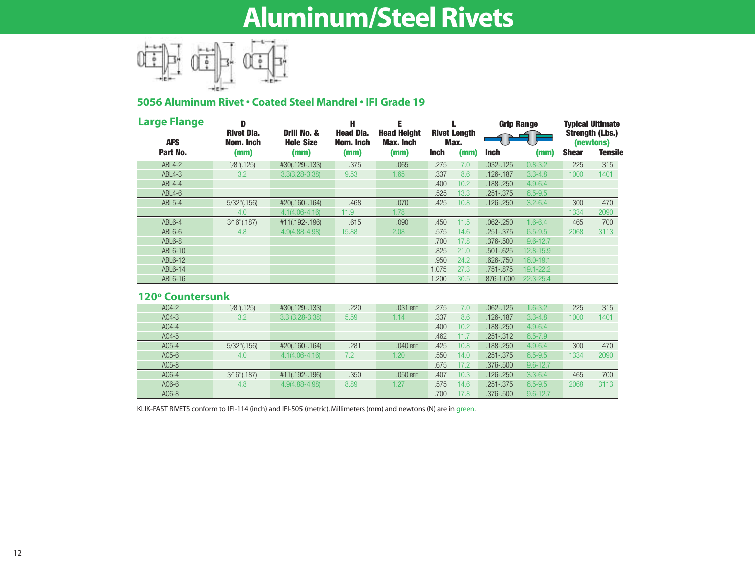# Aluminum/Steel Rivets

## 5056 Aluminum Rivet • Coated Steel Mandrel • IFI Grade 19

### Large Flange

| AFS Part No. | D Rivet Dia. Nom. Inch (mm) | Drill No. & Hole Size (mm) | H Head Dia. Nom. Inch (mm) | E Head Height Max. Inch (mm) | L Rivet Length Max. Inch | (mm) | Grip Range Inch | (mm) | Typical Ultimate Strength (Lbs.) (newtons) Shear | Tensile |
|---|---|---|---|---|---|---|---|---|---|---|
| ABL4-2 | 1/8"(.125) | #30(.129-.133) | .375 | .065 | .275 | 7.0 | .032-.125 | 0.8-3.2 | 225 | 315 |
| ABL4-3 | 3.2 | 3.3(3.28-3.38) | 9.53 | 1.65 | .337 | 8.6 | .126-.187 | 3.3-4.8 | 1000 | 1401 |
| ABL4-4 | | | | | .400 | 10.2 | .188-.250 | 4.9-6.4 | | |
| ABL4-6 | | | | | .525 | 13.3 | .251-.375 | 6.5-9.5 | | |
| ABL5-4 | 5/32"(.156) | #20(.160-.164) | .468 | .070 | .425 | 10.8 | .126-.250 | 3.2-6.4 | 300 | 470 |
| | 4.0 | 4.1(4.06-4.16) | 11.9 | 1.78 | | | | | 1334 | 2090 |
| ABL6-4 | 3/16"(.187) | #11(.192-.196) | .615 | .090 | .450 | 11.5 | .062-.250 | 1.6-6.4 | 465 | 700 |
| ABL6-6 | 4.8 | 4.9(4.88-4.98) | 15.88 | 2.08 | .575 | 14.6 | .251-.375 | 6.5-9.5 | 2068 | 3113 |
| ABL6-8 | | | | | .700 | 17.8 | .376-.500 | 9.6-12.7 | | |
| ABL6-10 | | | | | .825 | 21.0 | .501-.625 | 12.8-15.9 | | |
| ABL6-12 | | | | | .950 | 24.2 | .626-.750 | 16.0-19.1 | | |
| ABL6-14 | | | | | 1.075 | 27.3 | .751-.875 | 19.1-22.2 | | |
| ABL6-16 | | | | | 1.200 | 30.5 | .876-1.000 | 22.3-25.4 | | |

### 120º Countersunk

| AFS Part No. | D Rivet Dia. Nom. Inch (mm) | Drill No. & Hole Size (mm) | H Head Dia. Nom. Inch (mm) | E Head Height Max. Inch (mm) | L Rivet Length Max. Inch | (mm) | Grip Range Inch | (mm) | Shear | Tensile |
|---|---|---|---|---|---|---|---|---|---|---|
| AC4-2 | 1/8"(.125) | #30(.129-.133) | .220 | .031 REF | .275 | 7.0 | .062-.125 | 1.6-3.2 | 225 | 315 |
| AC4-3 | 3.2 | 3.3 (3.28-3.38) | 5.59 | 1.14 | .337 | 8.6 | .126-.187 | 3.3-4.8 | 1000 | 1401 |
| AC4-4 | | | | | .400 | 10.2 | .188-.250 | 4.9-6.4 | | |
| AC4-5 | | | | | .462 | 11.7 | .251-.312 | 6.5-7.9 | | |
| AC5-4 | 5/32"(.156) | #20(.160-.164) | .281 | .040 REF | .425 | 10.8 | .188-.250 | 4.9-6.4 | 300 | 470 |
| AC5-6 | 4.0 | 4.1(4.06-4.16) | 7.2 | 1.20 | .550 | 14.0 | .251-.375 | 6.5-9.5 | 1334 | 2090 |
| AC5-8 | | | | | .675 | 17.2 | .376-.500 | 9.6-12.7 | | |
| AC6-4 | 3/16"(.187) | #11(.192-.196) | .350 | .050 REF | .407 | 10.3 | .126-.250 | 3.3-6.4 | 465 | 700 |
| AC6-6 | 4.8 | 4.9(4.88-4.98) | 8.89 | 1.27 | .575 | 14.6 | .251-.375 | 6.5-9.5 | 2068 | 3113 |
| AC6-8 | | | | | .700 | 17.8 | .376-.500 | 9.6-12.7 | | |

KLIK-FAST RIVETS conform to IFI-114 (inch) and IFI-505 (metric). Millimeters (mm) and newtons (N) are in green.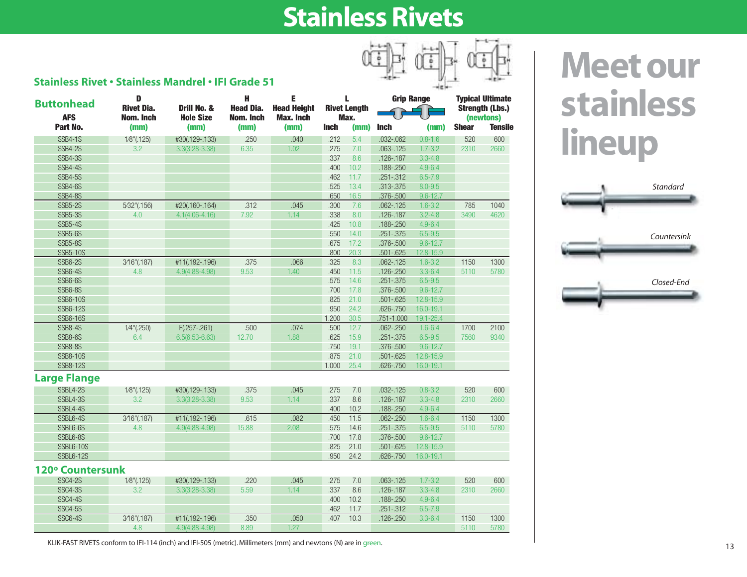# Stainless Rivets

## Stainless Rivet • Stainless Mandrel • IFI Grade 51

| Buttonhead AFS Part No. | D Rivet Dia. Nom. Inch (mm) | Drill No. & Hole Size (mm) | H Head Dia. Nom. Inch (mm) | E Head Height Max. Inch (mm) | L Rivet Length Max. Inch | (mm) | Grip Range Inch | (mm) | Typical Ultimate Strength (Lbs.) (newtons) Shear | Tensile |
|---|---|---|---|---|---|---|---|---|---|---|
| SSB4-1S | 1/8"(.125) | #30(.129-.133) | .250 | .040 | .212 | 5.4 | .032-.062 | 0.8-1.6 | 520 | 600 |
| SSB4-2S | 3.2 | 3.3(3.28-3.38) | 6.35 | 1.02 | .275 | 7.0 | .063-.125 | 1.7-3.2 | 2310 | 2660 |
| SSB4-3S | | | | | .337 | 8.6 | .126-.187 | 3.3-4.8 | | |
| SSB4-4S | | | | | .400 | 10.2 | .188-.250 | 4.9-6.4 | | |
| SSB4-5S | | | | | .462 | 11.7 | .251-.312 | 6.5-7.9 | | |
| SSB4-6S | | | | | .525 | 13.4 | .313-.375 | 8.0-9.5 | | |
| SSB4-8S | | | | | .650 | 16.5 | .376-.500 | 9.6-12.7 | | |
| SSB5-2S | 5/32"(.156) | #20(.160-.164) | .312 | .045 | .300 | 7.6 | .062-.125 | 1.6-3.2 | 785 | 1040 |
| SSB5-3S | 4.0 | 4.1(4.06-4.16) | 7.92 | 1.14 | .338 | 8.0 | .126-.187 | 3.2-4.8 | 3490 | 4620 |
| SSB5-4S | | | | | .425 | 10.8 | .188-.250 | 4.9-6.4 | | |
| SSB5-6S | | | | | .550 | 14.0 | .251-.375 | 6.5-9.5 | | |
| SSB5-8S | | | | | .675 | 17.2 | .376-.500 | 9.6-12.7 | | |
| SSB5-10S | | | | | .800 | 20.3 | .501-.625 | 12.8-15.9 | | |
| SSB6-2S | 3/16"(.187) | #11(.192-.196) | .375 | .066 | .325 | 8.3 | .062-.125 | 1.6-3.2 | 1150 | 1300 |
| SSB6-4S | 4.8 | 4.9(4.88-4.98) | 9.53 | 1.40 | .450 | 11.5 | .126-.250 | 3.3-6.4 | 5110 | 5780 |
| SSB6-6S | | | | | .575 | 14.6 | .251-.375 | 6.5-9.5 | | |
| SSB6-8S | | | | | .700 | 17.8 | .376-.500 | 9.6-12.7 | | |
| SSB6-10S | | | | | .825 | 21.0 | .501-.625 | 12.8-15.9 | | |
| SSB6-12S | | | | | .950 | 24.2 | .626-.750 | 16.0-19.1 | | |
| SSB6-16S | | | | | 1.200 | 30.5 | .751-1.000 | 19.1-25.4 | | |
| SSB8-4S | 1/4"(.250) | F(.257-.261) | .500 | .074 | .500 | 12.7 | .062-.250 | 1.6-6.4 | 1700 | 2100 |
| SSB8-6S | 6.4 | 6.5(6.53-6.63) | 12.70 | 1.88 | .625 | 15.9 | .251-.375 | 6.5-9.5 | 7560 | 9340 |
| SSB8-8S | | | | | .750 | 19.1 | .376-.500 | 9.6-12.7 | | |
| SSB8-10S | | | | | .875 | 21.0 | .501-.625 | 12.8-15.9 | | |
| SSB8-12S | | | | | 1.000 | 25.4 | .626-.750 | 16.0-19.1 | | |
| **Large Flange** | | | | | | | | | | |
| SSBL4-2S | 1/8"(.125) | #30(.129-.133) | .375 | .045 | .275 | 7.0 | .032-.125 | 0.8-3.2 | 520 | 600 |
| SSBL4-3S | 3.2 | 3.3(3.28-3.38) | 9.53 | 1.14 | .337 | 8.6 | .126-.187 | 3.3-4.8 | 2310 | 2660 |
| SSBL4-4S | | | | | .400 | 10.2 | .188-.250 | 4.9-6.4 | | |
| SSBL6-4S | 3/16"(.187) | #11(.192-.196) | .615 | .082 | .450 | 11.5 | .062-.250 | 1.6-6.4 | 1150 | 1300 |
| SSBL6-6S | 4.8 | 4.9(4.88-4.98) | 15.88 | 2.08 | .575 | 14.6 | .251-.375 | 6.5-9.5 | 5110 | 5780 |
| SSBL6-8S | | | | | .700 | 17.8 | .376-.500 | 9.6-12.7 | | |
| SSBL6-10S | | | | | .825 | 21.0 | .501-.625 | 12.8-15.9 | | |
| SSBL6-12S | | | | | .950 | 24.2 | .626-.750 | 16.0-19.1 | | |
| **120º Countersunk** | | | | | | | | | | |
| SSC4-2S | 1/8"(.125) | #30(.129-.133) | .220 | .045 | .275 | 7.0 | .063-.125 | 1.7-3.2 | 520 | 600 |
| SSC4-3S | 3.2 | 3.3(3.28-3.38) | 5.59 | 1.14 | .337 | 8.6 | .126-.187 | 3.3-4.8 | 2310 | 2660 |
| SSC4-4S | | | | | .400 | 10.2 | .188-.250 | 4.9-6.4 | | |
| SSC4-5S | | | | | .462 | 11.7 | .251-.312 | 6.5-7.9 | | |
| SSC6-4S | 3/16"(.187) | #11(.192-.196) | .350 | .050 | .407 | 10.3 | .126-.250 | 3.3-6.4 | 1150 | 1300 |
| | 4.8 | 4.9(4.88-4.98) | 8.89 | 1.27 | | | | | 5110 | 5780 |

KLIK-FAST RIVETS conform to IFI-114 (inch) and IFI-505 (metric). Millimeters (mm) and newtons (N) are in green.

# Meet our stainless lineup

*Standard*

*Countersink*

*Closed-End*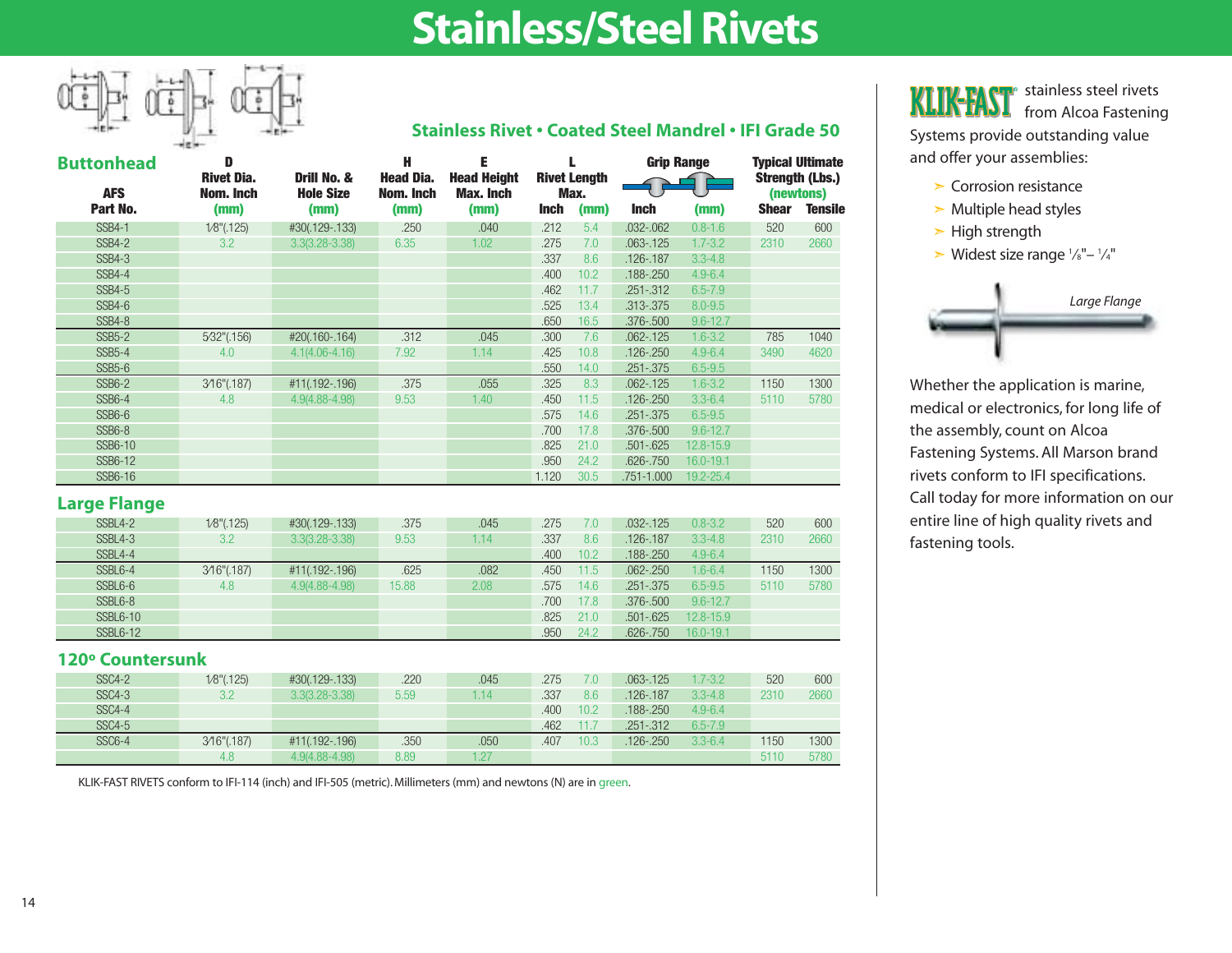# Stainless/Steel Rivets

### Stainless Rivet • Coated Steel Mandrel • IFI Grade 50

## Buttonhead

| AFS Part No. | D Rivet Dia. Nom. Inch (mm) | Drill No. & Hole Size (mm) | H Head Dia. Nom. Inch (mm) | E Head Height Max. Inch (mm) | L Rivet Length Max. Inch | (mm) | Grip Range Inch | (mm) | Typical Ultimate Strength (Lbs.) (newtons) Shear | Tensile |
|---|---|---|---|---|---|---|---|---|---|---|
| SSB4-1 | 1/8"(.125) | #30(.129-.133) | .250 | .040 | .212 | 5.4 | .032-.062 | 0.8-1.6 | 520 | 600 |
| SSB4-2 | 3.2 | 3.3(3.28-3.38) | 6.35 | 1.02 | .275 | 7.0 | .063-.125 | 1.7-3.2 | 2310 | 2660 |
| SSB4-3 | | | | | .337 | 8.6 | .126-.187 | 3.3-4.8 | | |
| SSB4-4 | | | | | .400 | 10.2 | .188-.250 | 4.9-6.4 | | |
| SSB4-5 | | | | | .462 | 11.7 | .251-.312 | 6.5-7.9 | | |
| SSB4-6 | | | | | .525 | 13.4 | .313-.375 | 8.0-9.5 | | |
| SSB4-8 | | | | | .650 | 16.5 | .376-.500 | 9.6-12.7 | | |
| SSB5-2 | 5/32"(.156) | #20(.160-.164) | .312 | .045 | .300 | 7.6 | .062-.125 | 1.6-3.2 | 785 | 1040 |
| SSB5-4 | 4.0 | 4.1(4.06-4.16) | 7.92 | 1.14 | .425 | 10.8 | .126-.250 | 4.9-6.4 | 3490 | 4620 |
| SSB5-6 | | | | | .550 | 14.0 | .251-.375 | 6.5-9.5 | | |
| SSB6-2 | 3/16"(.187) | #11(.192-.196) | .375 | .055 | .325 | 8.3 | .062-.125 | 1.6-3.2 | 1150 | 1300 |
| SSB6-4 | 4.8 | 4.9(4.88-4.98) | 9.53 | 1.40 | .450 | 11.5 | .126-.250 | 3.3-6.4 | 5110 | 5780 |
| SSB6-6 | | | | | .575 | 14.6 | .251-.375 | 6.5-9.5 | | |
| SSB6-8 | | | | | .700 | 17.8 | .376-.500 | 9.6-12.7 | | |
| SSB6-10 | | | | | .825 | 21.0 | .501-.625 | 12.8-15.9 | | |
| SSB6-12 | | | | | .950 | 24.2 | .626-.750 | 16.0-19.1 | | |
| SSB6-16 | | | | | 1.120 | 30.5 | .751-1.000 | 19.2-25.4 | | |

## Large Flange

| AFS Part No. | D Rivet Dia. Nom. Inch (mm) | Drill No. & Hole Size (mm) | H Head Dia. Nom. Inch (mm) | E Head Height Max. Inch (mm) | L Rivet Length Max. Inch | (mm) | Grip Range Inch | (mm) | Shear | Tensile |
|---|---|---|---|---|---|---|---|---|---|---|
| SSBL4-2 | 1/8"(.125) | #30(.129-.133) | .375 | .045 | .275 | 7.0 | .032-.125 | 0.8-3.2 | 520 | 600 |
| SSBL4-3 | 3.2 | 3.3(3.28-3.38) | 9.53 | 1.14 | .337 | 8.6 | .126-.187 | 3.3-4.8 | 2310 | 2660 |
| SSBL4-4 | | | | | .400 | 10.2 | .188-.250 | 4.9-6.4 | | |
| SSBL6-4 | 3/16"(.187) | #11(.192-.196) | .625 | .082 | .450 | 11.5 | .062-.250 | 1.6-6.4 | 1150 | 1300 |
| SSBL6-6 | 4.8 | 4.9(4.88-4.98) | 15.88 | 2.08 | .575 | 14.6 | .251-.375 | 6.5-9.5 | 5110 | 5780 |
| SSBL6-8 | | | | | .700 | 17.8 | .376-.500 | 9.6-12.7 | | |
| SSBL6-10 | | | | | .825 | 21.0 | .501-.625 | 12.8-15.9 | | |
| SSBL6-12 | | | | | .950 | 24.2 | .626-.750 | 16.0-19.1 | | |

## 120º Countersunk

| AFS Part No. | D Rivet Dia. Nom. Inch (mm) | Drill No. & Hole Size (mm) | H Head Dia. Nom. Inch (mm) | E Head Height Max. Inch (mm) | L Rivet Length Max. Inch | (mm) | Grip Range Inch | (mm) | Shear | Tensile |
|---|---|---|---|---|---|---|---|---|---|---|
| SSC4-2 | 1/8"(.125) | #30(.129-.133) | .220 | .045 | .275 | 7.0 | .063-.125 | 1.7-3.2 | 520 | 600 |
| SSC4-3 | 3.2 | 3.3(3.28-3.38) | 5.59 | 1.14 | .337 | 8.6 | .126-.187 | 3.3-4.8 | 2310 | 2660 |
| SSC4-4 | | | | | .400 | 10.2 | .188-.250 | 4.9-6.4 | | |
| SSC4-5 | | | | | .462 | 11.7 | .251-.312 | 6.5-7.9 | | |
| SSC6-4 | 3/16"(.187) | #11(.192-.196) | .350 | .050 | .407 | 10.3 | .126-.250 | 3.3-6.4 | 1150 | 1300 |
| | 4.8 | 4.9(4.88-4.98) | 8.89 | 1.27 | | | | | 5110 | 5780 |

KLIK-FAST RIVETS conform to IFI-114 (inch) and IFI-505 (metric). Millimeters (mm) and newtons (N) are in green.

KLIK-FAST® stainless steel rivets from Alcoa Fastening Systems provide outstanding value and offer your assemblies:

- Corrosion resistance
- Multiple head styles
- High strength
- Widest size range ⅛"– ¼"

*Large Flange*

Whether the application is marine, medical or electronics, for long life of the assembly, count on Alcoa Fastening Systems. All Marson brand rivets conform to IFI specifications. Call today for more information on our entire line of high quality rivets and fastening tools.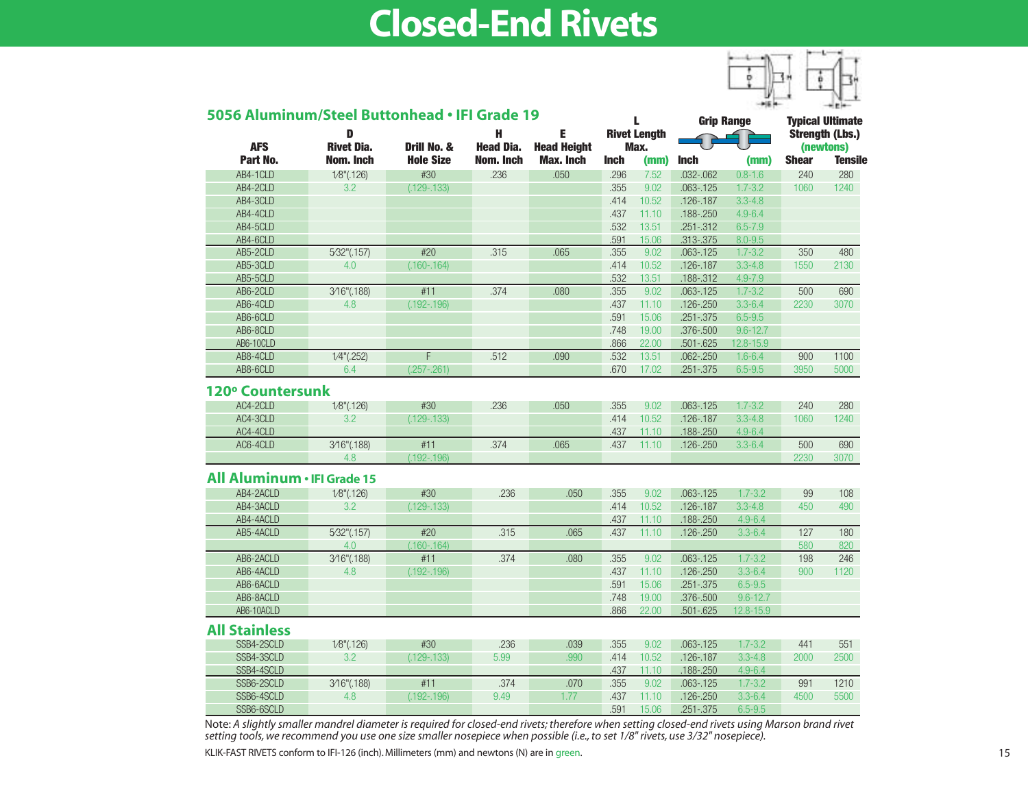# Closed-End Rivets

## 5056 Aluminum/Steel Buttonhead • IFI Grade 19

| AFS Part No. | D Rivet Dia. Nom. Inch | Drill No. & Hole Size | H Head Dia. Nom. Inch | E Head Height Max. Inch | L Rivet Length Max. Inch | (mm) | Grip Range Inch | (mm) | Typical Ultimate Strength (Lbs.) (newtons) Shear | Tensile |
|---|---|---|---|---|---|---|---|---|---|---|
| AB4-1CLD | 1⁄8"(.126) | #30 | .236 | .050 | .296 | 7.52 | .032-.062 | 0.8-1.6 | 240 | 280 |
| AB4-2CLD | 3.2 | (.129-.133) | | | .355 | 9.02 | .063-.125 | 1.7-3.2 | 1060 | 1240 |
| AB4-3CLD | | | | | .414 | 10.52 | .126-.187 | 3.3-4.8 | | |
| AB4-4CLD | | | | | .437 | 11.10 | .188-.250 | 4.9-6.4 | | |
| AB4-5CLD | | | | | .532 | 13.51 | .251-.312 | 6.5-7.9 | | |
| AB4-6CLD | | | | | .591 | 15.06 | .313-.375 | 8.0-9.5 | | |
| AB5-2CLD | 5⁄32"(.157) | #20 | .315 | .065 | .355 | 9.02 | .063-.125 | 1.7-3.2 | 350 | 480 |
| AB5-3CLD | 4.0 | (.160-.164) | | | .414 | 10.52 | .126-.187 | 3.3-4.8 | 1550 | 2130 |
| AB5-5CLD | | | | | .532 | 13.51 | .188-.312 | 4.9-7.9 | | |
| AB6-2CLD | 3⁄16"(.188) | #11 | .374 | .080 | .355 | 9.02 | .063-.125 | 1.7-3.2 | 500 | 690 |
| AB6-4CLD | 4.8 | (.192-.196) | | | .437 | 11.10 | .126-.250 | 3.3-6.4 | 2230 | 3070 |
| AB6-6CLD | | | | | .591 | 15.06 | .251-.375 | 6.5-9.5 | | |
| AB6-8CLD | | | | | .748 | 19.00 | .376-.500 | 9.6-12.7 | | |
| AB6-10CLD | | | | | .866 | 22.00 | .501-.625 | 12.8-15.9 | | |
| AB8-4CLD | 1⁄4"(.252) | F | .512 | .090 | .532 | 13.51 | .062-.250 | 1.6-6.4 | 900 | 1100 |
| AB8-6CLD | 6.4 | (.257-.261) | | | .670 | 17.02 | .251-.375 | 6.5-9.5 | 3950 | 5000 |

## 120º Countersunk

| AFS Part No. | D Rivet Dia. Nom. Inch | Drill No. & Hole Size | H Head Dia. Nom. Inch | E Head Height Max. Inch | L Rivet Length Max. Inch | (mm) | Grip Range Inch | (mm) | Shear | Tensile |
|---|---|---|---|---|---|---|---|---|---|---|
| AC4-2CLD | 1⁄8"(.126) | #30 | .236 | .050 | .355 | 9.02 | .063-.125 | 1.7-3.2 | 240 | 280 |
| AC4-3CLD | 3.2 | (.129-.133) | | | .414 | 10.52 | .126-.187 | 3.3-4.8 | 1060 | 1240 |
| AC4-4CLD | | | | | .437 | 11.10 | .188-.250 | 4.9-6.4 | | |
| AC6-4CLD | 3⁄16"(.188) | #11 | .374 | .065 | .437 | 11.10 | .126-.250 | 3.3-6.4 | 500 | 690 |
| | 4.8 | (.192-.196) | | | | | | | 2230 | 3070 |

## All Aluminum • IFI Grade 15

| AFS Part No. | D Rivet Dia. Nom. Inch | Drill No. & Hole Size | H Head Dia. Nom. Inch | E Head Height Max. Inch | L Rivet Length Max. Inch | (mm) | Grip Range Inch | (mm) | Shear | Tensile |
|---|---|---|---|---|---|---|---|---|---|---|
| AB4-2ACLD | 1⁄8"(.126) | #30 | .236 | .050 | .355 | 9.02 | .063-.125 | 1.7-3.2 | 99 | 108 |
| AB4-3ACLD | 3.2 | (.129-.133) | | | .414 | 10.52 | .126-.187 | 3.3-4.8 | 450 | 490 |
| AB4-4ACLD | | | | | .437 | 11.10 | .188-.250 | 4.9-6.4 | | |
| AB5-4ACLD | 5⁄32"(.157) | #20 | .315 | .065 | .437 | 11.10 | .126-.250 | 3.3-6.4 | 127 | 180 |
| | 4.0 | (.160-.164) | | | | | | | 580 | 820 |
| AB6-2ACLD | 3⁄16"(.188) | #11 | .374 | .080 | .355 | 9.02 | .063-.125 | 1.7-3.2 | 198 | 246 |
| AB6-4ACLD | 4.8 | (.192-.196) | | | .437 | 11.10 | .126-.250 | 3.3-6.4 | 900 | 1120 |
| AB6-6ACLD | | | | | .591 | 15.06 | .251-.375 | 6.5-9.5 | | |
| AB6-8ACLD | | | | | .748 | 19.00 | .376-.500 | 9.6-12.7 | | |
| AB6-10ACLD | | | | | .866 | 22.00 | .501-.625 | 12.8-15.9 | | |

## All Stainless

| AFS Part No. | D Rivet Dia. Nom. Inch | Drill No. & Hole Size | H Head Dia. Nom. Inch | E Head Height Max. Inch | L Rivet Length Max. Inch | (mm) | Grip Range Inch | (mm) | Shear | Tensile |
|---|---|---|---|---|---|---|---|---|---|---|
| SSB4-2SCLD | 1⁄8"(.126) | #30 | .236 | .039 | .355 | 9.02 | .063-.125 | 1.7-3.2 | 441 | 551 |
| SSB4-3SCLD | 3.2 | (.129-.133) | 5.99 | .990 | .414 | 10.52 | .126-.187 | 3.3-4.8 | 2000 | 2500 |
| SSB4-4SCLD | | | | | .437 | 11.10 | .188-.250 | 4.9-6.4 | | |
| SSB6-2SCLD | 3⁄16"(.188) | #11 | .374 | .070 | .355 | 9.02 | .063-.125 | 1.7-3.2 | 991 | 1210 |
| SSB6-4SCLD | 4.8 | (.192-.196) | 9.49 | 1.77 | .437 | 11.10 | .126-.250 | 3.3-6.4 | 4500 | 5500 |
| SSB6-6SCLD | | | | | .591 | 15.06 | .251-.375 | 6.5-9.5 | | |

Note: *A slightly smaller mandrel diameter is required for closed-end rivets; therefore when setting closed-end rivets using Marson brand rivet setting tools, we recommend you use one size smaller nosepiece when possible (i.e., to set 1/8" rivets, use 3/32" nosepiece).*

KLIK-FAST RIVETS conform to IFI-126 (inch). Millimeters (mm) and newtons (N) are in green.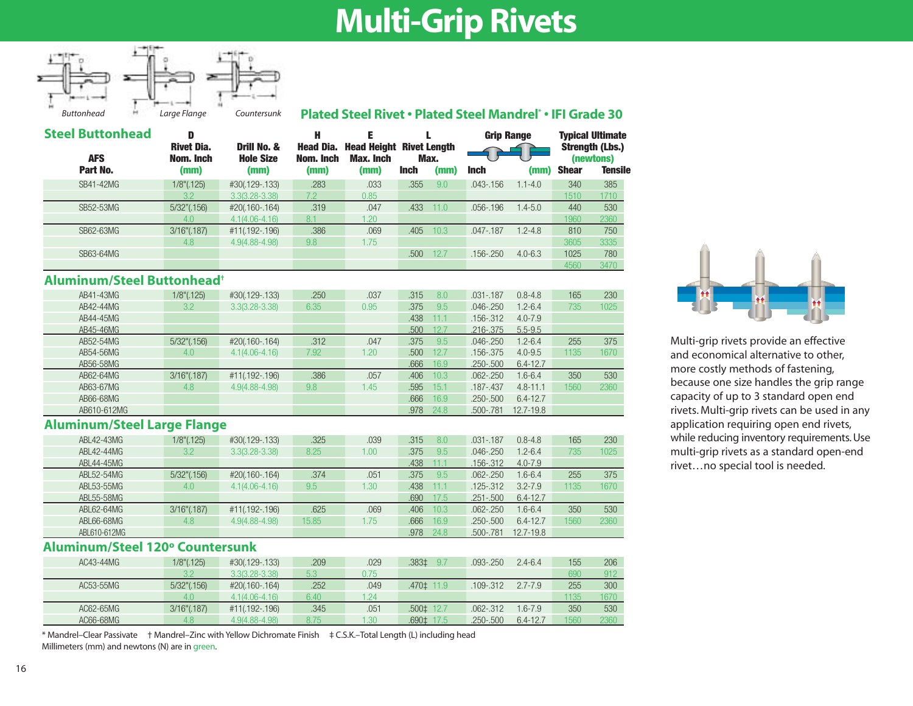# Multi-Grip Rivets

Buttonhead    Large Flange    Countersunk

**Plated Steel Rivet • Plated Steel Mandrel* • IFI Grade 30**

## Steel Buttonhead

| AFS Part No. | D Rivet Dia. Nom. Inch (mm) | Drill No. & Hole Size (mm) | H Head Dia. Nom. Inch (mm) | E Head Height Max. Inch (mm) | L Rivet Length Max. Inch | (mm) | Grip Range Inch | (mm) | Typical Ultimate Strength (Lbs.) (newtons) Shear | Tensile |
|---|---|---|---|---|---|---|---|---|---|---|
| SB41-42MG | 1/8"(.125) | #30(.129-.133) | .283 | .033 | .355 | 9.0 | .043-.156 | 1.1-4.0 | 340 | 385 |
| | 3.2 | 3.3(3.28-3.38) | 7.2 | 0.85 | | | | | 1510 | 1710 |
| SB52-53MG | 5/32"(.156) | #20(.160-.164) | .319 | .047 | .433 | 11.0 | .056-.196 | 1.4-5.0 | 440 | 530 |
| | 4.0 | 4.1(4.06-4.16) | 8.1 | 1.20 | | | | | 1960 | 2360 |
| SB62-63MG | 3/16"(.187) | #11(.192-.196) | .386 | .069 | .405 | 10.3 | .047-.187 | 1.2-4.8 | 810 | 750 |
| | 4.8 | 4.9(4.88-4.98) | 9.8 | 1.75 | | | | | 3605 | 3335 |
| SB63-64MG | | | | | .500 | 12.7 | .156-.250 | 4.0-6.3 | 1025 | 780 |
| | | | | | | | | | 4560 | 3470 |

## Aluminum/Steel Buttonhead†

| AFS Part No. | D Rivet Dia. Nom. Inch (mm) | Drill No. & Hole Size (mm) | H Head Dia. Nom. Inch (mm) | E Head Height Max. Inch (mm) | L Inch | (mm) | Grip Range Inch | (mm) | Shear | Tensile |
|---|---|---|---|---|---|---|---|---|---|---|
| AB41-43MG | 1/8"(.125) | #30(.129-.133) | .250 | .037 | .315 | 8.0 | .031-.187 | 0.8-4.8 | 165 | 230 |
| AB42-44MG | 3.2 | 3.3(3.28-3.38) | 6.35 | 0.95 | .375 | 9.5 | .046-.250 | 1.2-6.4 | 735 | 1025 |
| AB44-45MG | | | | | .438 | 11.1 | .156-.312 | 4.0-7.9 | | |
| AB45-46MG | | | | | .500 | 12.7 | .216-.375 | 5.5-9.5 | | |
| AB52-54MG | 5/32"(.156) | #20(.160-.164) | .312 | .047 | .375 | 9.5 | .046-.250 | 1.2-6.4 | 255 | 375 |
| AB54-56MG | 4.0 | 4.1(4.06-4.16) | 7.92 | 1.20 | .500 | 12.7 | .156-.375 | 4.0-9.5 | 1135 | 1670 |
| AB56-58MG | | | | | .666 | 16.9 | .250-.500 | 6.4-12.7 | | |
| AB62-64MG | 3/16"(.187) | #11(.192-.196) | .386 | .057 | .406 | 10.3 | .062-.250 | 1.6-6.4 | 350 | 530 |
| AB63-67MG | 4.8 | 4.9(4.88-4.98) | 9.8 | 1.45 | .595 | 15.1 | .187-.437 | 4.8-11.1 | 1560 | 2360 |
| AB66-68MG | | | | | .666 | 16.9 | .250-.500 | 6.4-12.7 | | |
| AB610-612MG | | | | | .978 | 24.8 | .500-.781 | 12.7-19.8 | | |

## Aluminum/Steel Large Flange

| AFS Part No. | D Rivet Dia. Nom. Inch (mm) | Drill No. & Hole Size (mm) | H Head Dia. Nom. Inch (mm) | E Head Height Max. Inch (mm) | L Inch | (mm) | Grip Range Inch | (mm) | Shear | Tensile |
|---|---|---|---|---|---|---|---|---|---|---|
| ABL42-43MG | 1/8"(.125) | #30(.129-.133) | .325 | .039 | .315 | 8.0 | .031-.187 | 0.8-4.8 | 165 | 230 |
| ABL42-44MG | 3.2 | 3.3(3.28-3.38) | 8.25 | 1.00 | .375 | 9.5 | .046-.250 | 1.2-6.4 | 735 | 1025 |
| ABL44-45MG | | | | | .438 | 11.1 | .156-.312 | 4.0-7.9 | | |
| ABL52-54MG | 5/32"(.156) | #20(.160-.164) | .374 | .051 | .375 | 9.5 | .062-.250 | 1.6-6.4 | 255 | 375 |
| ABL53-55MG | 4.0 | 4.1(4.06-4.16) | 9.5 | 1.30 | .438 | 11.1 | .125-.312 | 3.2-7.9 | 1135 | 1670 |
| ABL55-58MG | | | | | .690 | 17.5 | .251-.500 | 6.4-12.7 | | |
| ABL62-64MG | 3/16"(.187) | #11(.192-.196) | .625 | .069 | .406 | 10.3 | .062-.250 | 1.6-6.4 | 350 | 530 |
| ABL66-68MG | 4.8 | 4.9(4.88-4.98) | 15.85 | 1.75 | .666 | 16.9 | .250-.500 | 6.4-12.7 | 1560 | 2360 |
| ABL610-612MG | | | | | .978 | 24.8 | .500-.781 | 12.7-19.8 | | |

## Aluminum/Steel 120º Countersunk

| AFS Part No. | D Rivet Dia. Nom. Inch (mm) | Drill No. & Hole Size (mm) | H Head Dia. Nom. Inch (mm) | E Head Height Max. Inch (mm) | L Inch | (mm) | Grip Range Inch | (mm) | Shear | Tensile |
|---|---|---|---|---|---|---|---|---|---|---|
| AC43-44MG | 1/8"(.125) | #30(.129-.133) | .209 | .029 | .383‡ | 9.7 | .093-.250 | 2.4-6.4 | 155 | 206 |
| | 3.2 | 3.3(3.28-3.38) | 5.3 | 0.75 | | | | | 690 | 912 |
| AC53-55MG | 5/32"(.156) | #20(.160-.164) | .252 | .049 | .470‡ | 11.9 | .109-.312 | 2.7-7.9 | 255 | 300 |
| | 4.0 | 4.1(4.06-4.16) | 6.40 | 1.24 | | | | | 1135 | 1670 |
| AC62-65MG | 3/16"(.187) | #11(.192-.196) | .345 | .051 | .500‡ | 12.7 | .062-.312 | 1.6-7.9 | 350 | 530 |
| AC66-68MG | 4.8 | 4.9(4.88-4.98) | 8.75 | 1.30 | .690‡ | 17.5 | .250-.500 | 6.4-12.7 | 1560 | 2360 |

\* Mandrel–Clear Passivate    † Mandrel–Zinc with Yellow Dichromate Finish    ‡ C.S.K.–Total Length (L) including head

Millimeters (mm) and newtons (N) are in green.

Multi-grip rivets provide an effective and economical alternative to other, more costly methods of fastening, because one size handles the grip range capacity of up to 3 standard open end rivets. Multi-grip rivets can be used in any application requiring open end rivets, while reducing inventory requirements. Use multi-grip rivets as a standard open-end rivet…no special tool is needed.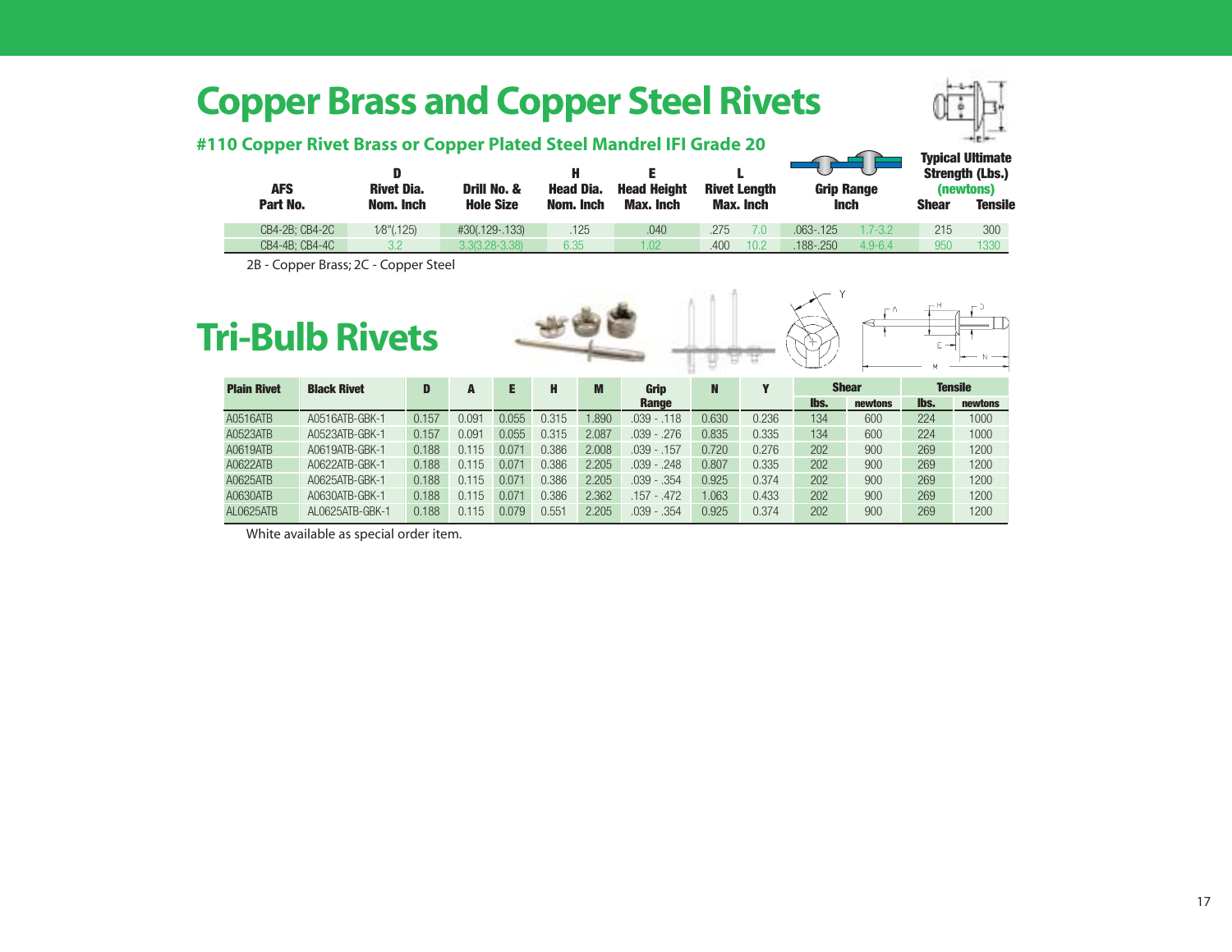# Copper Brass and Copper Steel Rivets

## #110 Copper Rivet Brass or Copper Plated Steel Mandrel IFI Grade 20

| AFS Part No. | D Rivet Dia. Nom. Inch | Drill No. & Hole Size | H Head Dia. Nom. Inch | E Head Height Max. Inch | L Rivet Length Max. Inch | | Grip Range Inch | | Typical Ultimate Strength (Lbs.) (newtons) Shear | Tensile |
|---|---|---|---|---|---|---|---|---|---|---|
| CB4-2B; CB4-2C | 1/8"(.125) | #30(.129-.133) | .125 | .040 | .275 | 7.0 | .063-.125 | 1.7-3.2 | 215 | 300 |
| CB4-4B; CB4-4C | 3.2 | 3.3(3.28-3.38) | 6.35 | 1.02 | .400 | 10.2 | .188-.250 | 4.9-6.4 | 950 | 1330 |

2B - Copper Brass; 2C - Copper Steel

# Tri-Bulb Rivets

| Plain Rivet | Black Rivet | D | A | E | H | M | Grip Range | N | Y | Shear | | Tensile | |
|---|---|---|---|---|---|---|---|---|---|---|---|---|---|
| | | | | | | | | | | lbs. | newtons | lbs. | newtons |
| A0516ATB | A0516ATB-GBK-1 | 0.157 | 0.091 | 0.055 | 0.315 | 1.890 | .039 - .118 | 0.630 | 0.236 | 134 | 600 | 224 | 1000 |
| A0523ATB | A0523ATB-GBK-1 | 0.157 | 0.091 | 0.055 | 0.315 | 2.087 | .039 - .276 | 0.835 | 0.335 | 134 | 600 | 224 | 1000 |
| A0619ATB | A0619ATB-GBK-1 | 0.188 | 0.115 | 0.071 | 0.386 | 2.008 | .039 - .157 | 0.720 | 0.276 | 202 | 900 | 269 | 1200 |
| A0622ATB | A0622ATB-GBK-1 | 0.188 | 0.115 | 0.071 | 0.386 | 2.205 | .039 - .248 | 0.807 | 0.335 | 202 | 900 | 269 | 1200 |
| A0625ATB | A0625ATB-GBK-1 | 0.188 | 0.115 | 0.071 | 0.386 | 2.205 | .039 - .354 | 0.925 | 0.374 | 202 | 900 | 269 | 1200 |
| A0630ATB | A0630ATB-GBK-1 | 0.188 | 0.115 | 0.071 | 0.386 | 2.362 | .157 - .472 | 1.063 | 0.433 | 202 | 900 | 269 | 1200 |
| AL0625ATB | AL0625ATB-GBK-1 | 0.188 | 0.115 | 0.079 | 0.551 | 2.205 | .039 - .354 | 0.925 | 0.374 | 202 | 900 | 269 | 1200 |

White available as special order item.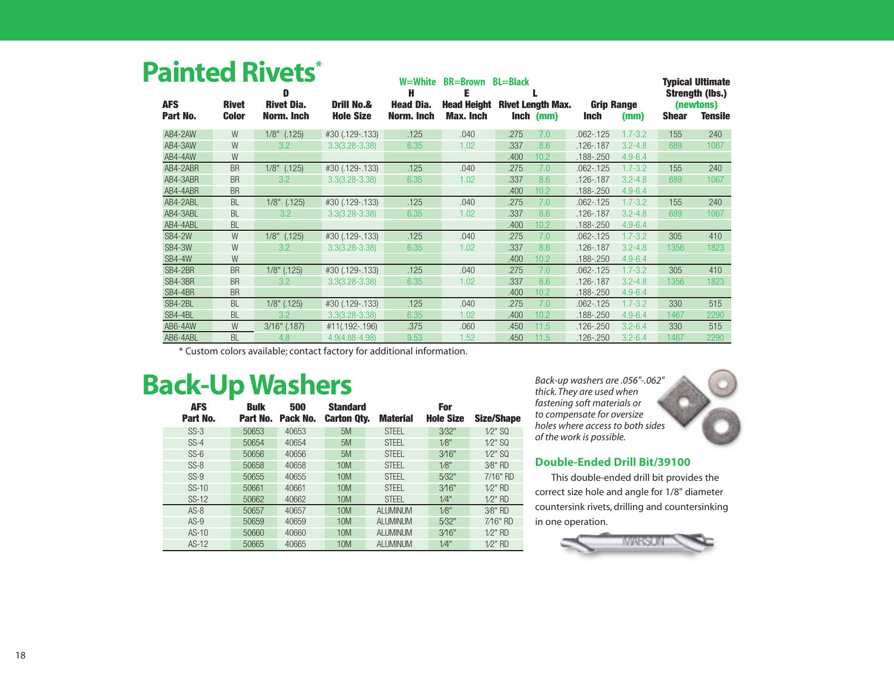# Painted Rivets*

W=White BR=Brown BL=Black

| AFS Part No. | Rivet Color | D Rivet Dia. Norm. Inch | Drill No.& Hole Size | H Head Dia. Norm. Inch | E Head Height Max. Inch | L Rivet Length Max. Inch | (mm) | Grip Range Inch | (mm) | Typical Ultimate Strength (lbs.) (newtons) Shear | Tensile |
|---|---|---|---|---|---|---|---|---|---|---|---|
| AB4-2AW | W | 1/8" (.125) | #30 (.129-.133) | .125 | .040 | .275 | 7.0 | .062-.125 | 1.7-3.2 | 155 | 240 |
| AB4-3AW | W | 3.2 | 3.3(3.28-3.38) | 6.35 | 1.02 | .337 | 8.6 | .126-.187 | 3.2-4.8 | 689 | 1067 |
| AB4-4AW | W | | | | | .400 | 10.2 | .188-.250 | 4.9-6.4 | | |
| AB4-2ABR | BR | 1/8" (.125) | #30 (.129-.133) | .125 | .040 | .275 | 7.0 | .062-.125 | 1.7-3.2 | 155 | 240 |
| AB4-3ABR | BR | 3.2 | 3.3(3.28-3.38) | 6.35 | 1.02 | .337 | 8.6 | .126-.187 | 3.2-4.8 | 689 | 1067 |
| AB4-4ABR | BR | | | | | .400 | 10.2 | .188-.250 | 4.9-6.4 | | |
| AB4-2ABL | BL | 1/8" (.125) | #30 (.129-.133) | .125 | .040 | .275 | 7.0 | .062-.125 | 1.7-3.2 | 155 | 240 |
| AB4-3ABL | BL | 3.2 | 3.3(3.28-3.38) | 6.35 | 1.02 | .337 | 8.6 | .126-.187 | 3.2-4.8 | 689 | 1067 |
| AB4-4ABL | BL | | | | | .400 | 10.2 | .188-.250 | 4.9-6.4 | | |
| SB4-2W | W | 1/8" (.125) | #30 (.129-.133) | .125 | .040 | .275 | 7.0 | .062-.125 | 1.7-3.2 | 305 | 410 |
| SB4-3W | W | 3.2 | 3.3(3.28-3.38) | 6.35 | 1.02 | .337 | 8.6 | .126-.187 | 3.2-4.8 | 1356 | 1823 |
| SB4-4W | W | | | | | .400 | 10.2 | .188-.250 | 4.9-6.4 | | |
| SB4-2BR | BR | 1/8" (.125) | #30 (.129-.133) | .125 | .040 | .275 | 7.0 | .062-.125 | 1.7-3.2 | 305 | 410 |
| SB4-3BR | BR | 3.2 | 3.3(3.28-3.38) | 6.35 | 1.02 | .337 | 8.6 | .126-.187 | 3.2-4.8 | 1356 | 1823 |
| SB4-4BR | BR | | | | | .400 | 10.2 | .188-.250 | 4.9-6.4 | | |
| SB4-2BL | BL | 1/8" (.125) | #30 (.129-.133) | .125 | .040 | .275 | 7.0 | .062-.125 | 1.7-3.2 | 330 | 515 |
| SB4-4BL | BL | 3.2 | 3.3(3.28-3.38) | 6.35 | 1.02 | .400 | 10.2 | .188-.250 | 4.9-6.4 | 1467 | 2290 |
| AB6-4AW | W | 3/16" (.187) | #11(.192-.196) | .375 | .060 | .450 | 11.5 | .126-.250 | 3.2-6.4 | 330 | 515 |
| AB6-4ABL | BL | 4.8 | 4.9(4.88-4.98) | 9.53 | 1.52 | .450 | 11.5 | .126-.250 | 3.2-6.4 | 1467 | 2290 |

\* Custom colors available; contact factory for additional information.

# Back-Up Washers

| AFS Part No. | Bulk Part No. | 500 Pack No. | Standard Carton Qty. | Material | For Hole Size | Size/Shape |
|---|---|---|---|---|---|---|
| SS-3 | 50653 | 40653 | 5M | STEEL | 3⁄32" | 1⁄2" SQ |
| SS-4 | 50654 | 40654 | 5M | STEEL | 1⁄8" | 1⁄2" SQ |
| SS-6 | 50656 | 40656 | 5M | STEEL | 3⁄16" | 1⁄2" SQ |
| SS-8 | 50658 | 40658 | 10M | STEEL | 1⁄8" | 3⁄8" RD |
| SS-9 | 50655 | 40655 | 10M | STEEL | 5⁄32" | 7/16" RD |
| SS-10 | 50661 | 40661 | 10M | STEEL | 3⁄16" | 1⁄2" RD |
| SS-12 | 50662 | 40662 | 10M | STEEL | 1⁄4" | 1⁄2" RD |
| AS-8 | 50657 | 40657 | 10M | ALUMINUM | 1⁄8" | 3⁄8" RD |
| AS-9 | 50659 | 40659 | 10M | ALUMINUM | 5⁄32" | 7⁄16" RD |
| AS-10 | 50660 | 40660 | 10M | ALUMINUM | 3⁄16" | 1⁄2" RD |
| AS-12 | 50665 | 40665 | 10M | ALUMINUM | 1⁄4" | 1⁄2" RD |

*Back-up washers are .056"-.062" thick. They are used when fastening soft materials or to compensate for oversize holes where access to both sides of the work is possible.*

### Double-Ended Drill Bit/39100

This double-ended drill bit provides the correct size hole and angle for 1/8" diameter countersink rivets, drilling and countersinking in one operation.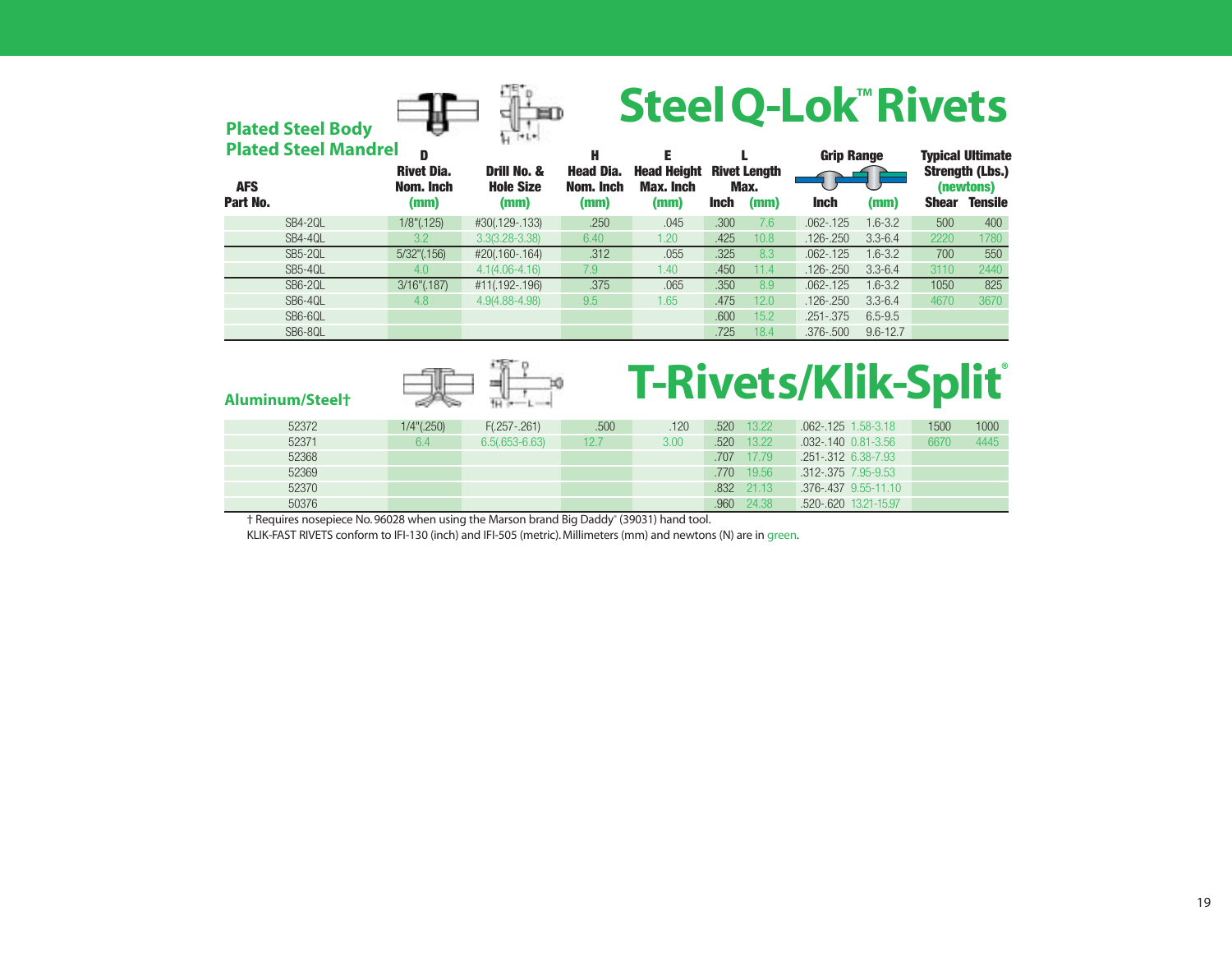# Steel Q-Lok™ Rivets

**Plated Steel Body**
**Plated Steel Mandrel**

| AFS Part No. | D Rivet Dia. Nom. Inch (mm) | Drill No. & Hole Size (mm) | H Head Dia. Nom. Inch (mm) | E Head Height Max. Inch (mm) | L Rivet Length Max. Inch | L Rivet Length Max. (mm) | Grip Range Inch | Grip Range (mm) | Typical Ultimate Strength (Lbs.) (newtons) Shear | Typical Ultimate Strength (Lbs.) (newtons) Tensile |
|---|---|---|---|---|---|---|---|---|---|---|
| SB4-2QL | 1/8"(.125) | #30(.129-.133) | .250 | .045 | .300 | 7.6 | .062-.125 | 1.6-3.2 | 500 | 400 |
| SB4-4QL | 3.2 | 3.3(3.28-3.38) | 6.40 | 1.20 | .425 | 10.8 | .126-.250 | 3.3-6.4 | 2220 | 1780 |
| SB5-2QL | 5/32"(.156) | #20(.160-.164) | .312 | .055 | .325 | 8.3 | .062-.125 | 1.6-3.2 | 700 | 550 |
| SB5-4QL | 4.0 | 4.1(4.06-4.16) | 7.9 | 1.40 | .450 | 11.4 | .126-.250 | 3.3-6.4 | 3110 | 2440 |
| SB6-2QL | 3/16"(.187) | #11(.192-.196) | .375 | .065 | .350 | 8.9 | .062-.125 | 1.6-3.2 | 1050 | 825 |
| SB6-4QL | 4.8 | 4.9(4.88-4.98) | 9.5 | 1.65 | .475 | 12.0 | .126-.250 | 3.3-6.4 | 4670 | 3670 |
| SB6-6QL | | | | | .600 | 15.2 | .251-.375 | 6.5-9.5 | | |
| SB6-8QL | | | | | .725 | 18.4 | .376-.500 | 9.6-12.7 | | |

# T-Rivets/Klik-Split®

**Aluminum/Steel†**

| AFS Part No. | D Rivet Dia. Nom. Inch (mm) | Drill No. & Hole Size (mm) | H Head Dia. Nom. Inch (mm) | E Head Height Max. Inch (mm) | L Rivet Length Max. Inch | L Rivet Length Max. (mm) | Grip Range Inch | Grip Range (mm) | Shear | Tensile |
|---|---|---|---|---|---|---|---|---|---|---|
| 52372 | 1/4"(.250) | F(.257-.261) | .500 | .120 | .520 | 13.22 | .062-.125 | 1.58-3.18 | 1500 | 1000 |
| 52371 | 6.4 | 6.5(.653-6.63) | 12.7 | 3.00 | .520 | 13.22 | .032-.140 | 0.81-3.56 | 6670 | 4445 |
| 52368 | | | | | .707 | 17.79 | .251-.312 | 6.38-7.93 | | |
| 52369 | | | | | .770 | 19.56 | .312-.375 | 7.95-9.53 | | |
| 52370 | | | | | .832 | 21.13 | .376-.437 | 9.55-11.10 | | |
| 50376 | | | | | .960 | 24.38 | .520-.620 | 13.21-15.97 | | |

† Requires nosepiece No. 96028 when using the Marson brand Big Daddy® (39031) hand tool.

KLIK-FAST RIVETS conform to IFI-130 (inch) and IFI-505 (metric). Millimeters (mm) and newtons (N) are in green.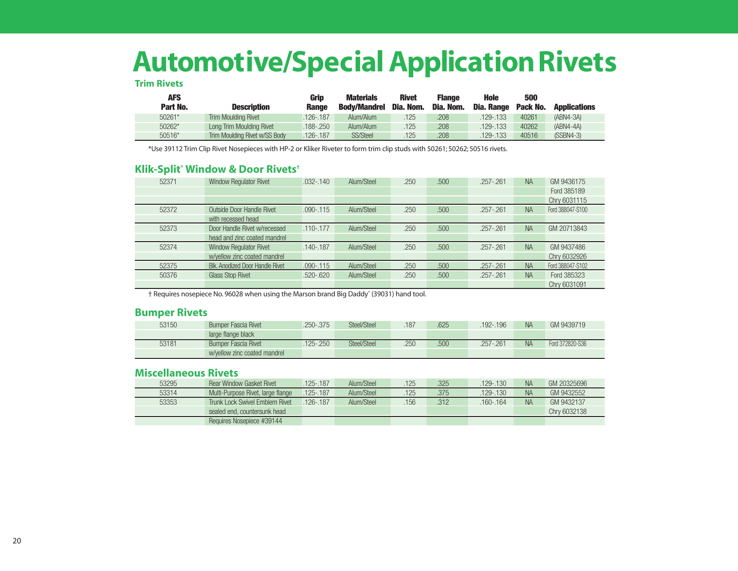# Automotive/Special Application Rivets

## Trim Rivets

| AFS Part No. | Description | Grip Range | Materials Body/Mandrel | Rivet Dia. Nom. | Flange Dia. Nom. | Hole Dia. Range | 500 Pack No. | Applications |
|---|---|---|---|---|---|---|---|---|
| 50261* | Trim Moulding Rivet | .126-.187 | Alum/Alum | .125 | .208 | .129-.133 | 40261 | (ABN4-3A) |
| 50262* | Long Trim Moulding Rivet | .188-.250 | Alum/Alum | .125 | .208 | .129-.133 | 40262 | (ABN4-4A) |
| 50516* | Trim Moulding Rivet w/SS Body | .126-.187 | SS/Steel | .125 | .208 | .129-.133 | 40516 | (SSBN4-3) |

*Use 39112 Trim Clip Rivet Nosepieces with HP-2 or Kliker Riveter to form trim clip studs with 50261; 50262; 50516 rivets.

## Klik-Split® Window & Door Rivets†

| AFS Part No. | Description | Grip Range | Materials Body/Mandrel | Rivet Dia. Nom. | Flange Dia. Nom. | Hole Dia. Range | 500 Pack No. | Applications |
|---|---|---|---|---|---|---|---|---|
| 52371 | Window Regulator Rivet | .032-.140 | Alum/Steel | .250 | .500 | .257-.261 | NA | GM 9436175 Ford 385189 Chry 6031115 |
| 52372 | Outside Door Handle Rivet with recessed head | .090-.115 | Alum/Steel | .250 | .500 | .257-.261 | NA | Ford 388047-S100 |
| 52373 | Door Handle Rivet w/recessed head and zinc coated mandrel | .110-.177 | Alum/Steel | .250 | .500 | .257-.261 | NA | GM 20713843 |
| 52374 | Window Regulator Rivet w/yellow zinc coated mandrel | .140-.187 | Alum/Steel | .250 | .500 | .257-.261 | NA | GM 9437486 Chry 6032926 |
| 52375 | Blk. Anodized Door Handle Rivet | .090-.115 | Alum/Steel | .250 | .500 | .257-.261 | NA | Ford 388047-S102 |
| 50376 | Glass Stop Rivet | .520-.620 | Alum/Steel | .250 | .500 | .257-.261 | NA | Ford 385323 Chry 6031091 |

† Requires nosepiece No. 96028 when using the Marson brand Big Daddy® (39031) hand tool.

## Bumper Rivets

| AFS Part No. | Description | Grip Range | Materials Body/Mandrel | Rivet Dia. Nom. | Flange Dia. Nom. | Hole Dia. Range | 500 Pack No. | Applications |
|---|---|---|---|---|---|---|---|---|
| 53150 | Bumper Fascia Rivet large flange black | .250-.375 | Steel/Steel | .187 | .625 | .192-.196 | NA | GM 9439719 |
| 53181 | Bumper Fascia Rivet w/yellow zinc coated mandrel | .125-.250 | Steel/Steel | .250 | .500 | .257-.261 | NA | Ford 372820-S36 |

## Miscellaneous Rivets

| AFS Part No. | Description | Grip Range | Materials Body/Mandrel | Rivet Dia. Nom. | Flange Dia. Nom. | Hole Dia. Range | 500 Pack No. | Applications |
|---|---|---|---|---|---|---|---|---|
| 53295 | Rear Window Gasket Rivet | .125-.187 | Alum/Steel | .125 | .325 | .129-.130 | NA | GM 20325696 |
| 53314 | Multi-Purpose Rivet, large flange | .125-.187 | Alum/Steel | .125 | .375 | .129-.130 | NA | GM 9432552 |
| 53353 | Trunk Lock Swivel Emblem Rivet sealed end, countersunk head Requires Nosepiece #39144 | .126-.187 | Alum/Steel | .156 | .312 | .160-.164 | NA | GM 9432137 Chry 6032138 |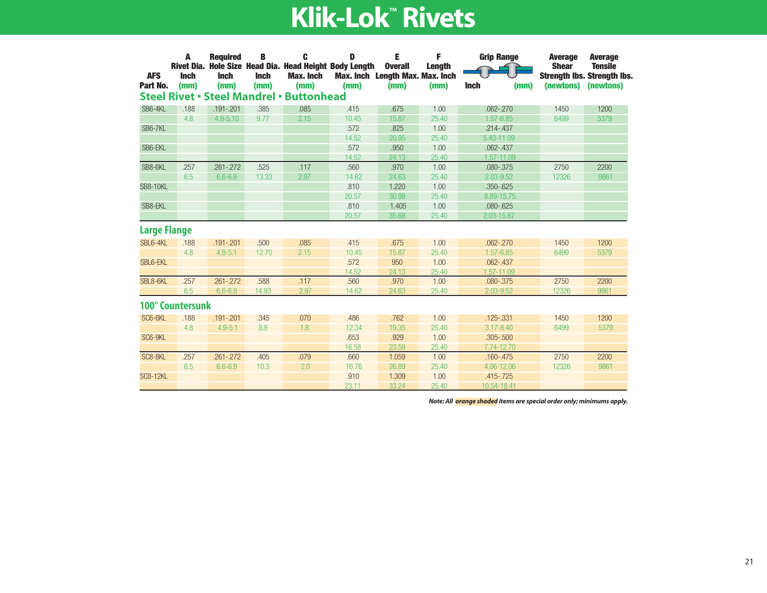# Klik-Lok™ Rivets

| AFS Part No. | A Rivet Dia. Inch (mm) | Required Hole Size Inch (mm) | B Head Dia. Inch (mm) | C Head Height Max. Inch (mm) | D Body Length Max. Inch (mm) | E Overall Length Max. (mm) | F Length Max. Inch (mm) | Grip Range Inch (mm) | Average Shear Strength lbs. (newtons) | Average Tensile Strength lbs. (newtons) |
|---|---|---|---|---|---|---|---|---|---|---|
| **Steel Rivet • Steel Mandrel • Buttonhead** | | | | | | | | | | |
| SB6-4KL | .188 | .191-.201 | .385 | .085 | .415 | .675 | 1.00 | .062-.270 | 1450 | 1200 |
| | 4.8 | 4.9-5.10 | 9.77 | 2.15 | 10.45 | 15.87 | 25.40 | 1.57-6.85 | 6499 | 5379 |
| SB6-7KL | | | | | .572 | .825 | 1.00 | .214-.437 | | |
| | | | | | 14.52 | 20.95 | 25.40 | 5.43-11.09 | | |
| SB6-EKL | | | | | .572 | .950 | 1.00 | .062-.437 | | |
| | | | | | 14.52 | 24.13 | 25.40 | 1.57-11.09 | | |
| SB8-6KL | .257 | .261-.272 | .525 | .117 | .560 | .970 | 1.00 | .080-.375 | 2750 | 2200 |
| | 6.5 | 6.6-6.9 | 13.33 | 2.97 | 14.62 | 24.63 | 25.40 | 2.03-9.52 | 12326 | 9861 |
| SB8-10KL | | | | | .810 | 1.220 | 1.00 | .350-.625 | | |
| | | | | | 20.57 | 30.98 | 25.40 | 8.89-15.75 | | |
| SB8-EKL | | | | | .810 | 1.405 | 1.00 | .080-.625 | | |
| | | | | | 20.57 | 35.68 | 25.40 | 2.03-15.87 | | |
| **Large Flange** | | | | | | | | | | |
| SBL6-4KL | .188 | .191-.201 | .500 | .085 | .415 | .675 | 1.00 | .062-.270 | 1450 | 1200 |
| | 4.8 | 4.9-5.1 | 12.70 | 2.15 | 10.45 | 15.87 | 25.40 | 1.57-6.85 | 6499 | 5379 |
| SBL6-EKL | | | | | .572 | 950 | 1.00 | .062-.437 | | |
| | | | | | 14.52 | 24.13 | 25.40 | 1.57-11.09 | | |
| SBL8-6KL | .257 | .261-.272 | .588 | .117 | .560 | .970 | 1.00 | .080-.375 | 2750 | 2200 |
| | 6.5 | 6.6-6.9 | 14.93 | 2.97 | 14.62 | 24.63 | 25.40 | 2.03-9.52 | 12326 | 9861 |
| **100° Countersunk** | | | | | | | | | | |
| SC6-6KL | .188 | .191-.201 | .345 | .070 | .486 | .762 | 1.00 | .125-.331 | 1450 | 1200 |
| | 4.8 | 4.9-5.1 | 8.8 | 1.8 | 12.34 | 19.35 | 25.40 | 3.17-8.40 | 6499 | 5379 |
| SC6-9KL | | | | | .653 | .929 | 1.00 | .305-.500 | | |
| | | | | | 16.58 | 23.59 | 25.40 | 7.74-12.70 | | |
| SC8-8KL | .257 | .261-.272 | .405 | .079 | .660 | 1.059 | 1.00 | .160-.475 | 2750 | 2200 |
| | 6.5 | 6.6-6.9 | 10.3 | 2.0 | 16.76 | 26.89 | 25.40 | 4.06-12.06 | 12326 | 9861 |
| SC8-12KL | | | | | .910 | 1.309 | 1.00 | .415-.725 | | |
| | | | | | 23.11 | 33.24 | 25.40 | 10.54-18.41 | | |

***Note: All orange shaded items are special order only; minimums apply.***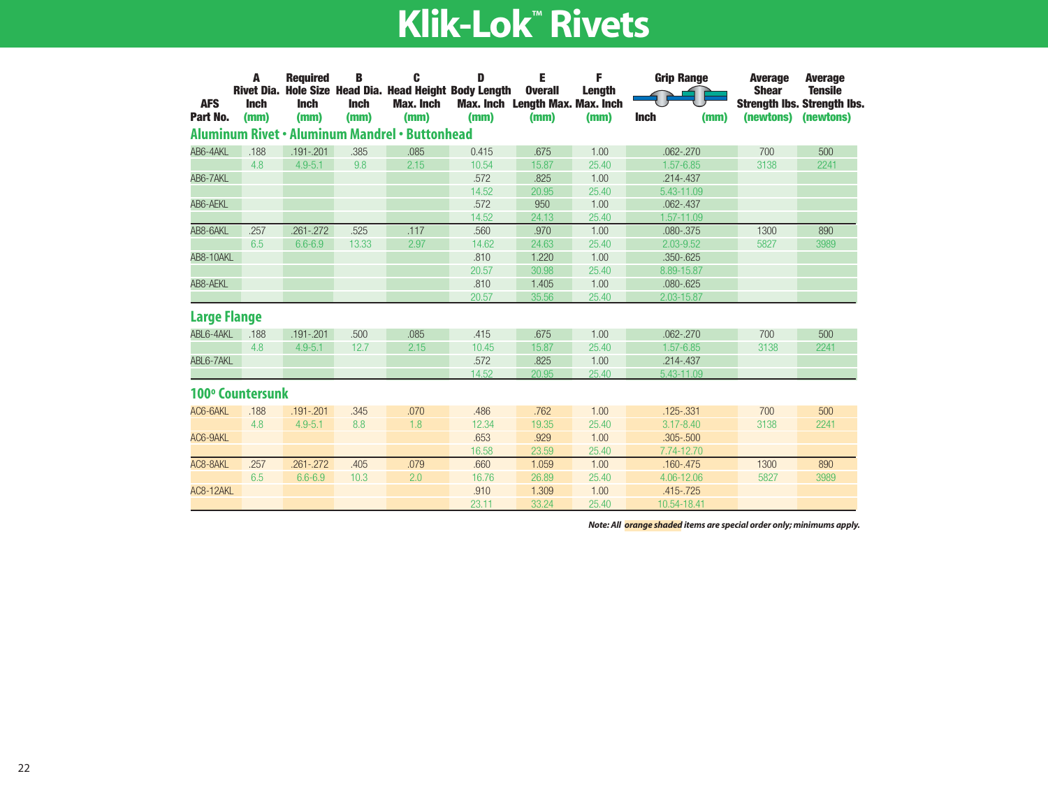# Klik-Lok™ Rivets

| AFS Part No. | A Rivet Dia. Inch (mm) | Required Hole Size Inch (mm) | B Head Dia. Inch (mm) | C Head Height Max. Inch (mm) | D Body Length Max. Inch (mm) | E Overall Length Max. (mm) | F Length Max. Inch (mm) | Grip Range Inch (mm) | Average Shear Strength lbs. (newtons) | Average Tensile Strength lbs. (newtons) |
|---|---|---|---|---|---|---|---|---|---|---|
| **Aluminum Rivet • Aluminum Mandrel • Buttonhead** | | | | | | | | | | |
| AB6-4AKL | .188 | .191-.201 | .385 | .085 | 0.415 | .675 | 1.00 | .062-.270 | 700 | 500 |
| | 4.8 | 4.9-5.1 | 9.8 | 2.15 | 10.54 | 15.87 | 25.40 | 1.57-6.85 | 3138 | 2241 |
| AB6-7AKL | | | | | .572 | .825 | 1.00 | .214-.437 | | |
| | | | | | 14.52 | 20.95 | 25.40 | 5.43-11.09 | | |
| AB6-AEKL | | | | | .572 | 950 | 1.00 | .062-.437 | | |
| | | | | | 14.52 | 24.13 | 25.40 | 1.57-11.09 | | |
| AB8-6AKL | .257 | .261-.272 | .525 | .117 | .560 | .970 | 1.00 | .080-.375 | 1300 | 890 |
| | 6.5 | 6.6-6.9 | 13.33 | 2.97 | 14.62 | 24.63 | 25.40 | 2.03-9.52 | 5827 | 3989 |
| AB8-10AKL | | | | | .810 | 1.220 | 1.00 | .350-.625 | | |
| | | | | | 20.57 | 30.98 | 25.40 | 8.89-15.87 | | |
| AB8-AEKL | | | | | .810 | 1.405 | 1.00 | .080-.625 | | |
| | | | | | 20.57 | 35.56 | 25.40 | 2.03-15.87 | | |
| **Large Flange** | | | | | | | | | | |
| ABL6-4AKL | .188 | .191-.201 | .500 | .085 | .415 | .675 | 1.00 | .062-.270 | 700 | 500 |
| | 4.8 | 4.9-5.1 | 12.7 | 2.15 | 10.45 | 15.87 | 25.40 | 1.57-6.85 | 3138 | 2241 |
| ABL6-7AKL | | | | | .572 | .825 | 1.00 | .214-.437 | | |
| | | | | | 14.52 | 20.95 | 25.40 | 5.43-11.09 | | |
| **100º Countersunk** | | | | | | | | | | |
| AC6-6AKL | .188 | .191-.201 | .345 | .070 | .486 | .762 | 1.00 | .125-.331 | 700 | 500 |
| | 4.8 | 4.9-5.1 | 8.8 | 1.8 | 12.34 | 19.35 | 25.40 | 3.17-8.40 | 3138 | 2241 |
| AC6-9AKL | | | | | .653 | .929 | 1.00 | .305-.500 | | |
| | | | | | 16.58 | 23.59 | 25.40 | 7.74-12.70 | | |
| AC8-8AKL | .257 | .261-.272 | .405 | .079 | .660 | 1.059 | 1.00 | .160-.475 | 1300 | 890 |
| | 6.5 | 6.6-6.9 | 10.3 | 2.0 | 16.76 | 26.89 | 25.40 | 4.06-12.06 | 5827 | 3989 |
| AC8-12AKL | | | | | .910 | 1.309 | 1.00 | .415-.725 | | |
| | | | | | 23.11 | 33.24 | 25.40 | 10.54-18.41 | | |

*Note: All orange shaded items are special order only; minimums apply.*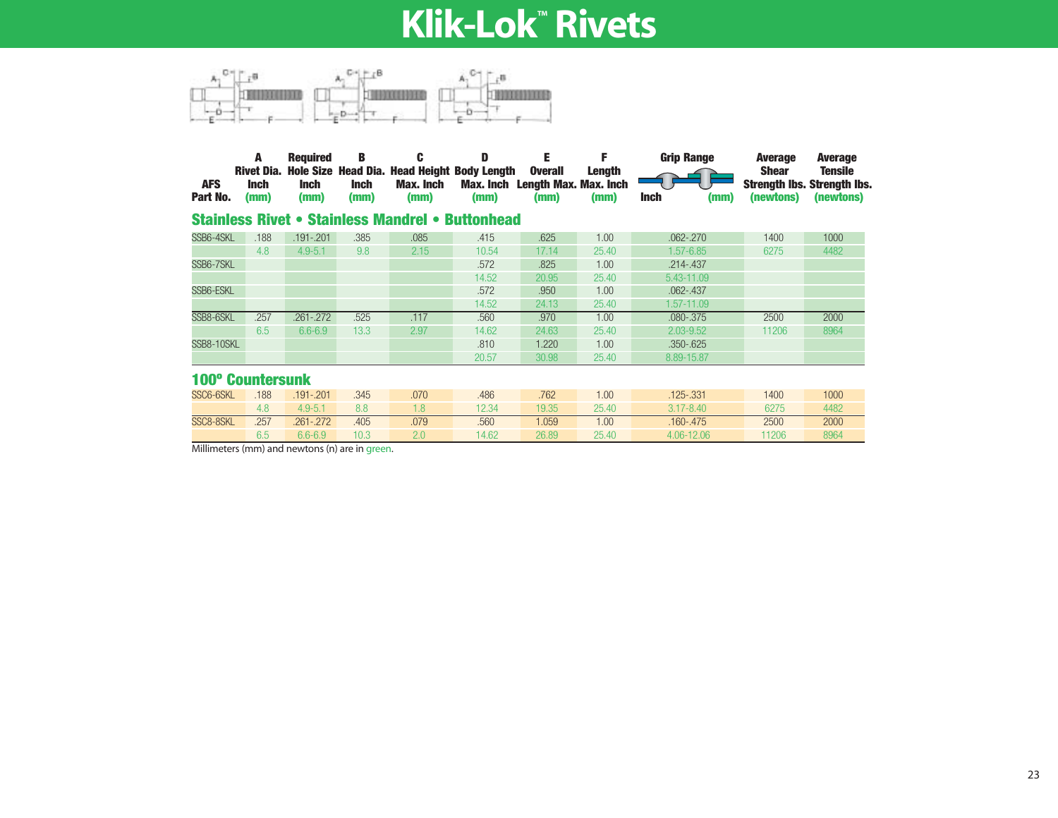# Klik-Lok™ Rivets

| AFS Part No. | A Rivet Dia. Inch (mm) | Required Hole Size Inch (mm) | B Head Dia. Inch (mm) | C Head Height Max. Inch (mm) | D Body Length Max. Inch (mm) | E Overall Length Max. Inch (mm) | F Length Max. Inch (mm) | Grip Range Inch (mm) | Average Shear Strength lbs. (newtons) | Average Tensile Strength lbs. (newtons) |
|---|---|---|---|---|---|---|---|---|---|---|
| **Stainless Rivet • Stainless Mandrel • Buttonhead** | | | | | | | | | | |
| SSB6-4SKL | .188 | .191-.201 | .385 | .085 | .415 | .625 | 1.00 | .062-.270 | 1400 | 1000 |
| | 4.8 | 4.9-5.1 | 9.8 | 2.15 | 10.54 | 17.14 | 25.40 | 1.57-6.85 | 6275 | 4482 |
| SSB6-7SKL | | | | | .572 | .825 | 1.00 | .214-.437 | | |
| | | | | | 14.52 | 20.95 | 25.40 | 5.43-11.09 | | |
| SSB6-ESKL | | | | | .572 | .950 | 1.00 | .062-.437 | | |
| | | | | | 14.52 | 24.13 | 25.40 | 1.57-11.09 | | |
| SSB8-6SKL | .257 | .261-.272 | .525 | .117 | .560 | .970 | 1.00 | .080-.375 | 2500 | 2000 |
| | 6.5 | 6.6-6.9 | 13.3 | 2.97 | 14.62 | 24.63 | 25.40 | 2.03-9.52 | 11206 | 8964 |
| SSB8-10SKL | | | | | .810 | 1.220 | 1.00 | .350-.625 | | |
| | | | | | 20.57 | 30.98 | 25.40 | 8.89-15.87 | | |
| **100º Countersunk** | | | | | | | | | | |
| SSC6-6SKL | .188 | .191-.201 | .345 | .070 | .486 | .762 | 1.00 | .125-.331 | 1400 | 1000 |
| | 4.8 | 4.9-5.1 | 8.8 | 1.8 | 12.34 | 19.35 | 25.40 | 3.17-8.40 | 6275 | 4482 |
| SSC8-8SKL | .257 | .261-.272 | .405 | .079 | .560 | 1.059 | 1.00 | .160-.475 | 2500 | 2000 |
| | 6.5 | 6.6-6.9 | 10.3 | 2.0 | 14.62 | 26.89 | 25.40 | 4.06-12.06 | 11206 | 8964 |

Millimeters (mm) and newtons (n) are in green.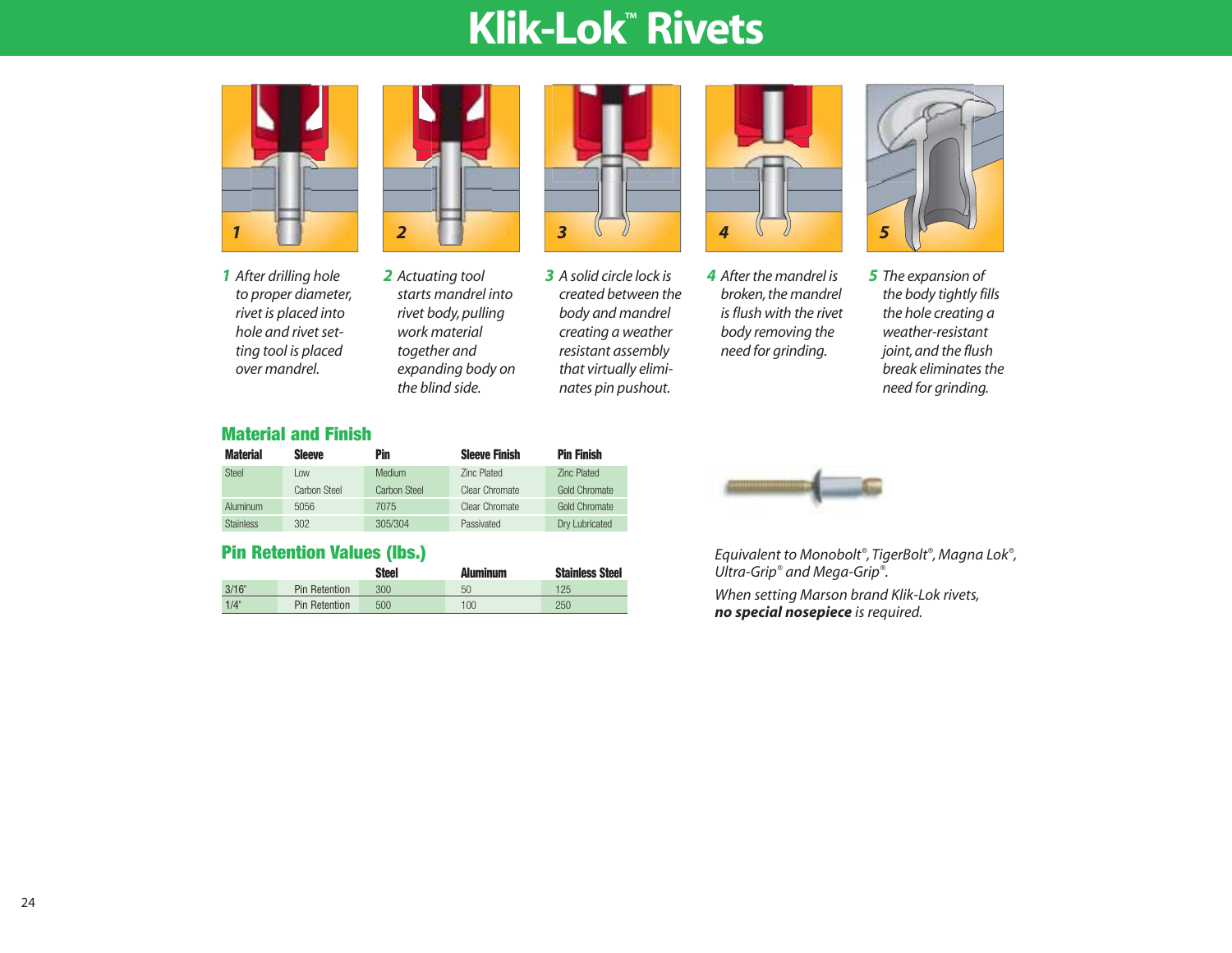# Klik-Lok™ Rivets

*1 After drilling hole to proper diameter, rivet is placed into hole and rivet setting tool is placed over mandrel.*

*2 Actuating tool starts mandrel into rivet body, pulling work material together and expanding body on the blind side.*

*3 A solid circle lock is created between the body and mandrel creating a weather resistant assembly that virtually eliminates pin pushout.*

*4 After the mandrel is broken, the mandrel is flush with the rivet body removing the need for grinding.*

*5 The expansion of the body tightly fills the hole creating a weather-resistant joint, and the flush break eliminates the need for grinding.*

## Material and Finish

| Material | Sleeve | Pin | Sleeve Finish | Pin Finish |
|---|---|---|---|---|
| Steel | Low Carbon Steel | Medium Carbon Steel | Zinc Plated Clear Chromate | Zinc Plated Gold Chromate |
| Aluminum | 5056 | 7075 | Clear Chromate | Gold Chromate |
| Stainless | 302 | 305/304 | Passivated | Dry Lubricated |

## Pin Retention Values (lbs.)

| | | Steel | Aluminum | Stainless Steel |
|---|---|---|---|---|
| 3/16" | Pin Retention | 300 | 50 | 125 |
| 1/4" | Pin Retention | 500 | 100 | 250 |

*Equivalent to Monobolt®, TigerBolt®, Magna Lok®, Ultra-Grip® and Mega-Grip®.*

*When setting Marson brand Klik-Lok rivets, **no special nosepiece** is required.*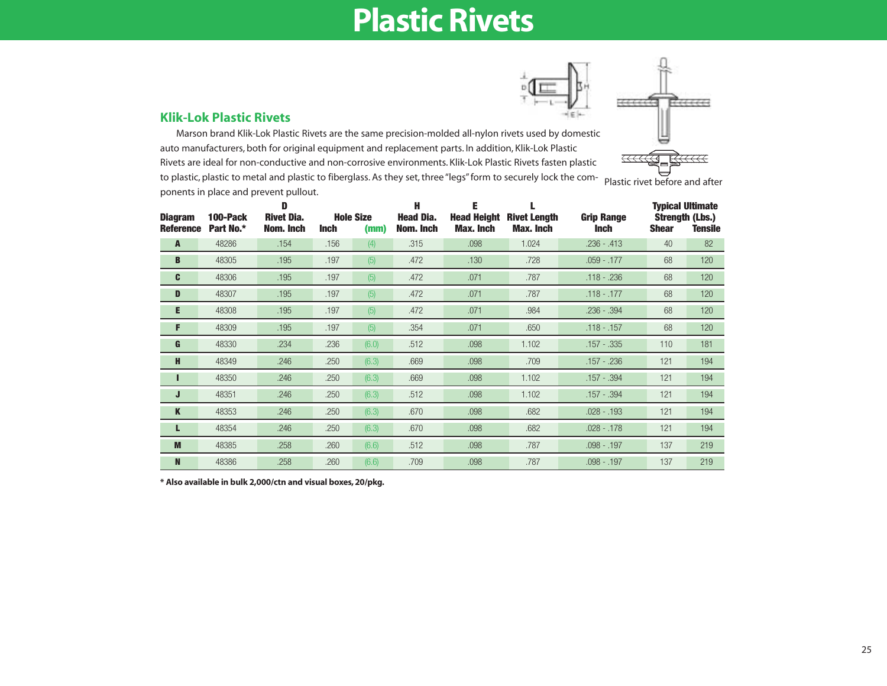# Plastic Rivets

## Klik-Lok Plastic Rivets

Marson brand Klik-Lok Plastic Rivets are the same precision-molded all-nylon rivets used by domestic auto manufacturers, both for original equipment and replacement parts. In addition, Klik-Lok Plastic Rivets are ideal for non-conductive and non-corrosive environments. Klik-Lok Plastic Rivets fasten plastic to plastic, plastic to metal and plastic to fiberglass. As they set, three "legs" form to securely lock the components in place and prevent pullout.

Plastic rivet before and after

| Diagram Reference | 100-Pack Part No.* | D Rivet Dia. Nom. Inch | Hole Size Inch | (mm) | H Head Dia. Nom. Inch | E Head Height Max. Inch | L Rivet Length Max. Inch | Grip Range Inch | Typical Ultimate Strength (Lbs.) Shear | Tensile |
|---|---|---|---|---|---|---|---|---|---|---|
| A | 48286 | .154 | .156 | (4) | .315 | .098 | 1.024 | .236 - .413 | 40 | 82 |
| B | 48305 | .195 | .197 | (5) | .472 | .130 | .728 | .059 - .177 | 68 | 120 |
| C | 48306 | .195 | .197 | (5) | .472 | .071 | .787 | .118 - .236 | 68 | 120 |
| D | 48307 | .195 | .197 | (5) | .472 | .071 | .787 | .118 - .177 | 68 | 120 |
| E | 48308 | .195 | .197 | (5) | .472 | .071 | .984 | .236 - .394 | 68 | 120 |
| F | 48309 | .195 | .197 | (5) | .354 | .071 | .650 | .118 - .157 | 68 | 120 |
| G | 48330 | .234 | .236 | (6.0) | .512 | .098 | 1.102 | .157 - .335 | 110 | 181 |
| H | 48349 | .246 | .250 | (6.3) | .669 | .098 | .709 | .157 - .236 | 121 | 194 |
| I | 48350 | .246 | .250 | (6.3) | .669 | .098 | 1.102 | .157 - .394 | 121 | 194 |
| J | 48351 | .246 | .250 | (6.3) | .512 | .098 | 1.102 | .157 - .394 | 121 | 194 |
| K | 48353 | .246 | .250 | (6.3) | .670 | .098 | .682 | .028 - .193 | 121 | 194 |
| L | 48354 | .246 | .250 | (6.3) | .670 | .098 | .682 | .028 - .178 | 121 | 194 |
| M | 48385 | .258 | .260 | (6.6) | .512 | .098 | .787 | .098 - .197 | 137 | 219 |
| N | 48386 | .258 | .260 | (6.6) | .709 | .098 | .787 | .098 - .197 | 137 | 219 |

**\* Also available in bulk 2,000/ctn and visual boxes, 20/pkg.**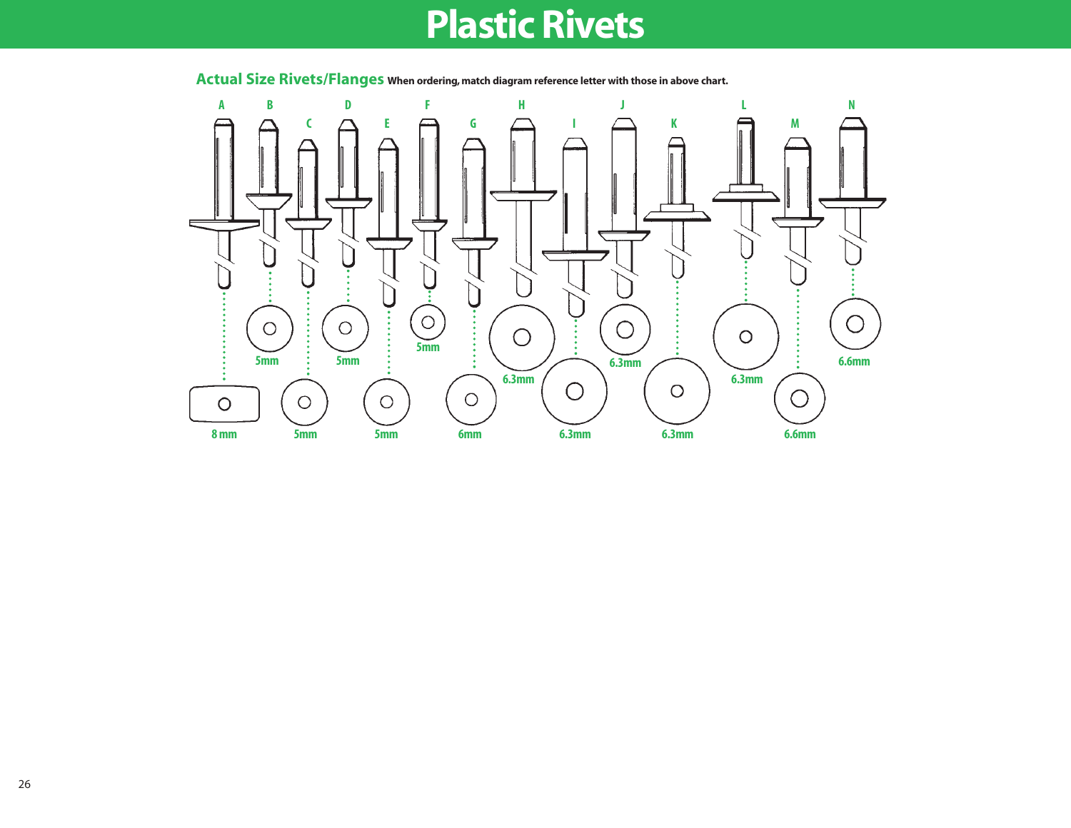# Plastic Rivets

## Actual Size Rivets/Flanges

**When ordering, match diagram reference letter with those in above chart.**

A B C D E F G H I J K L M N

5mm 5mm 5mm 6.3mm 6.3mm 6.3mm 6.6mm

8 mm 5mm 5mm 6mm 6.3mm 6.3mm 6.6mm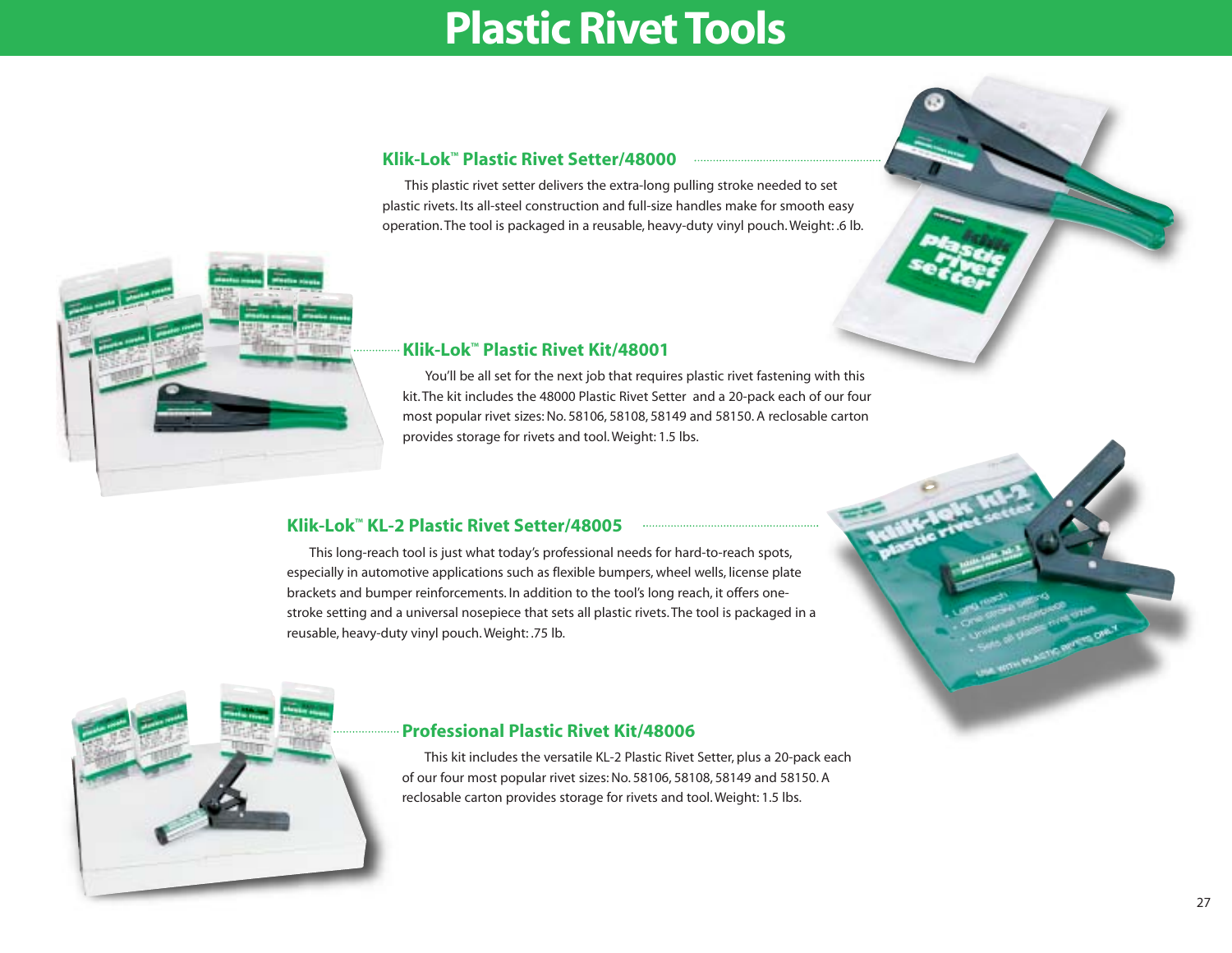# Plastic Rivet Tools

## Klik-Lok™ Plastic Rivet Setter/48000

This plastic rivet setter delivers the extra-long pulling stroke needed to set plastic rivets. Its all-steel construction and full-size handles make for smooth easy operation. The tool is packaged in a reusable, heavy-duty vinyl pouch. Weight: .6 lb.

## Klik-Lok™ Plastic Rivet Kit/48001

You'll be all set for the next job that requires plastic rivet fastening with this kit. The kit includes the 48000 Plastic Rivet Setter and a 20-pack each of our four most popular rivet sizes: No. 58106, 58108, 58149 and 58150. A reclosable carton provides storage for rivets and tool. Weight: 1.5 lbs.

## Klik-Lok™ KL-2 Plastic Rivet Setter/48005

This long-reach tool is just what today's professional needs for hard-to-reach spots, especially in automotive applications such as flexible bumpers, wheel wells, license plate brackets and bumper reinforcements. In addition to the tool's long reach, it offers one-stroke setting and a universal nosepiece that sets all plastic rivets. The tool is packaged in a reusable, heavy-duty vinyl pouch. Weight: .75 lb.

## Professional Plastic Rivet Kit/48006

This kit includes the versatile KL-2 Plastic Rivet Setter, plus a 20-pack each of our four most popular rivet sizes: No. 58106, 58108, 58149 and 58150. A reclosable carton provides storage for rivets and tool. Weight: 1.5 lbs.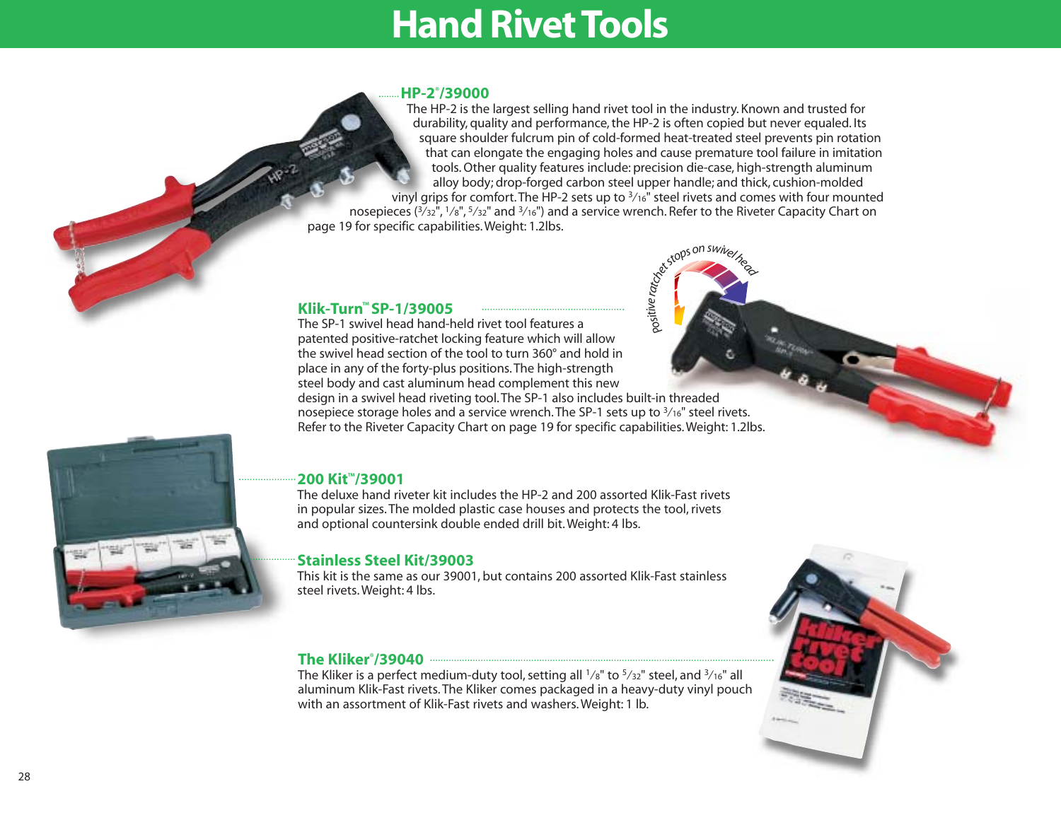# Hand Rivet Tools

## HP-2®/39000

The HP-2 is the largest selling hand rivet tool in the industry. Known and trusted for durability, quality and performance, the HP-2 is often copied but never equaled. Its square shoulder fulcrum pin of cold-formed heat-treated steel prevents pin rotation that can elongate the engaging holes and cause premature tool failure in imitation tools. Other quality features include: precision die-case, high-strength aluminum alloy body; drop-forged carbon steel upper handle; and thick, cushion-molded vinyl grips for comfort. The HP-2 sets up to 3/16" steel rivets and comes with four mounted nosepieces (3/32", 1/8", 5/32" and 3/16") and a service wrench. Refer to the Riveter Capacity Chart on page 19 for specific capabilities. Weight: 1.2lbs.

*positive ratchet stops on swivel head*

## Klik-Turn™ SP-1/39005

The SP-1 swivel head hand-held rivet tool features a patented positive-ratchet locking feature which will allow the swivel head section of the tool to turn 360° and hold in place in any of the forty-plus positions. The high-strength steel body and cast aluminum head complement this new design in a swivel head riveting tool. The SP-1 also includes built-in threaded nosepiece storage holes and a service wrench. The SP-1 sets up to 3/16" steel rivets. Refer to the Riveter Capacity Chart on page 19 for specific capabilities. Weight: 1.2lbs.

## 200 Kit™/39001

The deluxe hand riveter kit includes the HP-2 and 200 assorted Klik-Fast rivets in popular sizes. The molded plastic case houses and protects the tool, rivets and optional countersink double ended drill bit. Weight: 4 lbs.

## Stainless Steel Kit/39003

This kit is the same as our 39001, but contains 200 assorted Klik-Fast stainless steel rivets. Weight: 4 lbs.

## The Kliker®/39040

The Kliker is a perfect medium-duty tool, setting all 1/8" to 5/32" steel, and 3/16" all aluminum Klik-Fast rivets. The Kliker comes packaged in a heavy-duty vinyl pouch with an assortment of Klik-Fast rivets and washers. Weight: 1 lb.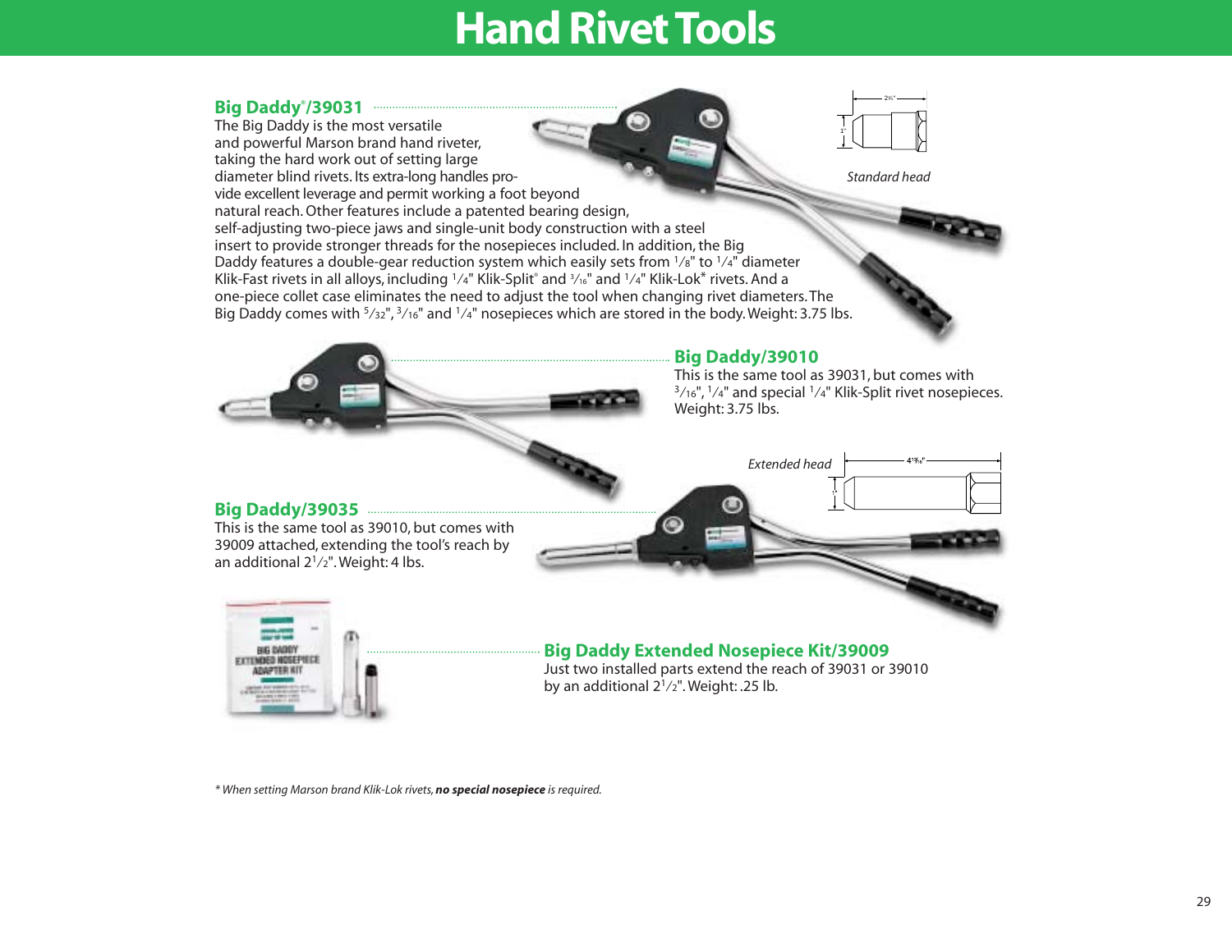# Hand Rivet Tools

## Big Daddy®/39031

The Big Daddy is the most versatile and powerful Marson brand hand riveter, taking the hard work out of setting large diameter blind rivets. Its extra-long handles provide excellent leverage and permit working a foot beyond natural reach. Other features include a patented bearing design, self-adjusting two-piece jaws and single-unit body construction with a steel insert to provide stronger threads for the nosepieces included. In addition, the Big Daddy features a double-gear reduction system which easily sets from 1/8" to 1/4" diameter Klik-Fast rivets in all alloys, including 1/4" Klik-Split® and 3/16" and 1/4" Klik-Lok* rivets. And a one-piece collet case eliminates the need to adjust the tool when changing rivet diameters. The Big Daddy comes with 5/32", 3/16" and 1/4" nosepieces which are stored in the body. Weight: 3.75 lbs.

*Standard head*

## Big Daddy/39010

This is the same tool as 39031, but comes with 3/16", 1/4" and special 1/4" Klik-Split rivet nosepieces. Weight: 3.75 lbs.

*Extended head*

## Big Daddy/39035

This is the same tool as 39010, but comes with 39009 attached, extending the tool's reach by an additional 2 1/2". Weight: 4 lbs.

## Big Daddy Extended Nosepiece Kit/39009

Just two installed parts extend the reach of 39031 or 39010 by an additional 2 1/2". Weight: .25 lb.

*\* When setting Marson brand Klik-Lok rivets, **no special nosepiece** is required.*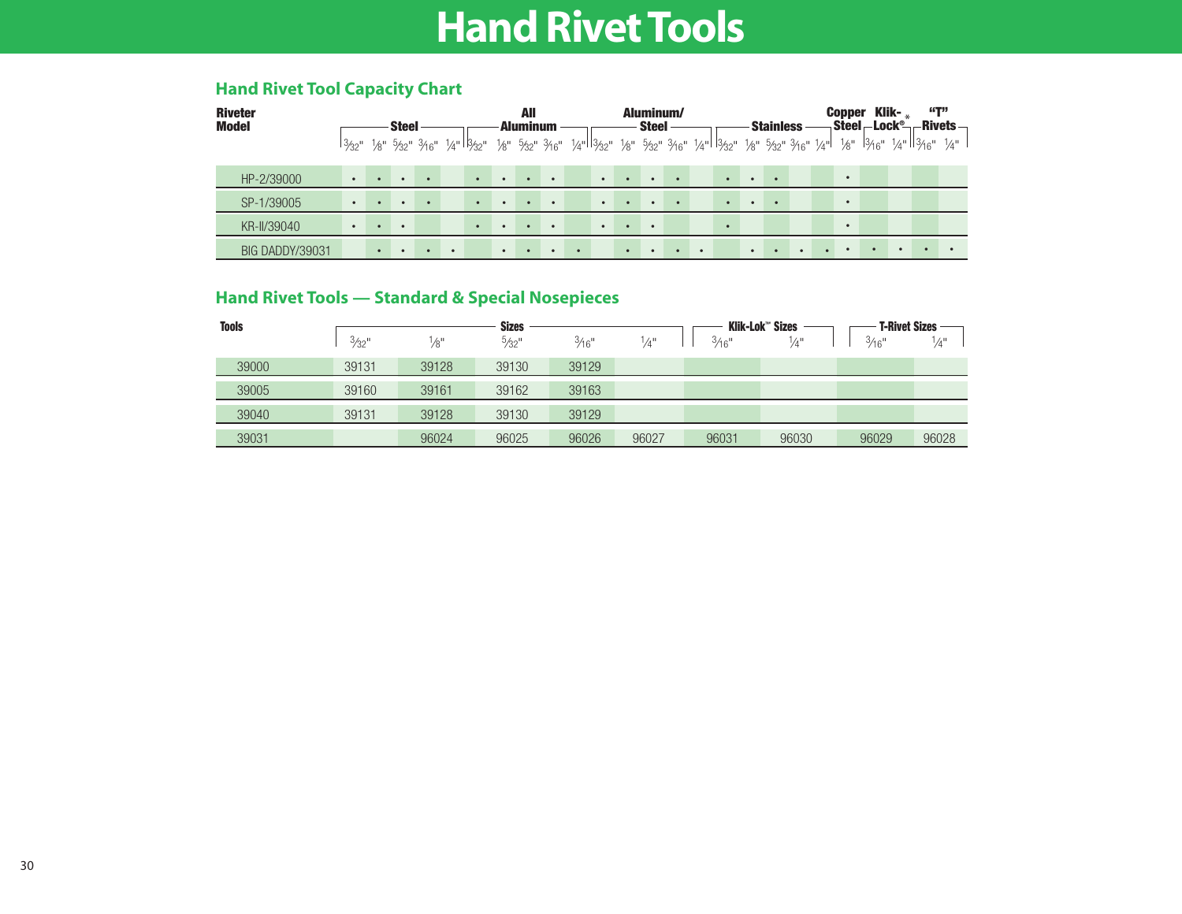# Hand Rivet Tools

## Hand Rivet Tool Capacity Chart

| Riveter Model | Steel | | | | | All Aluminum | | | | | Aluminum/ Steel | | | | | Stainless | | | | | Copper Steel | Klik-Lock® * | | "T" Rivets | |
|---|---|---|---|---|---|---|---|---|---|---|---|---|---|---|---|---|---|---|---|---|---|---|---|---|---|
| | 3⁄32" | 1⁄8" | 5⁄32" | 3⁄16" | 1⁄4" | 3⁄32" | 1⁄8" | 5⁄32" | 3⁄16" | 1⁄4" | 3⁄32" | 1⁄8" | 5⁄32" | 3⁄16" | 1⁄4" | 3⁄32" | 1⁄8" | 5⁄32" | 3⁄16" | 1⁄4" | 1⁄8" | 3⁄16" | 1⁄4" | 3⁄16" | 1⁄4" |
| HP-2/39000 | • | • | • | • | | • | • | • | • | | • | • | • | • | | • | • | • | | | • | | | | |
| SP-1/39005 | • | • | • | • | | • | • | • | • | | • | • | • | • | | • | • | • | | | • | | | | |
| KR-II/39040 | • | • | • | | | • | • | • | • | | • | • | • | | | • | | | | | • | | | | |
| BIG DADDY/39031 | | • | • | • | • | | • | • | • | • | | • | • | • | • | | • | • | • | • | • | • | • | • | • |

## Hand Rivet Tools — Standard & Special Nosepieces

| Tools | Sizes | | | | | Klik-Lok™ Sizes | | T-Rivet Sizes | |
|---|---|---|---|---|---|---|---|---|---|
| | 3⁄32" | 1⁄8" | 5⁄32" | 3⁄16" | 1⁄4" | 3⁄16" | 1⁄4" | 3⁄16" | 1⁄4" |
| 39000 | 39131 | 39128 | 39130 | 39129 | | | | | |
| 39005 | 39160 | 39161 | 39162 | 39163 | | | | | |
| 39040 | 39131 | 39128 | 39130 | 39129 | | | | | |
| 39031 | | 96024 | 96025 | 96026 | 96027 | 96031 | 96030 | 96029 | 96028 |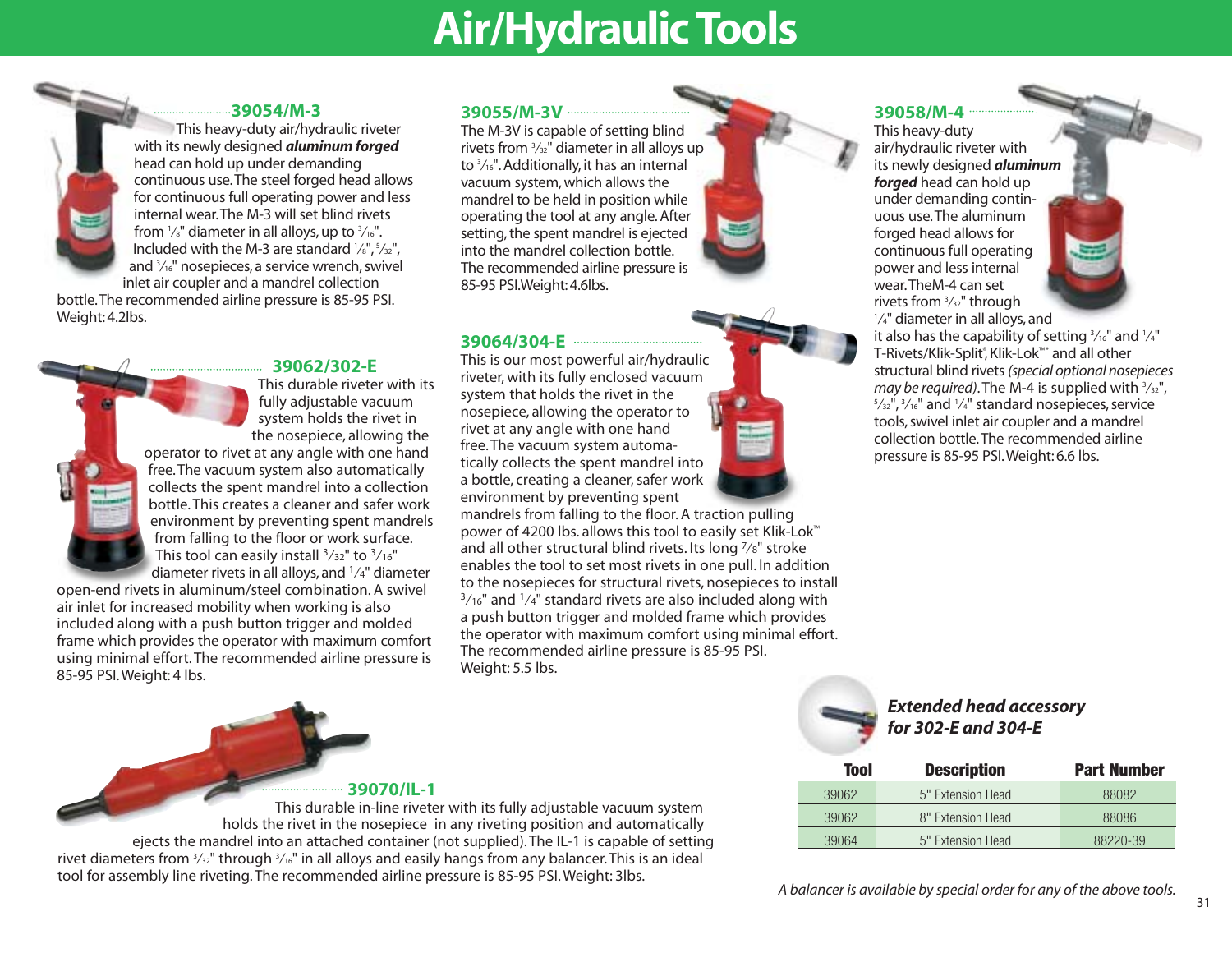# Air/Hydraulic Tools

## 39054/M-3

This heavy-duty air/hydraulic riveter with its newly designed ***aluminum forged*** head can hold up under demanding continuous use. The steel forged head allows for continuous full operating power and less internal wear. The M-3 will set blind rivets from 1/8" diameter in all alloys, up to 3/16". Included with the M-3 are standard 1/8", 5/32", and 3/16" nosepieces, a service wrench, swivel inlet air coupler and a mandrel collection bottle. The recommended airline pressure is 85-95 PSI. Weight: 4.2lbs.

## 39055/M-3V

The M-3V is capable of setting blind rivets from 3/32" diameter in all alloys up to 3/16". Additionally, it has an internal vacuum system, which allows the mandrel to be held in position while operating the tool at any angle. After setting, the spent mandrel is ejected into the mandrel collection bottle. The recommended airline pressure is 85-95 PSI. Weight: 4.6lbs.

## 39058/M-4

This heavy-duty air/hydraulic riveter with its newly designed ***aluminum forged*** head can hold up under demanding continuous use. The aluminum forged head allows for continuous full operating power and less internal wear. The M-4 can set rivets from 3/32" through 1/4" diameter in all alloys, and it also has the capability of setting 3/16" and 1/4" T-Rivets/Klik-Split®, Klik-Lok™* and all other structural blind rivets *(special optional nosepieces may be required)*. The M-4 is supplied with 3/32", 5/32", 3/16" and 1/4" standard nosepieces, service tools, swivel inlet air coupler and a mandrel collection bottle. The recommended airline pressure is 85-95 PSI. Weight: 6.6 lbs.

## 39062/302-E

This durable riveter with its fully adjustable vacuum system holds the rivet in the nosepiece, allowing the operator to rivet at any angle with one hand free. The vacuum system also automatically collects the spent mandrel into a collection bottle. This creates a cleaner and safer work environment by preventing spent mandrels from falling to the floor or work surface. This tool can easily install 3/32" to 3/16" diameter rivets in all alloys, and 1/4" diameter open-end rivets in aluminum/steel combination. A swivel air inlet for increased mobility when working is also included along with a push button trigger and molded frame which provides the operator with maximum comfort using minimal effort. The recommended airline pressure is 85-95 PSI. Weight: 4 lbs.

## 39064/304-E

This is our most powerful air/hydraulic riveter, with its fully enclosed vacuum system that holds the rivet in the nosepiece, allowing the operator to rivet at any angle with one hand free. The vacuum system automatically collects the spent mandrel into a bottle, creating a cleaner, safer work environment by preventing spent mandrels from falling to the floor. A traction pulling power of 4200 lbs. allows this tool to easily set Klik-Lok™ and all other structural blind rivets. Its long 7/8" stroke enables the tool to set most rivets in one pull. In addition to the nosepieces for structural rivets, nosepieces to install 3/16" and 1/4" standard rivets are also included along with a push button trigger and molded frame which provides the operator with maximum comfort using minimal effort. The recommended airline pressure is 85-95 PSI. Weight: 5.5 lbs.

## 39070/IL-1

This durable in-line riveter with its fully adjustable vacuum system holds the rivet in the nosepiece in any riveting position and automatically ejects the mandrel into an attached container (not supplied). The IL-1 is capable of setting rivet diameters from 3/32" through 3/16" in all alloys and easily hangs from any balancer. This is an ideal tool for assembly line riveting. The recommended airline pressure is 85-95 PSI. Weight: 3lbs.

### *Extended head accessory for 302-E and 304-E*

| Tool | Description | Part Number |
|---|---|---|
| 39062 | 5" Extension Head | 88082 |
| 39062 | 8" Extension Head | 88086 |
| 39064 | 5" Extension Head | 88220-39 |

*A balancer is available by special order for any of the above tools.*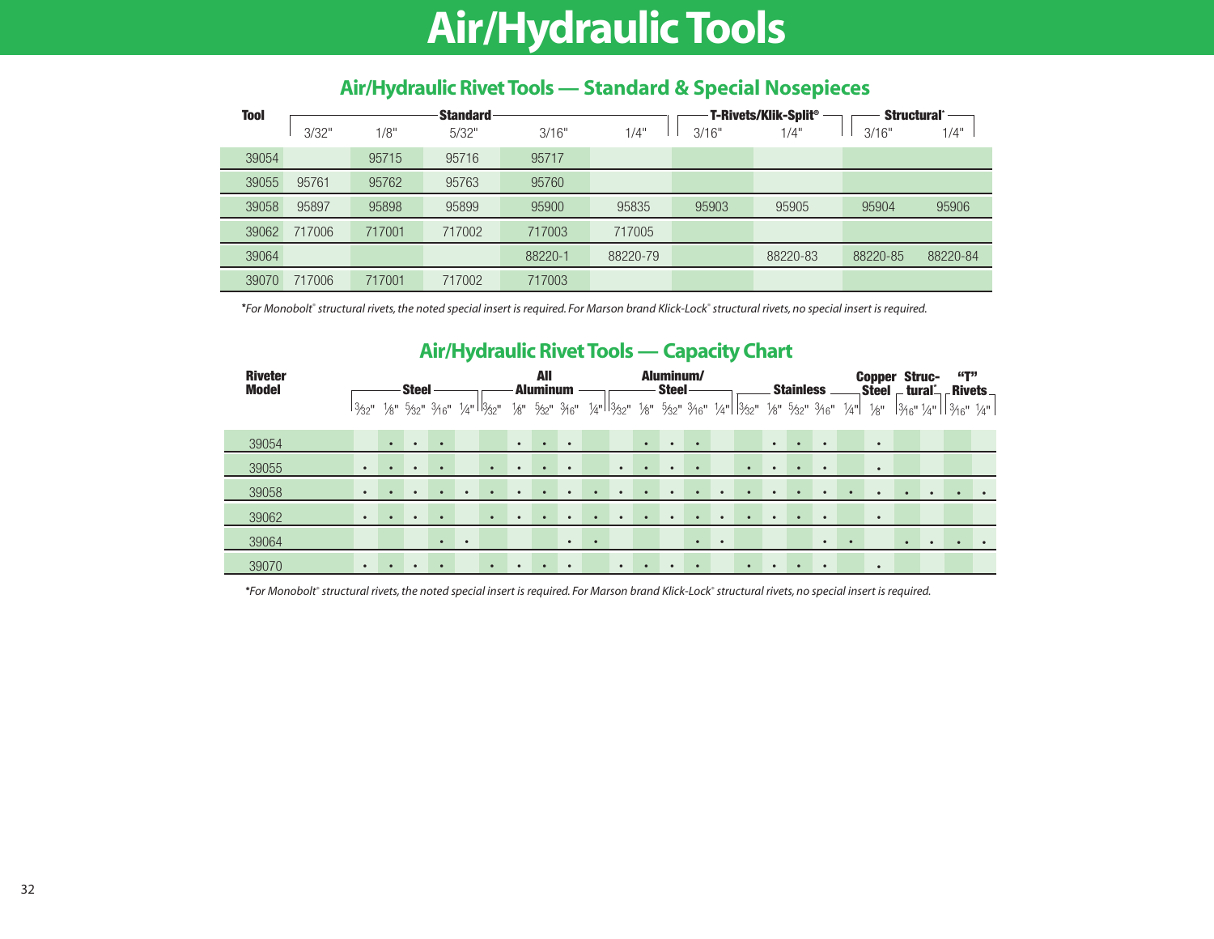# Air/Hydraulic Tools

## Air/Hydraulic Rivet Tools — Standard & Special Nosepieces

| Tool | Standard | | | | | T-Rivets/Klik-Split® | | Structural* | |
|---|---|---|---|---|---|---|---|---|---|
| | 3/32" | 1/8" | 5/32" | 3/16" | 1/4" | 3/16" | 1/4" | 3/16" | 1/4" |
| 39054 | | 95715 | 95716 | 95717 | | | | | |
| 39055 | 95761 | 95762 | 95763 | 95760 | | | | | |
| 39058 | 95897 | 95898 | 95899 | 95900 | 95835 | 95903 | 95905 | 95904 | 95906 |
| 39062 | 717006 | 717001 | 717002 | 717003 | 717005 | | | | |
| 39064 | | | | 88220-1 | 88220-79 | | 88220-83 | 88220-85 | 88220-84 |
| 39070 | 717006 | 717001 | 717002 | 717003 | | | | | |

*For Monobolt® structural rivets, the noted special insert is required. For Marson brand Klick-Lock® structural rivets, no special insert is required.*

## Air/Hydraulic Rivet Tools — Capacity Chart

| Riveter Model | Steel | | | | | All Aluminum | | | | | Aluminum/ Steel | | | | | Stainless | | | | | Copper Steel | Structural* | | "T" Rivets | |
|---|---|---|---|---|---|---|---|---|---|---|---|---|---|---|---|---|---|---|---|---|---|---|---|---|---|
| | 3/32" | 1/8" | 5/32" | 3/16" | 1/4" | 3/32" | 1/8" | 5/32" | 3/16" | 1/4" | 3/32" | 1/8" | 5/32" | 3/16" | 1/4" | 3/32" | 1/8" | 5/32" | 3/16" | 1/4" | 1/8" | 3/16" | 1/4" | 3/16" | 1/4" |
| 39054 | | • | • | • | | | • | • | • | | | • | • | • | | | • | • | • | | • | | | | |
| 39055 | • | • | • | • | | • | • | • | • | | • | • | • | • | | • | • | • | • | | • | | | | |
| 39058 | • | • | • | • | • | • | • | • | • | • | • | • | • | • | • | • | • | • | • | • | • | • | • | • | • |
| 39062 | • | • | • | • | | • | • | • | • | • | • | • | • | • | • | • | • | • | • | | • | | | | |
| 39064 | | | | • | • | | | | • | • | | | | • | • | | | | • | • | | • | • | • | • |
| 39070 | • | • | • | • | | • | • | • | • | | • | • | • | • | | • | • | • | • | | • | | | | |

*For Monobolt® structural rivets, the noted special insert is required. For Marson brand Klick-Lock® structural rivets, no special insert is required.*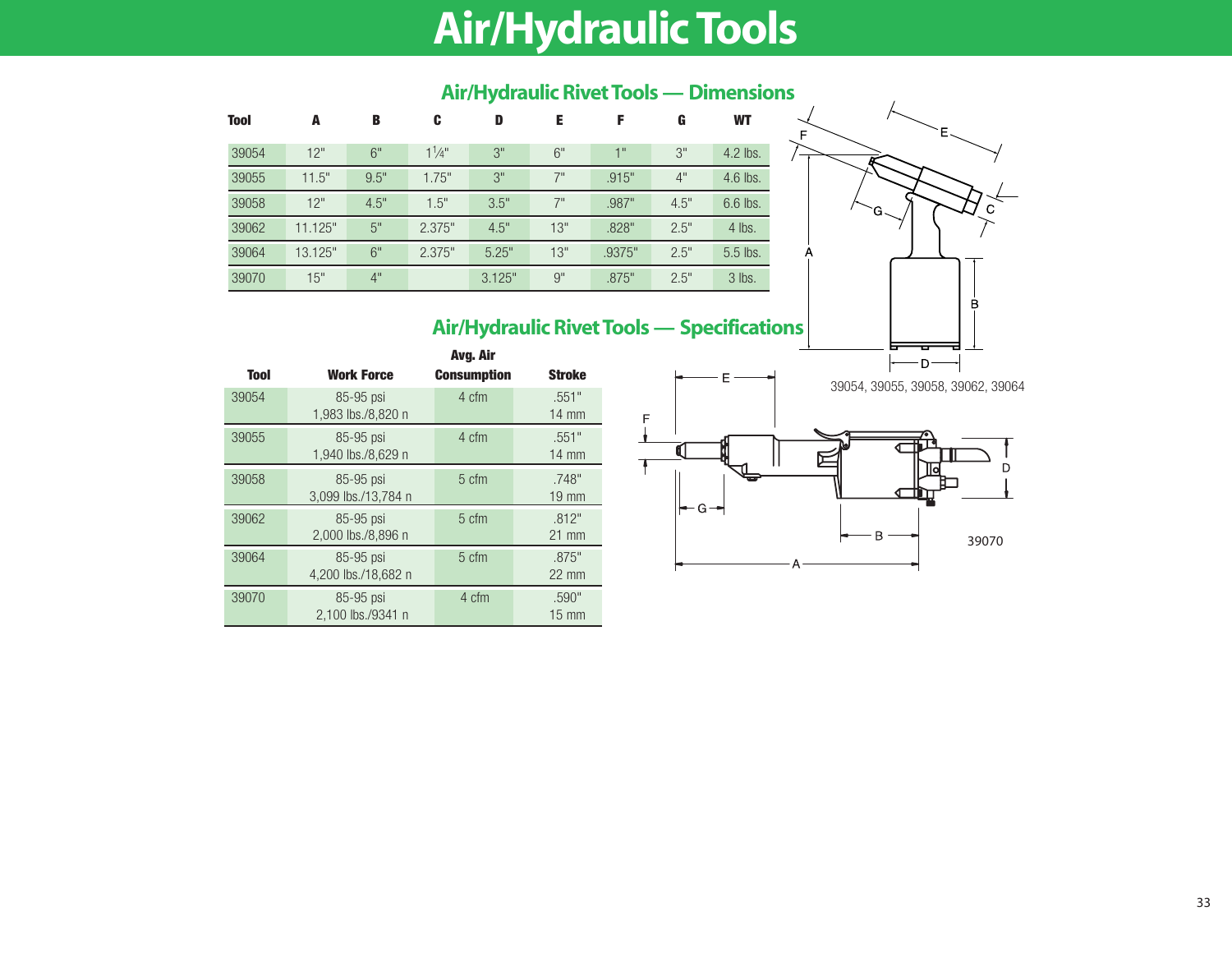# Air/Hydraulic Tools

## Air/Hydraulic Rivet Tools — Dimensions

| Tool | A | B | C | D | E | F | G | WT |
|---|---|---|---|---|---|---|---|---|
| 39054 | 12" | 6" | 1¼" | 3" | 6" | 1" | 3" | 4.2 lbs. |
| 39055 | 11.5" | 9.5" | 1.75" | 3" | 7" | .915" | 4" | 4.6 lbs. |
| 39058 | 12" | 4.5" | 1.5" | 3.5" | 7" | .987" | 4.5" | 6.6 lbs. |
| 39062 | 11.125" | 5" | 2.375" | 4.5" | 13" | .828" | 2.5" | 4 lbs. |
| 39064 | 13.125" | 6" | 2.375" | 5.25" | 13" | .9375" | 2.5" | 5.5 lbs. |
| 39070 | 15" | 4" | | 3.125" | 9" | .875" | 2.5" | 3 lbs. |

39054, 39055, 39058, 39062, 39064

39070

## Air/Hydraulic Rivet Tools — Specifications

| Tool | Work Force | Avg. Air Consumption | Stroke |
|---|---|---|---|
| 39054 | 85-95 psi 1,983 lbs./8,820 n | 4 cfm | .551" 14 mm |
| 39055 | 85-95 psi 1,940 lbs./8,629 n | 4 cfm | .551" 14 mm |
| 39058 | 85-95 psi 3,099 lbs./13,784 n | 5 cfm | .748" 19 mm |
| 39062 | 85-95 psi 2,000 lbs./8,896 n | 5 cfm | .812" 21 mm |
| 39064 | 85-95 psi 4,200 lbs./18,682 n | 5 cfm | .875" 22 mm |
| 39070 | 85-95 psi 2,100 lbs./9341 n | 4 cfm | .590" 15 mm |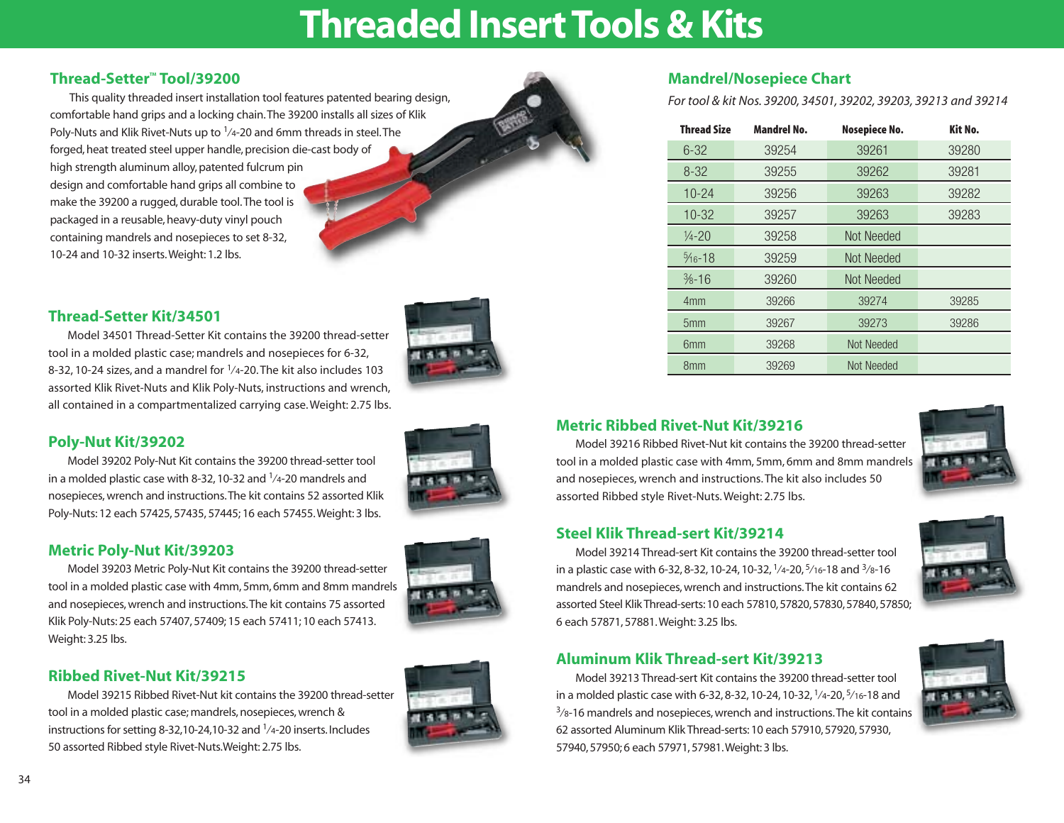# Threaded Insert Tools & Kits

## Thread-Setter™ Tool/39200

This quality threaded insert installation tool features patented bearing design, comfortable hand grips and a locking chain. The 39200 installs all sizes of Klik Poly-Nuts and Klik Rivet-Nuts up to 1⁄4-20 and 6mm threads in steel. The forged, heat treated steel upper handle, precision die-cast body of high strength aluminum alloy, patented fulcrum pin design and comfortable hand grips all combine to make the 39200 a rugged, durable tool. The tool is packaged in a reusable, heavy-duty vinyl pouch containing mandrels and nosepieces to set 8-32, 10-24 and 10-32 inserts. Weight: 1.2 lbs.

## Thread-Setter Kit/34501

Model 34501 Thread-Setter Kit contains the 39200 thread-setter tool in a molded plastic case; mandrels and nosepieces for 6-32, 8-32, 10-24 sizes, and a mandrel for 1⁄4-20. The kit also includes 103 assorted Klik Rivet-Nuts and Klik Poly-Nuts, instructions and wrench, all contained in a compartmentalized carrying case. Weight: 2.75 lbs.

## Poly-Nut Kit/39202

Model 39202 Poly-Nut Kit contains the 39200 thread-setter tool in a molded plastic case with 8-32, 10-32 and 1⁄4-20 mandrels and nosepieces, wrench and instructions. The kit contains 52 assorted Klik Poly-Nuts: 12 each 57425, 57435, 57445; 16 each 57455. Weight: 3 lbs.

## Metric Poly-Nut Kit/39203

Model 39203 Metric Poly-Nut Kit contains the 39200 thread-setter tool in a molded plastic case with 4mm, 5mm, 6mm and 8mm mandrels and nosepieces, wrench and instructions. The kit contains 75 assorted Klik Poly-Nuts: 25 each 57407, 57409; 15 each 57411; 10 each 57413. Weight: 3.25 lbs.

## Ribbed Rivet-Nut Kit/39215

Model 39215 Ribbed Rivet-Nut kit contains the 39200 thread-setter tool in a molded plastic case; mandrels, nosepieces, wrench & instructions for setting 8-32, 10-24, 10-32 and 1⁄4-20 inserts. Includes 50 assorted Ribbed style Rivet-Nuts. Weight: 2.75 lbs.

## Mandrel/Nosepiece Chart

*For tool & kit Nos. 39200, 34501, 39202, 39203, 39213 and 39214*

| Thread Size | Mandrel No. | Nosepiece No. | Kit No. |
|---|---|---|---|
| 6-32 | 39254 | 39261 | 39280 |
| 8-32 | 39255 | 39262 | 39281 |
| 10-24 | 39256 | 39263 | 39282 |
| 10-32 | 39257 | 39263 | 39283 |
| 1⁄4-20 | 39258 | Not Needed | |
| 5⁄16-18 | 39259 | Not Needed | |
| 3⁄8-16 | 39260 | Not Needed | |
| 4mm | 39266 | 39274 | 39285 |
| 5mm | 39267 | 39273 | 39286 |
| 6mm | 39268 | Not Needed | |
| 8mm | 39269 | Not Needed | |

## Metric Ribbed Rivet-Nut Kit/39216

Model 39216 Ribbed Rivet-Nut kit contains the 39200 thread-setter tool in a molded plastic case with 4mm, 5mm, 6mm and 8mm mandrels and nosepieces, wrench and instructions. The kit also includes 50 assorted Ribbed style Rivet-Nuts. Weight: 2.75 lbs.

## Steel Klik Thread-sert Kit/39214

Model 39214 Thread-sert Kit contains the 39200 thread-setter tool in a plastic case with 6-32, 8-32, 10-24, 10-32, 1⁄4-20, 5⁄16-18 and 3⁄8-16 mandrels and nosepieces, wrench and instructions. The kit contains 62 assorted Steel Klik Thread-serts: 10 each 57810, 57820, 57830, 57840, 57850; 6 each 57871, 57881. Weight: 3.25 lbs.

## Aluminum Klik Thread-sert Kit/39213

Model 39213 Thread-sert Kit contains the 39200 thread-setter tool in a molded plastic case with 6-32, 8-32, 10-24, 10-32, 1⁄4-20, 5⁄16-18 and 3⁄8-16 mandrels and nosepieces, wrench and instructions. The kit contains 62 assorted Aluminum Klik Thread-serts: 10 each 57910, 57920, 57930, 57940, 57950; 6 each 57971, 57981. Weight: 3 lbs.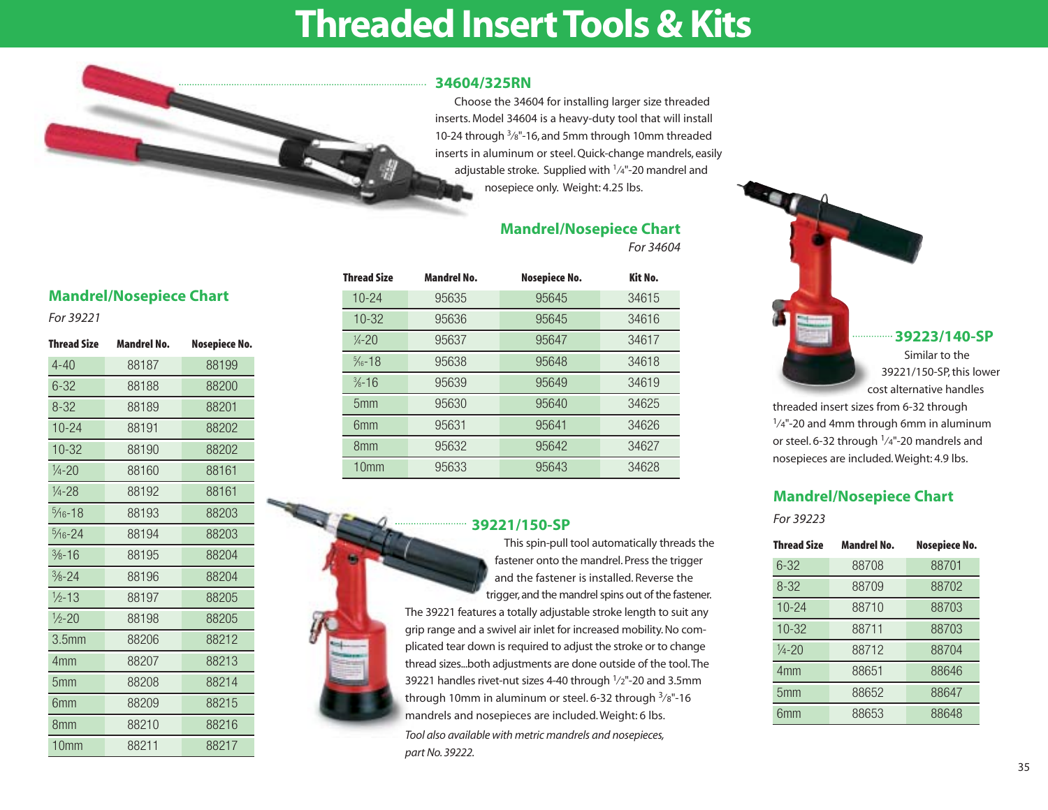# Threaded Insert Tools & Kits

## 34604/325RN

Choose the 34604 for installing larger size threaded inserts. Model 34604 is a heavy-duty tool that will install 10-24 through 3/8"-16, and 5mm through 10mm threaded inserts in aluminum or steel. Quick-change mandrels, easily adjustable stroke. Supplied with 1/4"-20 mandrel and nosepiece only. Weight: 4.25 lbs.

### Mandrel/Nosepiece Chart

*For 34604*

| Thread Size | Mandrel No. | Nosepiece No. | Kit No. |
|---|---|---|---|
| 10-24 | 95635 | 95645 | 34615 |
| 10-32 | 95636 | 95645 | 34616 |
| ¼-20 | 95637 | 95647 | 34617 |
| 5/16-18 | 95638 | 95648 | 34618 |
| ⅜-16 | 95639 | 95649 | 34619 |
| 5mm | 95630 | 95640 | 34625 |
| 6mm | 95631 | 95641 | 34626 |
| 8mm | 95632 | 95642 | 34627 |
| 10mm | 95633 | 95643 | 34628 |

## 39221/150-SP

This spin-pull tool automatically threads the fastener onto the mandrel. Press the trigger and the fastener is installed. Reverse the trigger, and the mandrel spins out of the fastener. The 39221 features a totally adjustable stroke length to suit any grip range and a swivel air inlet for increased mobility. No complicated tear down is required to adjust the stroke or to change thread sizes...both adjustments are done outside of the tool. The 39221 handles rivet-nut sizes 4-40 through 1/2"-20 and 3.5mm through 10mm in aluminum or steel. 6-32 through 3/8"-16 mandrels and nosepieces are included. Weight: 6 lbs.

*Tool also available with metric mandrels and nosepieces, part No. 39222.*

### Mandrel/Nosepiece Chart

*For 39221*

| Thread Size | Mandrel No. | Nosepiece No. |
|---|---|---|
| 4-40 | 88187 | 88199 |
| 6-32 | 88188 | 88200 |
| 8-32 | 88189 | 88201 |
| 10-24 | 88191 | 88202 |
| 10-32 | 88190 | 88202 |
| ¼-20 | 88160 | 88161 |
| ¼-28 | 88192 | 88161 |
| 5/16-18 | 88193 | 88203 |
| 5/16-24 | 88194 | 88203 |
| ⅜-16 | 88195 | 88204 |
| ⅜-24 | 88196 | 88204 |
| ½-13 | 88197 | 88205 |
| ½-20 | 88198 | 88205 |
| 3.5mm | 88206 | 88212 |
| 4mm | 88207 | 88213 |
| 5mm | 88208 | 88214 |
| 6mm | 88209 | 88215 |
| 8mm | 88210 | 88216 |
| 10mm | 88211 | 88217 |

## 39223/140-SP

Similar to the 39221/150-SP, this lower cost alternative handles threaded insert sizes from 6-32 through 1/4"-20 and 4mm through 6mm in aluminum or steel. 6-32 through 1/4"-20 mandrels and nosepieces are included. Weight: 4.9 lbs.

### Mandrel/Nosepiece Chart

*For 39223*

| Thread Size | Mandrel No. | Nosepiece No. |
|---|---|---|
| 6-32 | 88708 | 88701 |
| 8-32 | 88709 | 88702 |
| 10-24 | 88710 | 88703 |
| 10-32 | 88711 | 88703 |
| ¼-20 | 88712 | 88704 |
| 4mm | 88651 | 88646 |
| 5mm | 88652 | 88647 |
| 6mm | 88653 | 88648 |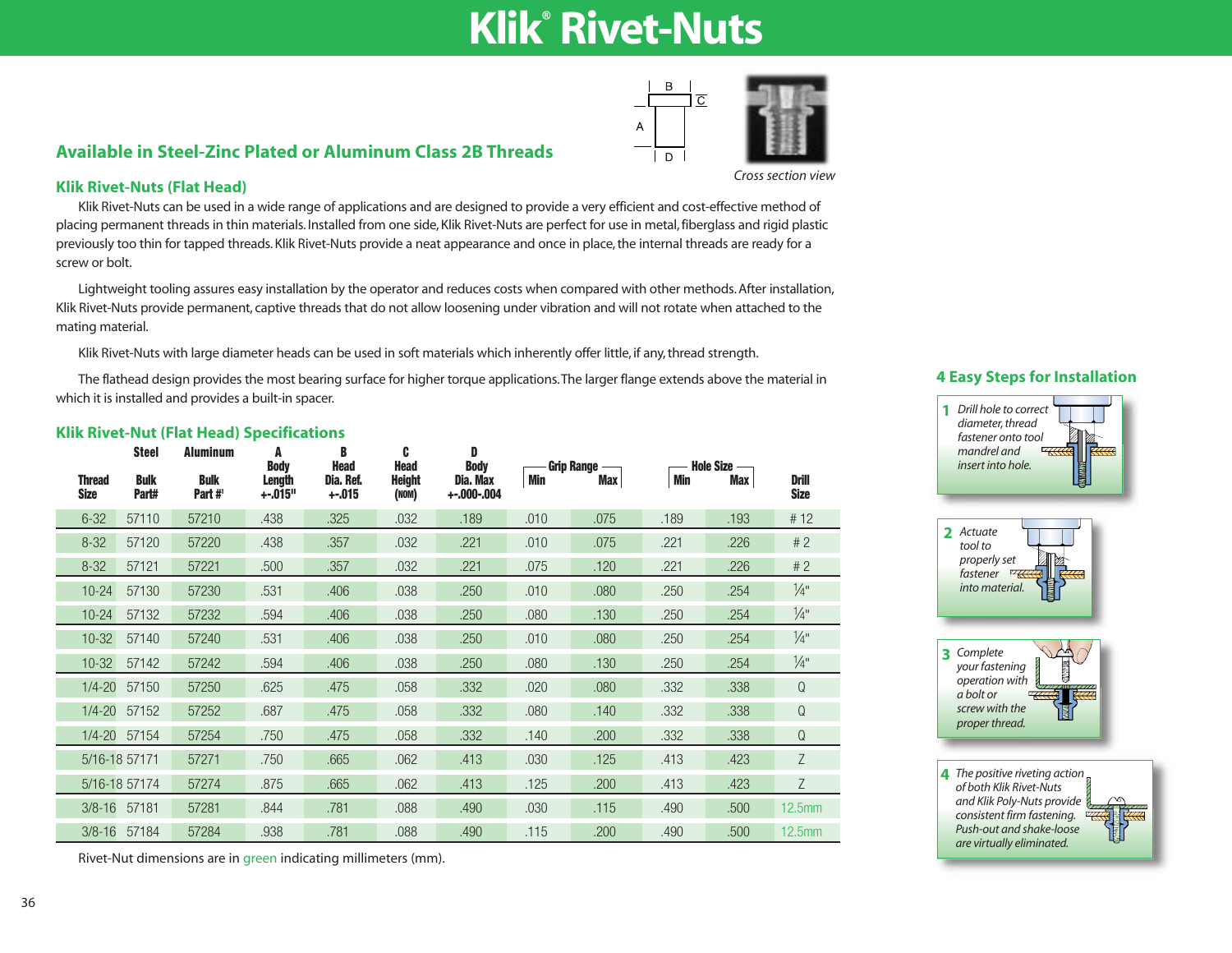# Klik® Rivet-Nuts

## Available in Steel-Zinc Plated or Aluminum Class 2B Threads

Cross section view

### Klik Rivet-Nuts (Flat Head)

Klik Rivet-Nuts can be used in a wide range of applications and are designed to provide a very efficient and cost-effective method of placing permanent threads in thin materials. Installed from one side, Klik Rivet-Nuts are perfect for use in metal, fiberglass and rigid plastic previously too thin for tapped threads. Klik Rivet-Nuts provide a neat appearance and once in place, the internal threads are ready for a screw or bolt.

Lightweight tooling assures easy installation by the operator and reduces costs when compared with other methods. After installation, Klik Rivet-Nuts provide permanent, captive threads that do not allow loosening under vibration and will not rotate when attached to the mating material.

Klik Rivet-Nuts with large diameter heads can be used in soft materials which inherently offer little, if any, thread strength.

The flathead design provides the most bearing surface for higher torque applications. The larger flange extends above the material in which it is installed and provides a built-in spacer.

### Klik Rivet-Nut (Flat Head) Specifications

| Thread Size | Steel Bulk Part# | Aluminum Bulk Part #¹ | A Body Length +-.015" | B Head Dia. Ref. +-.015 | C Head Height (NOM) | D Body Dia. Max +-.000-.004 | Grip Range Min | Grip Range Max | Hole Size Min | Hole Size Max | Drill Size |
|---|---|---|---|---|---|---|---|---|---|---|---|
| 6-32 | 57110 | 57210 | .438 | .325 | .032 | .189 | .010 | .075 | .189 | .193 | # 12 |
| 8-32 | 57120 | 57220 | .438 | .357 | .032 | .221 | .010 | .075 | .221 | .226 | # 2 |
| 8-32 | 57121 | 57221 | .500 | .357 | .032 | .221 | .075 | .120 | .221 | .226 | # 2 |
| 10-24 | 57130 | 57230 | .531 | .406 | .038 | .250 | .010 | .080 | .250 | .254 | ¼" |
| 10-24 | 57132 | 57232 | .594 | .406 | .038 | .250 | .080 | .130 | .250 | .254 | ¼" |
| 10-32 | 57140 | 57240 | .531 | .406 | .038 | .250 | .010 | .080 | .250 | .254 | ¼" |
| 10-32 | 57142 | 57242 | .594 | .406 | .038 | .250 | .080 | .130 | .250 | .254 | ¼" |
| 1/4-20 | 57150 | 57250 | .625 | .475 | .058 | .332 | .020 | .080 | .332 | .338 | Q |
| 1/4-20 | 57152 | 57252 | .687 | .475 | .058 | .332 | .080 | .140 | .332 | .338 | Q |
| 1/4-20 | 57154 | 57254 | .750 | .475 | .058 | .332 | .140 | .200 | .332 | .338 | Q |
| 5/16-18 | 57171 | 57271 | .750 | .665 | .062 | .413 | .030 | .125 | .413 | .423 | Z |
| 5/16-18 | 57174 | 57274 | .875 | .665 | .062 | .413 | .125 | .200 | .413 | .423 | Z |
| 3/8-16 | 57181 | 57281 | .844 | .781 | .088 | .490 | .030 | .115 | .490 | .500 | 12.5mm |
| 3/8-16 | 57184 | 57284 | .938 | .781 | .088 | .490 | .115 | .200 | .490 | .500 | 12.5mm |

Rivet-Nut dimensions are in green indicating millimeters (mm).

### 4 Easy Steps for Installation

1. *Drill hole to correct diameter, thread fastener onto tool mandrel and insert into hole.*
2. *Actuate tool to properly set fastener into material.*
3. *Complete your fastening operation with a bolt or screw with the proper thread.*
4. *The positive riveting action of both Klik Rivet-Nuts and Klik Poly-Nuts provide consistent firm fastening. Push-out and shake-loose are virtually eliminated.*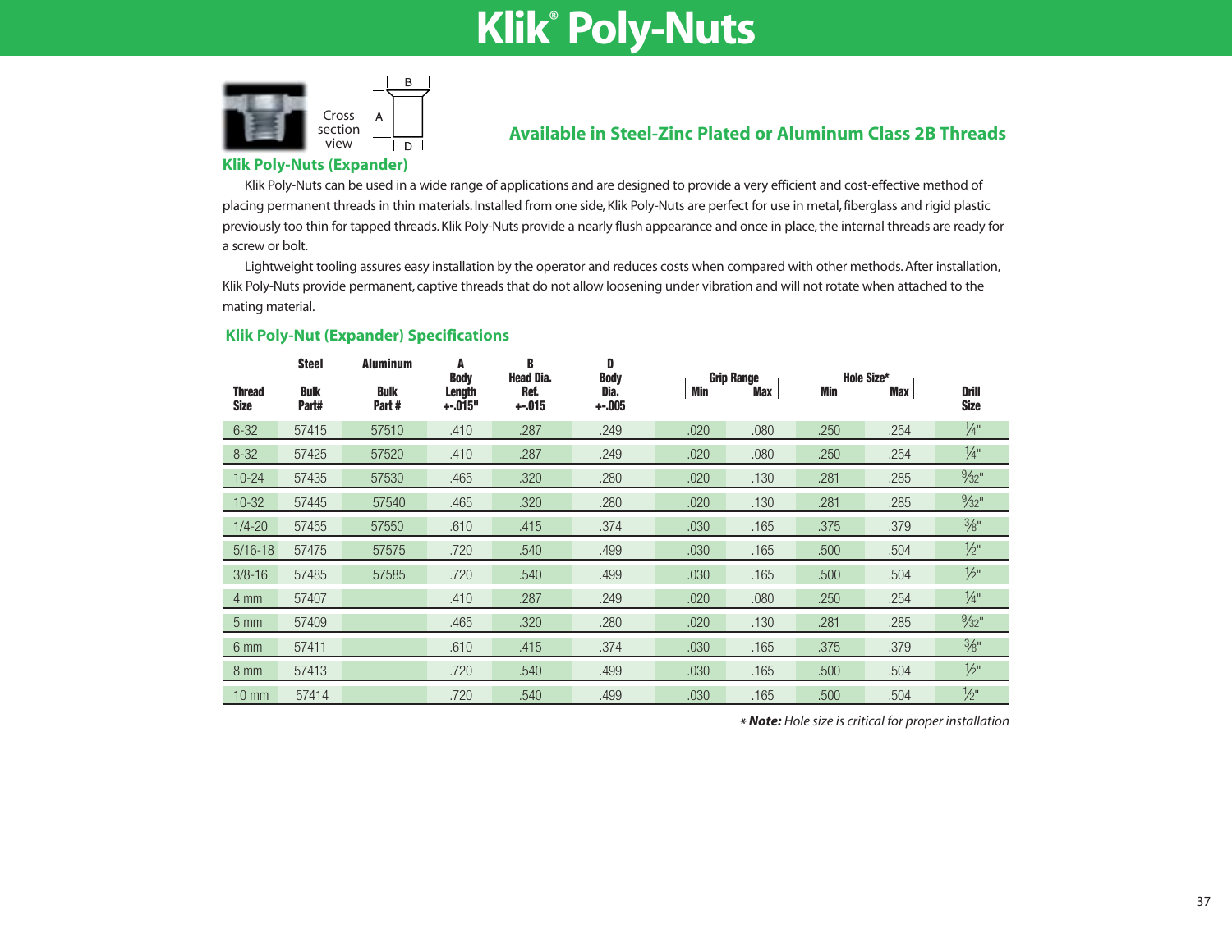# Klik® Poly-Nuts

Cross section view

**Available in Steel-Zinc Plated or Aluminum Class 2B Threads**

## Klik Poly-Nuts (Expander)

Klik Poly-Nuts can be used in a wide range of applications and are designed to provide a very efficient and cost-effective method of placing permanent threads in thin materials. Installed from one side, Klik Poly-Nuts are perfect for use in metal, fiberglass and rigid plastic previously too thin for tapped threads. Klik Poly-Nuts provide a nearly flush appearance and once in place, the internal threads are ready for a screw or bolt.

Lightweight tooling assures easy installation by the operator and reduces costs when compared with other methods. After installation, Klik Poly-Nuts provide permanent, captive threads that do not allow loosening under vibration and will not rotate when attached to the mating material.

### Klik Poly-Nut (Expander) Specifications

| Thread Size | Steel Bulk Part# | Aluminum Bulk Part # | A Body Length +-.015" | B Head Dia. Ref. +-.015 | D Body Dia. +-.005 | Grip Range Min | Grip Range Max | Hole Size* Min | Hole Size* Max | Drill Size |
|---|---|---|---|---|---|---|---|---|---|---|
| 6-32 | 57415 | 57510 | .410 | .287 | .249 | .020 | .080 | .250 | .254 | 1/4" |
| 8-32 | 57425 | 57520 | .410 | .287 | .249 | .020 | .080 | .250 | .254 | 1/4" |
| 10-24 | 57435 | 57530 | .465 | .320 | .280 | .020 | .130 | .281 | .285 | 9/32" |
| 10-32 | 57445 | 57540 | .465 | .320 | .280 | .020 | .130 | .281 | .285 | 9/32" |
| 1/4-20 | 57455 | 57550 | .610 | .415 | .374 | .030 | .165 | .375 | .379 | 3/8" |
| 5/16-18 | 57475 | 57575 | .720 | .540 | .499 | .030 | .165 | .500 | .504 | 1/2" |
| 3/8-16 | 57485 | 57585 | .720 | .540 | .499 | .030 | .165 | .500 | .504 | 1/2" |
| 4 mm | 57407 | | .410 | .287 | .249 | .020 | .080 | .250 | .254 | 1/4" |
| 5 mm | 57409 | | .465 | .320 | .280 | .020 | .130 | .281 | .285 | 9/32" |
| 6 mm | 57411 | | .610 | .415 | .374 | .030 | .165 | .375 | .379 | 3/8" |
| 8 mm | 57413 | | .720 | .540 | .499 | .030 | .165 | .500 | .504 | 1/2" |
| 10 mm | 57414 | | .720 | .540 | .499 | .030 | .165 | .500 | .504 | 1/2" |

* ***Note:*** *Hole size is critical for proper installation*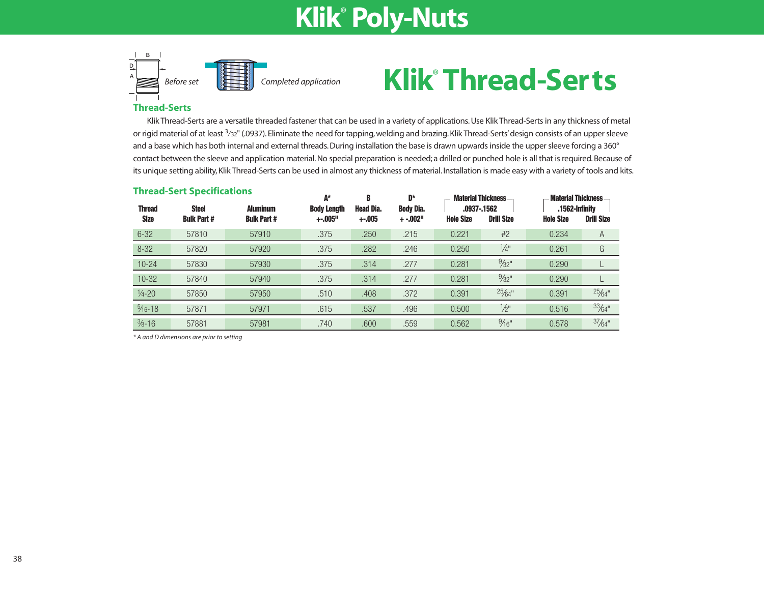# Klik® Poly-Nuts

B D A *Before set* *Completed application*

# Klik® Thread-Serts

## Thread-Serts

Klik Thread-Serts are a versatile threaded fastener that can be used in a variety of applications. Use Klik Thread-Serts in any thickness of metal or rigid material of at least 3⁄32" (.0937). Eliminate the need for tapping, welding and brazing. Klik Thread-Serts' design consists of an upper sleeve and a base which has both internal and external threads. During installation the base is drawn upwards inside the upper sleeve forcing a 360° contact between the sleeve and application material. No special preparation is needed; a drilled or punched hole is all that is required. Because of its unique setting ability, Klik Thread-Serts can be used in almost any thickness of material. Installation is made easy with a variety of tools and kits.

## Thread-Sert Specifications

| Thread Size | Steel Bulk Part # | Aluminum Bulk Part # | A* Body Length +-.005" | B Head Dia. +-.005 | D* Body Dia. + -.002" | Material Thickness .0937-.1562 | | Material Thickness .1562-Infinity | |
|---|---|---|---|---|---|---|---|---|---|
| | | | | | | Hole Size | Drill Size | Hole Size | Drill Size |
| 6-32 | 57810 | 57910 | .375 | .250 | .215 | 0.221 | #2 | 0.234 | A |
| 8-32 | 57820 | 57920 | .375 | .282 | .246 | 0.250 | 1⁄4" | 0.261 | G |
| 10-24 | 57830 | 57930 | .375 | .314 | .277 | 0.281 | 9⁄32" | 0.290 | L |
| 10-32 | 57840 | 57940 | .375 | .314 | .277 | 0.281 | 9⁄32" | 0.290 | L |
| 1⁄4-20 | 57850 | 57950 | .510 | .408 | .372 | 0.391 | 25⁄64" | 0.391 | 25⁄64" |
| 5⁄16-18 | 57871 | 57971 | .615 | .537 | .496 | 0.500 | 1⁄2" | 0.516 | 33⁄64" |
| 3⁄8-16 | 57881 | 57981 | .740 | .600 | .559 | 0.562 | 9⁄16" | 0.578 | 37⁄64" |

*\* A and D dimensions are prior to setting*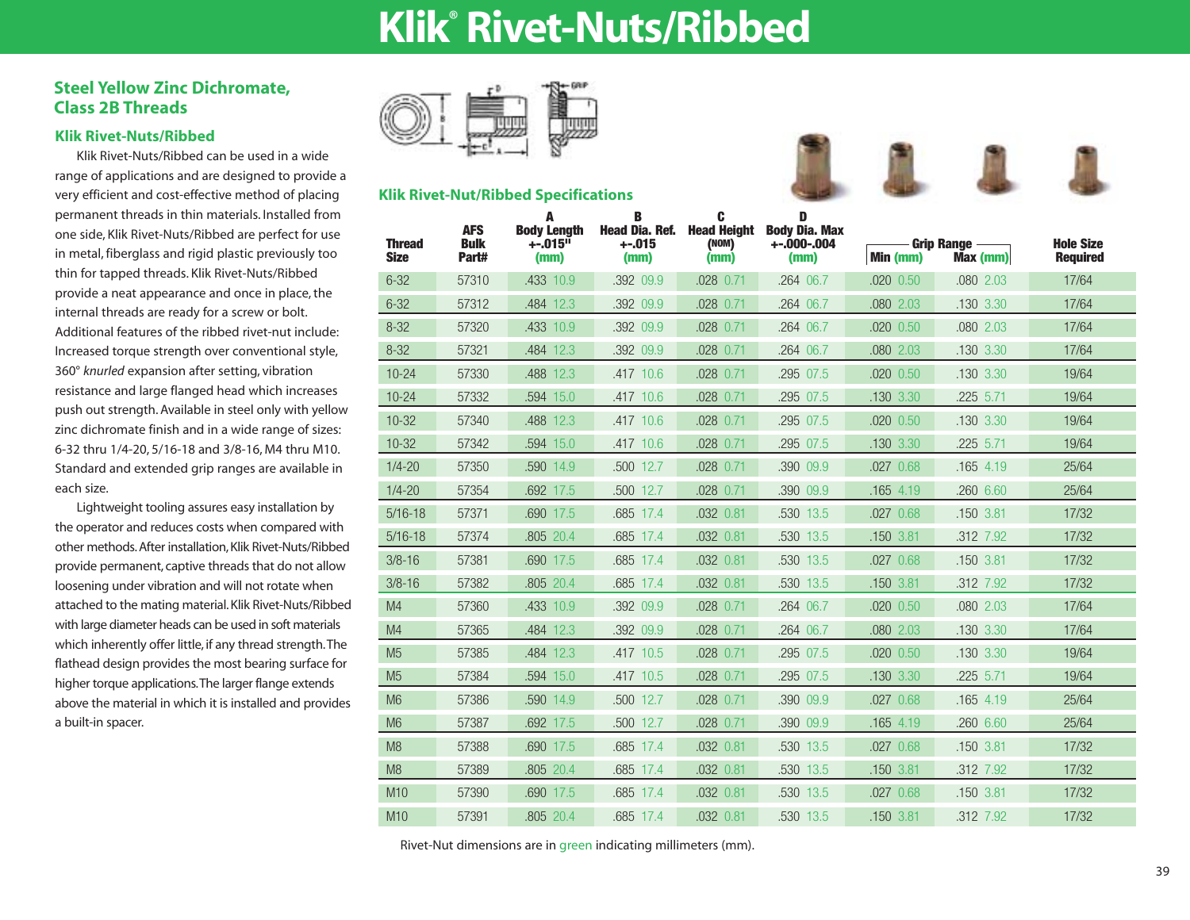# Klik® Rivet-Nuts/Ribbed

## Steel Yellow Zinc Dichromate, Class 2B Threads

### Klik Rivet-Nuts/Ribbed

Klik Rivet-Nuts/Ribbed can be used in a wide range of applications and are designed to provide a very efficient and cost-effective method of placing permanent threads in thin materials. Installed from one side, Klik Rivet-Nuts/Ribbed are perfect for use in metal, fiberglass and rigid plastic previously too thin for tapped threads. Klik Rivet-Nuts/Ribbed provide a neat appearance and once in place, the internal threads are ready for a screw or bolt. Additional features of the ribbed rivet-nut include: Increased torque strength over conventional style, 360° *knurled* expansion after setting, vibration resistance and large flanged head which increases push out strength. Available in steel only with yellow zinc dichromate finish and in a wide range of sizes: 6-32 thru 1/4-20, 5/16-18 and 3/8-16, M4 thru M10. Standard and extended grip ranges are available in each size.

Lightweight tooling assures easy installation by the operator and reduces costs when compared with other methods. After installation, Klik Rivet-Nuts/Ribbed provide permanent, captive threads that do not allow loosening under vibration and will not rotate when attached to the mating material. Klik Rivet-Nuts/Ribbed with large diameter heads can be used in soft materials which inherently offer little, if any thread strength. The flathead design provides the most bearing surface for higher torque applications. The larger flange extends above the material in which it is installed and provides a built-in spacer.

### Klik Rivet-Nut/Ribbed Specifications

| Thread Size | AFS Bulk Part# | A Body Length +-.015" (mm) | B Head Dia. Ref. +-.015 (mm) | C Head Height (NOM) (mm) | D Body Dia. Max +-.000-.004 (mm) | Grip Range Min (mm) | Grip Range Max (mm) | Hole Size Required |
|---|---|---|---|---|---|---|---|---|
| 6-32 | 57310 | .433 10.9 | .392 09.9 | .028 0.71 | .264 06.7 | .020 0.50 | .080 2.03 | 17/64 |
| 6-32 | 57312 | .484 12.3 | .392 09.9 | .028 0.71 | .264 06.7 | .080 2.03 | .130 3.30 | 17/64 |
| 8-32 | 57320 | .433 10.9 | .392 09.9 | .028 0.71 | .264 06.7 | .020 0.50 | .080 2.03 | 17/64 |
| 8-32 | 57321 | .484 12.3 | .392 09.9 | .028 0.71 | .264 06.7 | .080 2.03 | .130 3.30 | 17/64 |
| 10-24 | 57330 | .488 12.3 | .417 10.6 | .028 0.71 | .295 07.5 | .020 0.50 | .130 3.30 | 19/64 |
| 10-24 | 57332 | .594 15.0 | .417 10.6 | .028 0.71 | .295 07.5 | .130 3.30 | .225 5.71 | 19/64 |
| 10-32 | 57340 | .488 12.3 | .417 10.6 | .028 0.71 | .295 07.5 | .020 0.50 | .130 3.30 | 19/64 |
| 10-32 | 57342 | .594 15.0 | .417 10.6 | .028 0.71 | .295 07.5 | .130 3.30 | .225 5.71 | 19/64 |
| 1/4-20 | 57350 | .590 14.9 | .500 12.7 | .028 0.71 | .390 09.9 | .027 0.68 | .165 4.19 | 25/64 |
| 1/4-20 | 57354 | .692 17.5 | .500 12.7 | .028 0.71 | .390 09.9 | .165 4.19 | .260 6.60 | 25/64 |
| 5/16-18 | 57371 | .690 17.5 | .685 17.4 | .032 0.81 | .530 13.5 | .027 0.68 | .150 3.81 | 17/32 |
| 5/16-18 | 57374 | .805 20.4 | .685 17.4 | .032 0.81 | .530 13.5 | .150 3.81 | .312 7.92 | 17/32 |
| 3/8-16 | 57381 | .690 17.5 | .685 17.4 | .032 0.81 | .530 13.5 | .027 0.68 | .150 3.81 | 17/32 |
| 3/8-16 | 57382 | .805 20.4 | .685 17.4 | .032 0.81 | .530 13.5 | .150 3.81 | .312 7.92 | 17/32 |
| M4 | 57360 | .433 10.9 | .392 09.9 | .028 0.71 | .264 06.7 | .020 0.50 | .080 2.03 | 17/64 |
| M4 | 57365 | .484 12.3 | .392 09.9 | .028 0.71 | .264 06.7 | .080 2.03 | .130 3.30 | 17/64 |
| M5 | 57385 | .484 12.3 | .417 10.5 | .028 0.71 | .295 07.5 | .020 0.50 | .130 3.30 | 19/64 |
| M5 | 57384 | .594 15.0 | .417 10.5 | .028 0.71 | .295 07.5 | .130 3.30 | .225 5.71 | 19/64 |
| M6 | 57386 | .590 14.9 | .500 12.7 | .028 0.71 | .390 09.9 | .027 0.68 | .165 4.19 | 25/64 |
| M6 | 57387 | .692 17.5 | .500 12.7 | .028 0.71 | .390 09.9 | .165 4.19 | .260 6.60 | 25/64 |
| M8 | 57388 | .690 17.5 | .685 17.4 | .032 0.81 | .530 13.5 | .027 0.68 | .150 3.81 | 17/32 |
| M8 | 57389 | .805 20.4 | .685 17.4 | .032 0.81 | .530 13.5 | .150 3.81 | .312 7.92 | 17/32 |
| M10 | 57390 | .690 17.5 | .685 17.4 | .032 0.81 | .530 13.5 | .027 0.68 | .150 3.81 | 17/32 |
| M10 | 57391 | .805 20.4 | .685 17.4 | .032 0.81 | .530 13.5 | .150 3.81 | .312 7.92 | 17/32 |

Rivet-Nut dimensions are in green indicating millimeters (mm).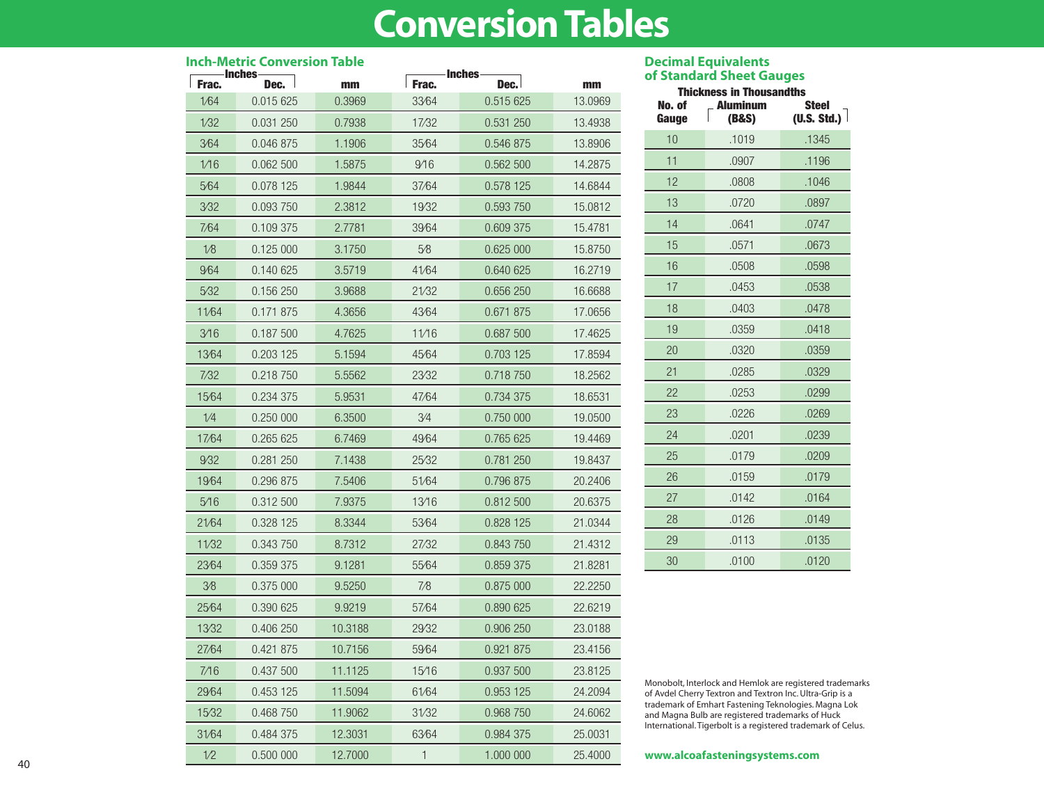# Conversion Tables

## Inch-Metric Conversion Table

| Inches | | | Inches | | |
|---|---|---|---|---|---|
| Frac. | Dec. | mm | Frac. | Dec. | mm |
| 1⁄64 | 0.015 625 | 0.3969 | 33⁄64 | 0.515 625 | 13.0969 |
| 1⁄32 | 0.031 250 | 0.7938 | 17⁄32 | 0.531 250 | 13.4938 |
| 3⁄64 | 0.046 875 | 1.1906 | 35⁄64 | 0.546 875 | 13.8906 |
| 1⁄16 | 0.062 500 | 1.5875 | 9⁄16 | 0.562 500 | 14.2875 |
| 5⁄64 | 0.078 125 | 1.9844 | 37⁄64 | 0.578 125 | 14.6844 |
| 3⁄32 | 0.093 750 | 2.3812 | 19⁄32 | 0.593 750 | 15.0812 |
| 7⁄64 | 0.109 375 | 2.7781 | 39⁄64 | 0.609 375 | 15.4781 |
| 1⁄8 | 0.125 000 | 3.1750 | 5⁄8 | 0.625 000 | 15.8750 |
| 9⁄64 | 0.140 625 | 3.5719 | 41⁄64 | 0.640 625 | 16.2719 |
| 5⁄32 | 0.156 250 | 3.9688 | 21⁄32 | 0.656 250 | 16.6688 |
| 11⁄64 | 0.171 875 | 4.3656 | 43⁄64 | 0.671 875 | 17.0656 |
| 3⁄16 | 0.187 500 | 4.7625 | 11⁄16 | 0.687 500 | 17.4625 |
| 13⁄64 | 0.203 125 | 5.1594 | 45⁄64 | 0.703 125 | 17.8594 |
| 7⁄32 | 0.218 750 | 5.5562 | 23⁄32 | 0.718 750 | 18.2562 |
| 15⁄64 | 0.234 375 | 5.9531 | 47⁄64 | 0.734 375 | 18.6531 |
| 1⁄4 | 0.250 000 | 6.3500 | 3⁄4 | 0.750 000 | 19.0500 |
| 17⁄64 | 0.265 625 | 6.7469 | 49⁄64 | 0.765 625 | 19.4469 |
| 9⁄32 | 0.281 250 | 7.1438 | 25⁄32 | 0.781 250 | 19.8437 |
| 19⁄64 | 0.296 875 | 7.5406 | 51⁄64 | 0.796 875 | 20.2406 |
| 5⁄16 | 0.312 500 | 7.9375 | 13⁄16 | 0.812 500 | 20.6375 |
| 21⁄64 | 0.328 125 | 8.3344 | 53⁄64 | 0.828 125 | 21.0344 |
| 11⁄32 | 0.343 750 | 8.7312 | 27⁄32 | 0.843 750 | 21.4312 |
| 23⁄64 | 0.359 375 | 9.1281 | 55⁄64 | 0.859 375 | 21.8281 |
| 3⁄8 | 0.375 000 | 9.5250 | 7⁄8 | 0.875 000 | 22.2250 |
| 25⁄64 | 0.390 625 | 9.9219 | 57⁄64 | 0.890 625 | 22.6219 |
| 13⁄32 | 0.406 250 | 10.3188 | 29⁄32 | 0.906 250 | 23.0188 |
| 27⁄64 | 0.421 875 | 10.7156 | 59⁄64 | 0.921 875 | 23.4156 |
| 7⁄16 | 0.437 500 | 11.1125 | 15⁄16 | 0.937 500 | 23.8125 |
| 29⁄64 | 0.453 125 | 11.5094 | 61⁄64 | 0.953 125 | 24.2094 |
| 15⁄32 | 0.468 750 | 11.9062 | 31⁄32 | 0.968 750 | 24.6062 |
| 31⁄64 | 0.484 375 | 12.3031 | 63⁄64 | 0.984 375 | 25.0031 |
| 1⁄2 | 0.500 000 | 12.7000 | 1 | 1.000 000 | 25.4000 |

## Decimal Equivalents of Standard Sheet Gauges

| | Thickness in Thousandths | |
|---|---|---|
| No. of Gauge | Aluminum (B&S) | Steel (U.S. Std.) |
| 10 | .1019 | .1345 |
| 11 | .0907 | .1196 |
| 12 | .0808 | .1046 |
| 13 | .0720 | .0897 |
| 14 | .0641 | .0747 |
| 15 | .0571 | .0673 |
| 16 | .0508 | .0598 |
| 17 | .0453 | .0538 |
| 18 | .0403 | .0478 |
| 19 | .0359 | .0418 |
| 20 | .0320 | .0359 |
| 21 | .0285 | .0329 |
| 22 | .0253 | .0299 |
| 23 | .0226 | .0269 |
| 24 | .0201 | .0239 |
| 25 | .0179 | .0209 |
| 26 | .0159 | .0179 |
| 27 | .0142 | .0164 |
| 28 | .0126 | .0149 |
| 29 | .0113 | .0135 |
| 30 | .0100 | .0120 |

Monobolt, Interlock and Hemlok are registered trademarks of Avdel Cherry Textron and Textron Inc. Ultra-Grip is a trademark of Emhart Fastening Teknologies. Magna Lok and Magna Bulb are registered trademarks of Huck International. Tigerbolt is a registered trademark of Celus.

**www.alcoafasteningsystems.com**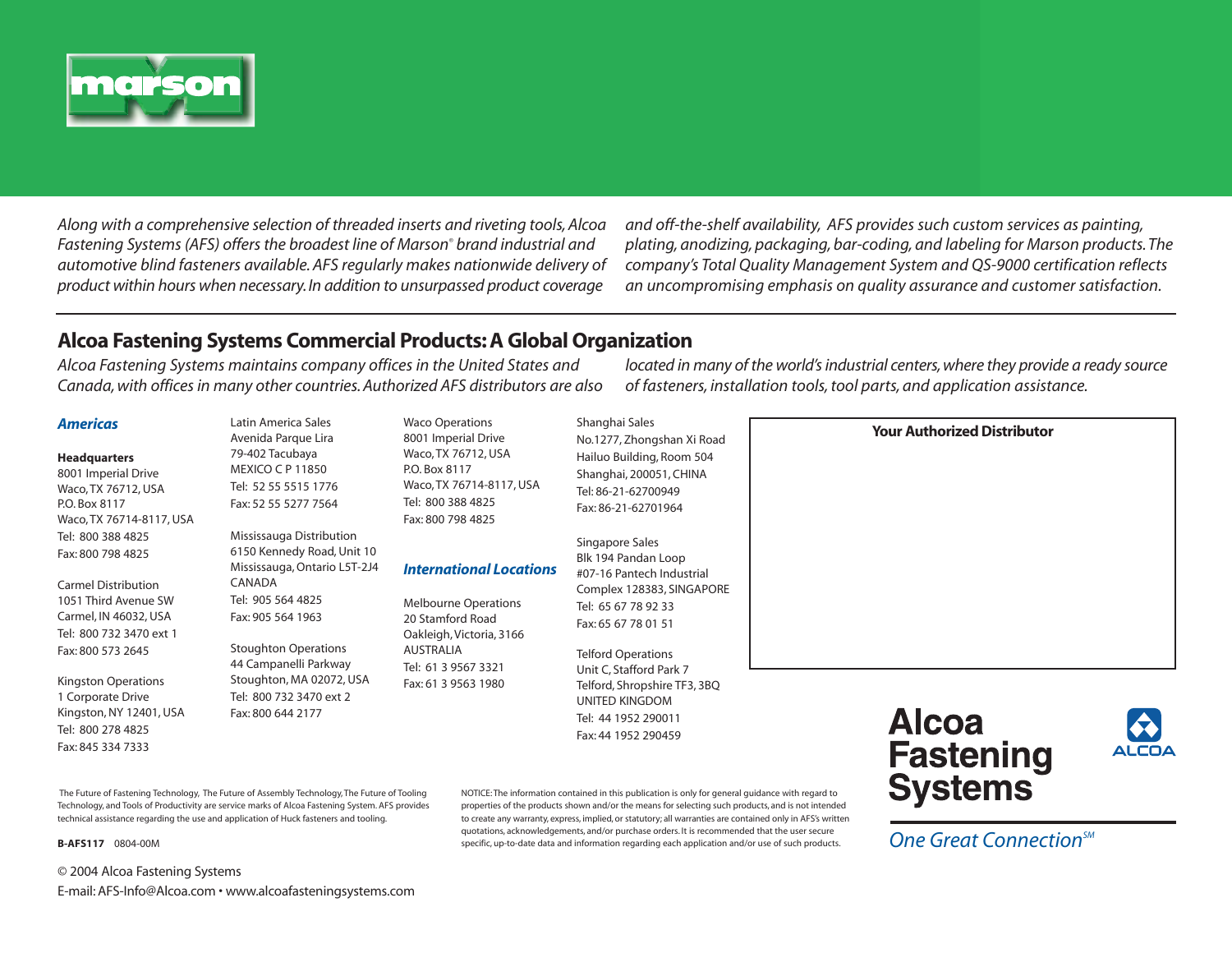marson

*Along with a comprehensive selection of threaded inserts and riveting tools, Alcoa Fastening Systems (AFS) offers the broadest line of Marson® brand industrial and automotive blind fasteners available. AFS regularly makes nationwide delivery of product within hours when necessary. In addition to unsurpassed product coverage and off-the-shelf availability, AFS provides such custom services as painting, plating, anodizing, packaging, bar-coding, and labeling for Marson products. The company's Total Quality Management System and QS-9000 certification reflects an uncompromising emphasis on quality assurance and customer satisfaction.*

## Alcoa Fastening Systems Commercial Products: A Global Organization

*Alcoa Fastening Systems maintains company offices in the United States and Canada, with offices in many other countries. Authorized AFS distributors are also located in many of the world's industrial centers, where they provide a ready source of fasteners, installation tools, tool parts, and application assistance.*

### *Americas*

**Headquarters**
8001 Imperial Drive
Waco, TX 76712, USA
P.O. Box 8117
Waco, TX 76714-8117, USA
Tel: 800 388 4825
Fax: 800 798 4825

Carmel Distribution
1051 Third Avenue SW
Carmel, IN 46032, USA
Tel: 800 732 3470 ext 1
Fax: 800 573 2645

Kingston Operations
1 Corporate Drive
Kingston, NY 12401, USA
Tel: 800 278 4825
Fax: 845 334 7333

Latin America Sales
Avenida Parque Lira
79-402 Tacubaya
MEXICO C P 11850
Tel: 52 55 5515 1776
Fax: 52 55 5277 7564

Mississauga Distribution
6150 Kennedy Road, Unit 10
Mississauga, Ontario L5T-2J4
CANADA
Tel: 905 564 4825
Fax: 905 564 1963

Stoughton Operations
44 Campanelli Parkway
Stoughton, MA 02072, USA
Tel: 800 732 3470 ext 2
Fax: 800 644 2177

Waco Operations
8001 Imperial Drive
Waco, TX 76712, USA
P.O. Box 8117
Waco, TX 76714-8117, USA
Tel: 800 388 4825
Fax: 800 798 4825

### *International Locations*

Melbourne Operations
20 Stamford Road
Oakleigh, Victoria, 3166
AUSTRALIA
Tel: 61 3 9567 3321
Fax: 61 3 9563 1980

Shanghai Sales
No.1277, Zhongshan Xi Road
Hailuo Building, Room 504
Shanghai, 200051, CHINA
Tel: 86-21-62700949
Fax: 86-21-62701964

Singapore Sales
Blk 194 Pandan Loop
#07-16 Pantech Industrial
Complex 128383, SINGAPORE
Tel: 65 67 78 92 33
Fax: 65 67 78 01 51

Telford Operations
Unit C, Stafford Park 7
Telford, Shropshire TF3, 3BQ
UNITED KINGDOM
Tel: 44 1952 290011
Fax: 44 1952 290459

**Your Authorized Distributor**

The Future of Fastening Technology, The Future of Assembly Technology, The Future of Tooling Technology, and Tools of Productivity are service marks of Alcoa Fastening System. AFS provides technical assistance regarding the use and application of Huck fasteners and tooling.

**B-AFS117** 0804-00M

NOTICE: The information contained in this publication is only for general guidance with regard to properties of the products shown and/or the means for selecting such products, and is not intended to create any warranty, express, implied, or statutory; all warranties are contained only in AFS's written quotations, acknowledgements, and/or purchase orders. It is recommended that the user secure specific, up-to-date data and information regarding each application and/or use of such products.

© 2004 Alcoa Fastening Systems
E-mail: AFS-Info@Alcoa.com • www.alcoafasteningsystems.com

Alcoa Fastening Systems

ALCOA

*One Great Connection℠*